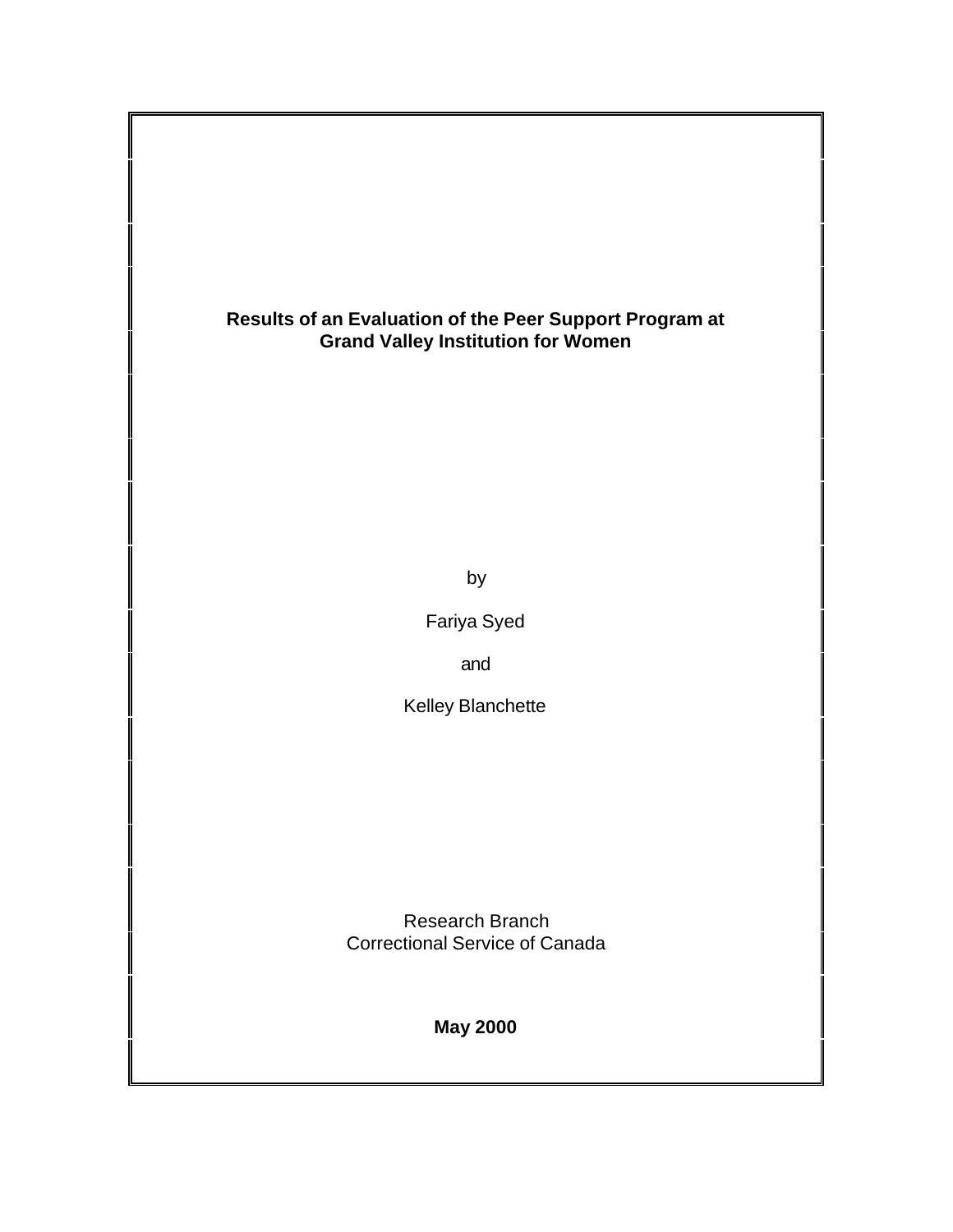# Results of an Evaluation of the Peer Support Program at Grand Valley Institution for Women

by

Fariya Syed

and

Kelley Blanchette

Research Branch
Correctional Service of Canada

**May 2000**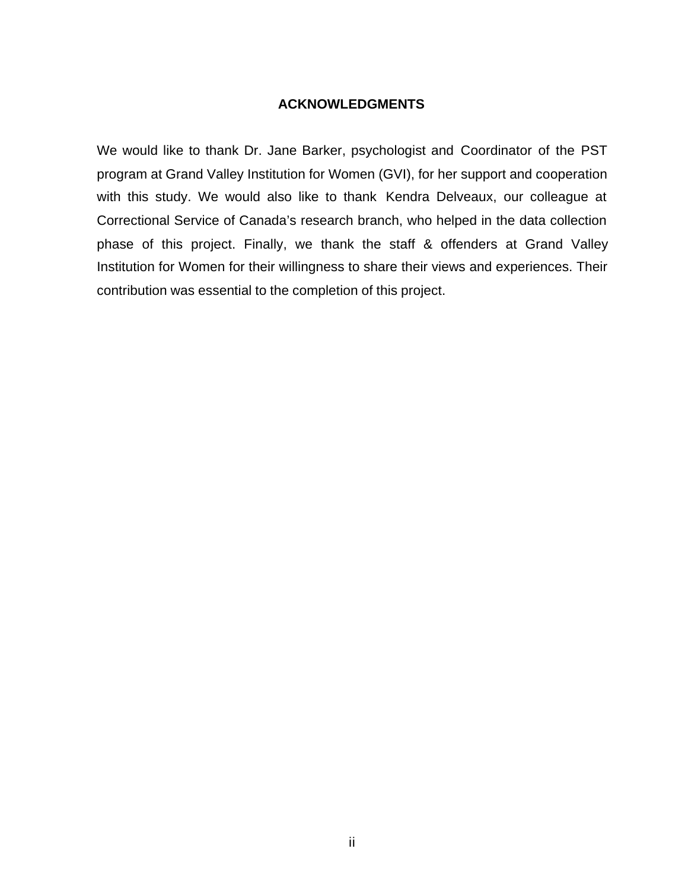## ACKNOWLEDGMENTS

We would like to thank Dr. Jane Barker, psychologist and Coordinator of the PST program at Grand Valley Institution for Women (GVI), for her support and cooperation with this study. We would also like to thank Kendra Delveaux, our colleague at Correctional Service of Canada's research branch, who helped in the data collection phase of this project. Finally, we thank the staff & offenders at Grand Valley Institution for Women for their willingness to share their views and experiences. Their contribution was essential to the completion of this project.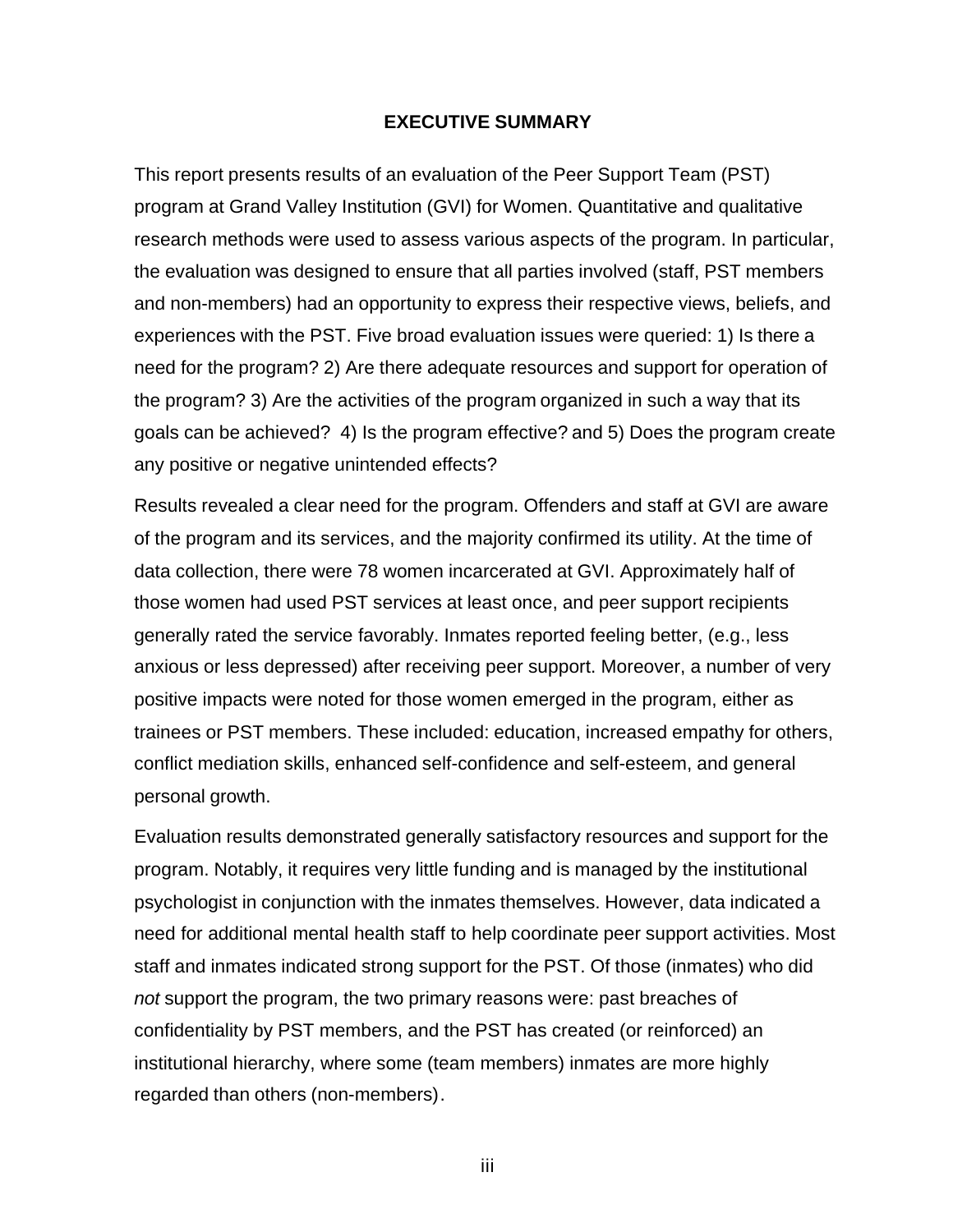# EXECUTIVE SUMMARY

This report presents results of an evaluation of the Peer Support Team (PST) program at Grand Valley Institution (GVI) for Women. Quantitative and qualitative research methods were used to assess various aspects of the program. In particular, the evaluation was designed to ensure that all parties involved (staff, PST members and non-members) had an opportunity to express their respective views, beliefs, and experiences with the PST. Five broad evaluation issues were queried: 1) Is there a need for the program? 2) Are there adequate resources and support for operation of the program? 3) Are the activities of the program organized in such a way that its goals can be achieved? 4) Is the program effective? and 5) Does the program create any positive or negative unintended effects?

Results revealed a clear need for the program. Offenders and staff at GVI are aware of the program and its services, and the majority confirmed its utility. At the time of data collection, there were 78 women incarcerated at GVI. Approximately half of those women had used PST services at least once, and peer support recipients generally rated the service favorably. Inmates reported feeling better, (e.g., less anxious or less depressed) after receiving peer support. Moreover, a number of very positive impacts were noted for those women emerged in the program, either as trainees or PST members. These included: education, increased empathy for others, conflict mediation skills, enhanced self-confidence and self-esteem, and general personal growth.

Evaluation results demonstrated generally satisfactory resources and support for the program. Notably, it requires very little funding and is managed by the institutional psychologist in conjunction with the inmates themselves. However, data indicated a need for additional mental health staff to help coordinate peer support activities. Most staff and inmates indicated strong support for the PST. Of those (inmates) who did *not* support the program, the two primary reasons were: past breaches of confidentiality by PST members, and the PST has created (or reinforced) an institutional hierarchy, where some (team members) inmates are more highly regarded than others (non-members).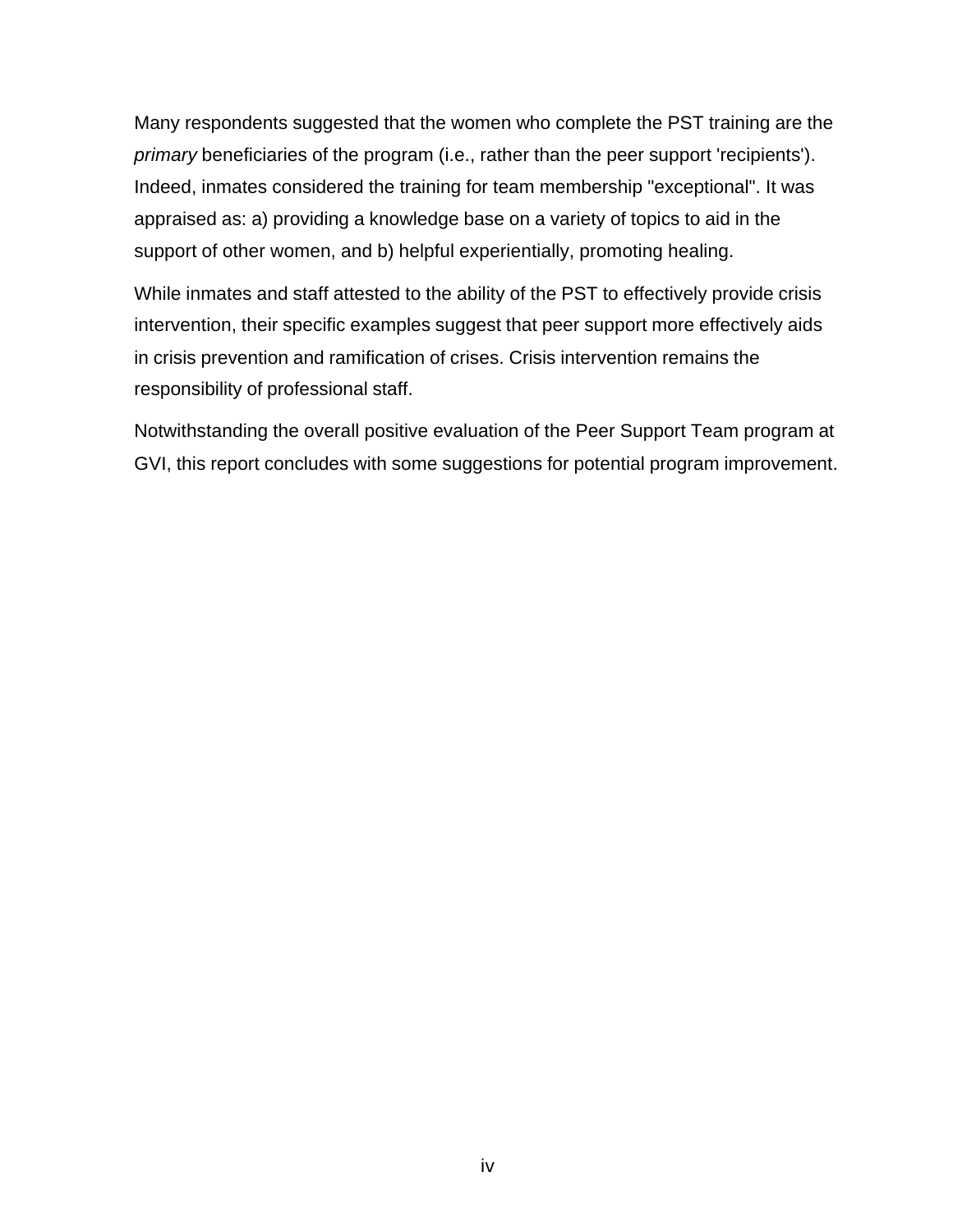Many respondents suggested that the women who complete the PST training are the *primary* beneficiaries of the program (i.e., rather than the peer support 'recipients'). Indeed, inmates considered the training for team membership "exceptional". It was appraised as: a) providing a knowledge base on a variety of topics to aid in the support of other women, and b) helpful experientially, promoting healing.

While inmates and staff attested to the ability of the PST to effectively provide crisis intervention, their specific examples suggest that peer support more effectively aids in crisis prevention and ramification of crises. Crisis intervention remains the responsibility of professional staff.

Notwithstanding the overall positive evaluation of the Peer Support Team program at GVI, this report concludes with some suggestions for potential program improvement.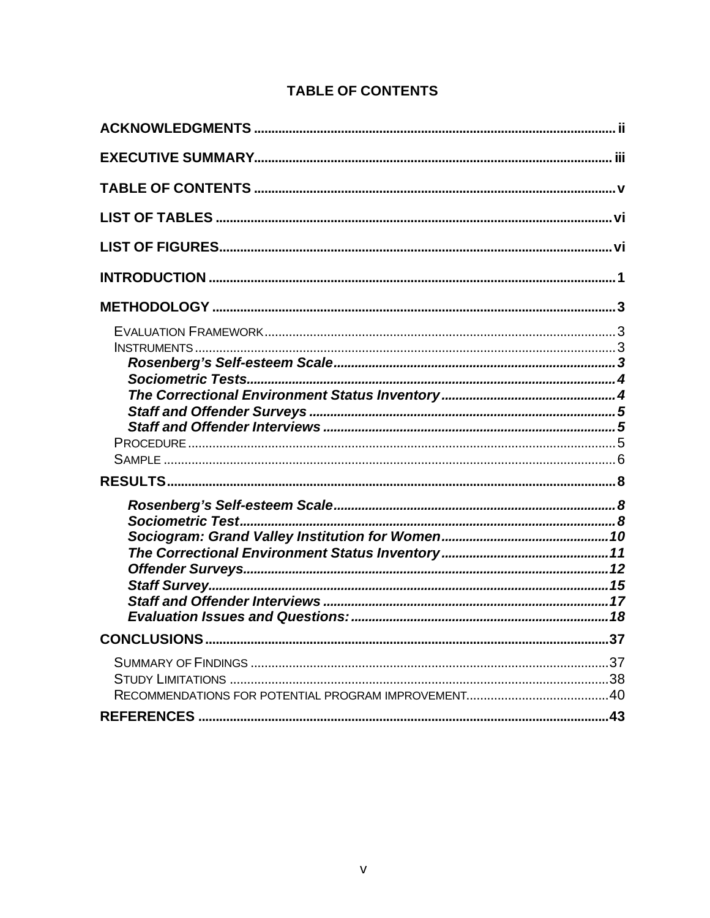# TABLE OF CONTENTS

**ACKNOWLEDGMENTS** .......... ii

**EXECUTIVE SUMMARY** .......... iii

**TABLE OF CONTENTS** .......... v

**LIST OF TABLES** .......... vi

**LIST OF FIGURES** .......... vi

**INTRODUCTION** .......... 1

**METHODOLOGY** .......... 3

- EVALUATION FRAMEWORK .......... 3
- INSTRUMENTS .......... 3
  - ***Rosenberg's Self-esteem Scale*** .......... 3
  - ***Sociometric Tests*** .......... 4
  - ***The Correctional Environment Status Inventory*** .......... 4
  - ***Staff and Offender Surveys*** .......... 5
  - ***Staff and Offender Interviews*** .......... 5
- PROCEDURE .......... 5
- SAMPLE .......... 6

**RESULTS** .......... 8

- ***Rosenberg's Self-esteem Scale*** .......... 8
- ***Sociometric Test*** .......... 8
- ***Sociogram: Grand Valley Institution for Women*** .......... 10
- ***The Correctional Environment Status Inventory*** .......... 11
- ***Offender Surveys*** .......... 12
- ***Staff Survey*** .......... 15
- ***Staff and Offender Interviews*** .......... 17
- ***Evaluation Issues and Questions:*** .......... 18

**CONCLUSIONS** .......... 37

- SUMMARY OF FINDINGS .......... 37
- STUDY LIMITATIONS .......... 38
- RECOMMENDATIONS FOR POTENTIAL PROGRAM IMPROVEMENT .......... 40

**REFERENCES** .......... 43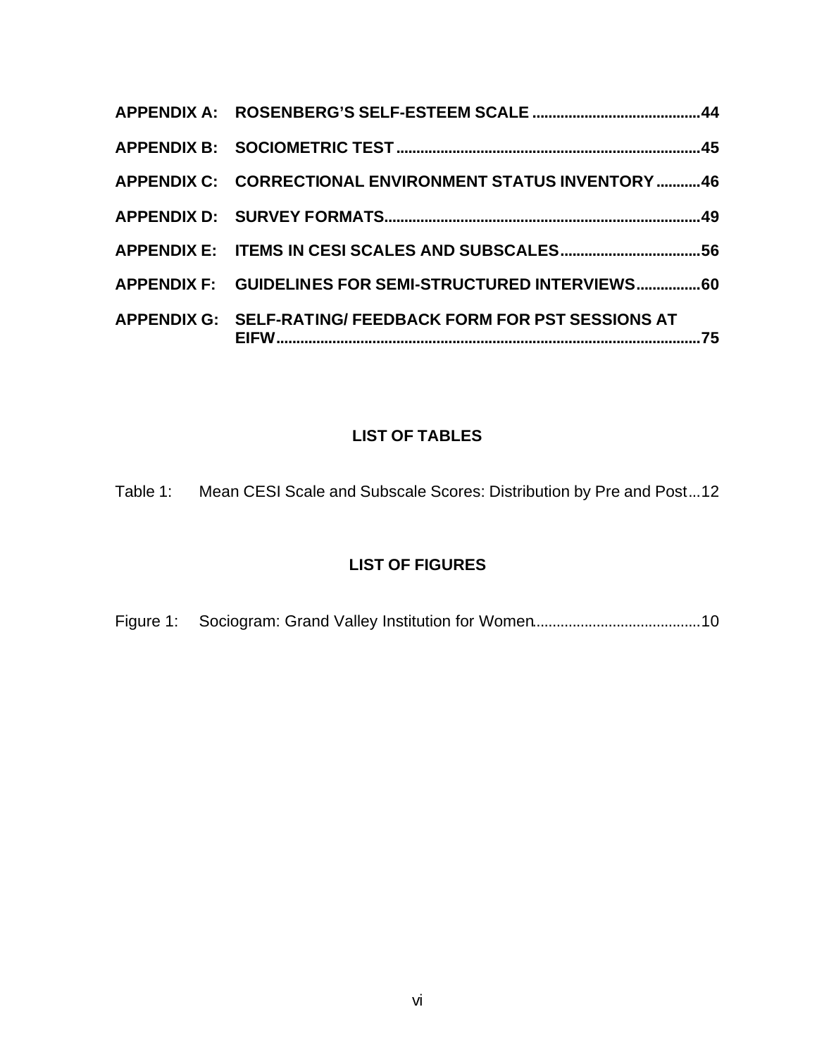**APPENDIX A: ROSENBERG'S SELF-ESTEEM SCALE ....................................... 44**

**APPENDIX B: SOCIOMETRIC TEST ....................................................................... 45**

**APPENDIX C: CORRECTIONAL ENVIRONMENT STATUS INVENTORY ........... 46**

**APPENDIX D: SURVEY FORMATS ........................................................................ 49**

**APPENDIX E: ITEMS IN CESI SCALES AND SUBSCALES ................................. 56**

**APPENDIX F: GUIDELINES FOR SEMI-STRUCTURED INTERVIEWS ................ 60**

**APPENDIX G: SELF-RATING/ FEEDBACK FORM FOR PST SESSIONS AT EIFW ......................................................................................................... 75**

## LIST OF TABLES

Table 1: Mean CESI Scale and Subscale Scores: Distribution by Pre and Post ... 12

## LIST OF FIGURES

Figure 1: Sociogram: Grand Valley Institution for Women ......................................... 10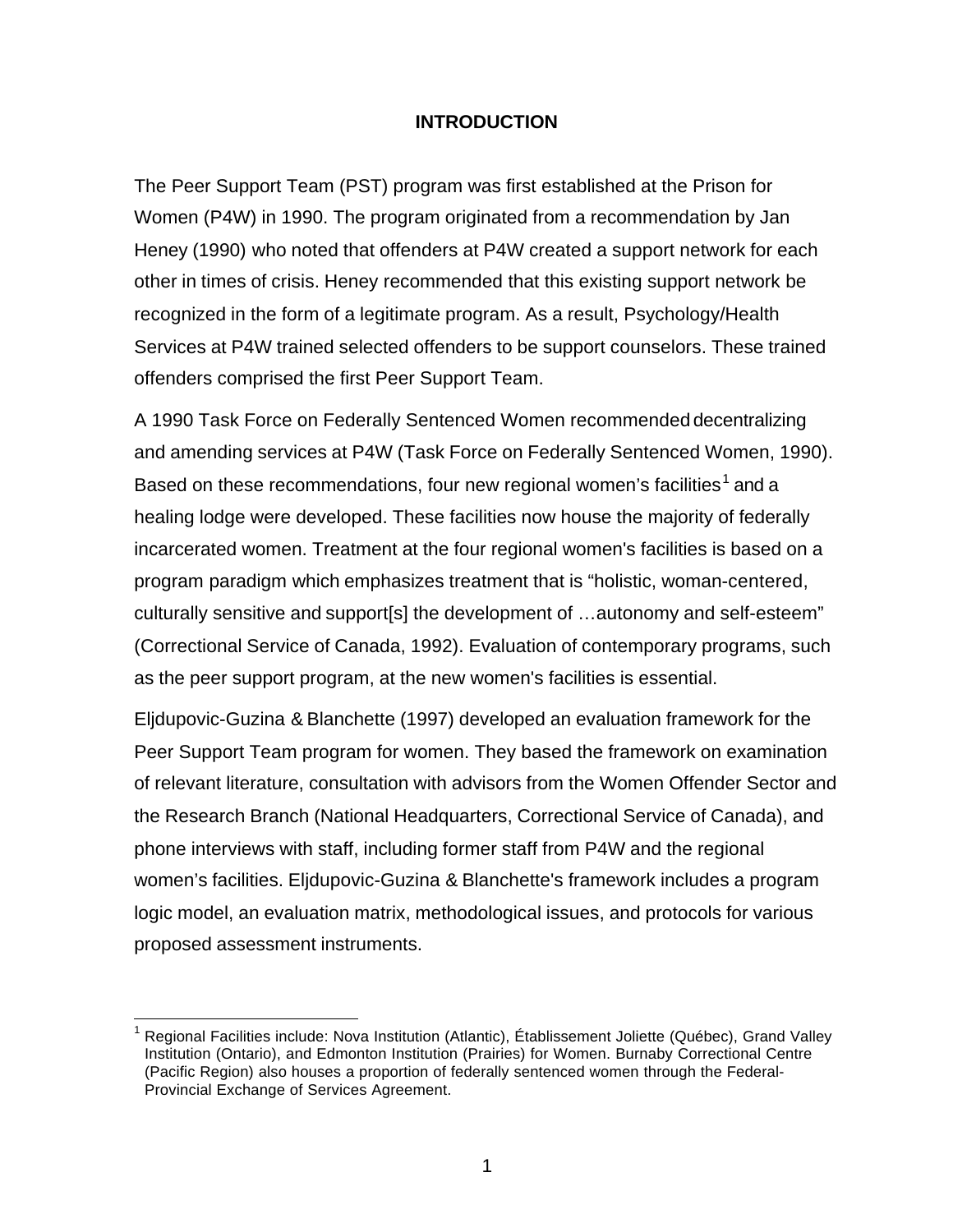# INTRODUCTION

The Peer Support Team (PST) program was first established at the Prison for Women (P4W) in 1990. The program originated from a recommendation by Jan Heney (1990) who noted that offenders at P4W created a support network for each other in times of crisis. Heney recommended that this existing support network be recognized in the form of a legitimate program. As a result, Psychology/Health Services at P4W trained selected offenders to be support counselors. These trained offenders comprised the first Peer Support Team.

A 1990 Task Force on Federally Sentenced Women recommended decentralizing and amending services at P4W (Task Force on Federally Sentenced Women, 1990). Based on these recommendations, four new regional women's facilities[1] and a healing lodge were developed. These facilities now house the majority of federally incarcerated women. Treatment at the four regional women's facilities is based on a program paradigm which emphasizes treatment that is "holistic, woman-centered, culturally sensitive and support[s] the development of …autonomy and self-esteem" (Correctional Service of Canada, 1992). Evaluation of contemporary programs, such as the peer support program, at the new women's facilities is essential.

Eljdupovic-Guzina & Blanchette (1997) developed an evaluation framework for the Peer Support Team program for women. They based the framework on examination of relevant literature, consultation with advisors from the Women Offender Sector and the Research Branch (National Headquarters, Correctional Service of Canada), and phone interviews with staff, including former staff from P4W and the regional women's facilities. Eljdupovic-Guzina & Blanchette's framework includes a program logic model, an evaluation matrix, methodological issues, and protocols for various proposed assessment instruments.

---

[1] Regional Facilities include: Nova Institution (Atlantic), Établissement Joliette (Québec), Grand Valley Institution (Ontario), and Edmonton Institution (Prairies) for Women. Burnaby Correctional Centre (Pacific Region) also houses a proportion of federally sentenced women through the Federal-Provincial Exchange of Services Agreement.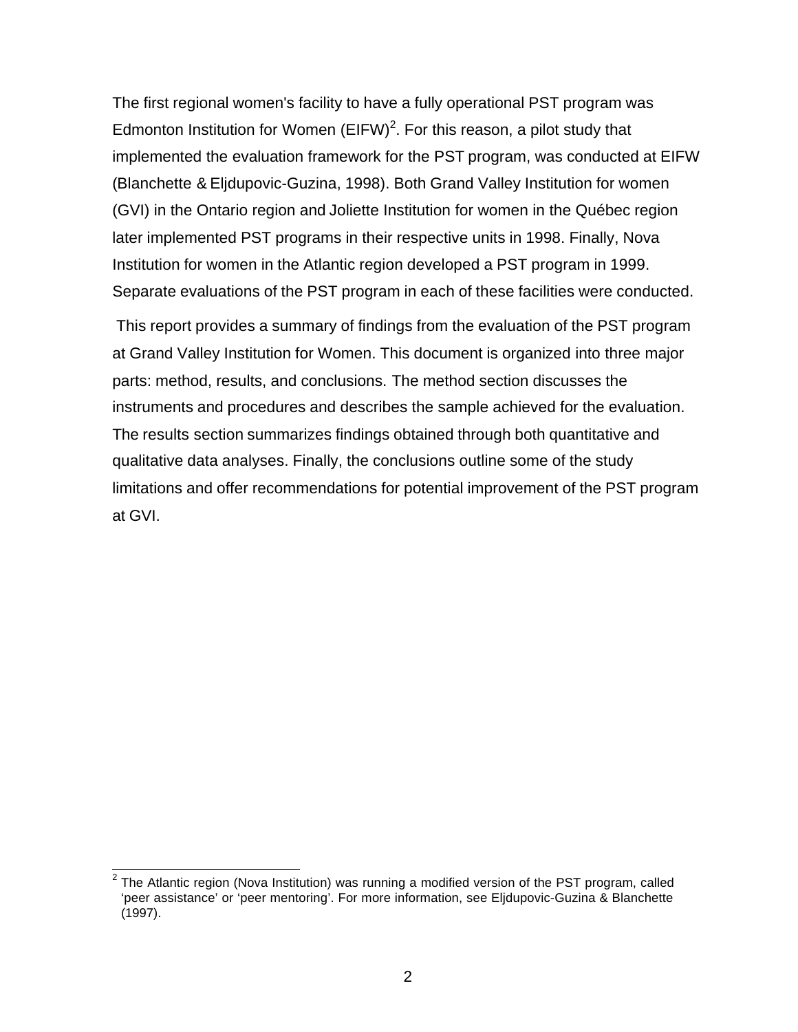The first regional women's facility to have a fully operational PST program was Edmonton Institution for Women (EIFW)[2]. For this reason, a pilot study that implemented the evaluation framework for the PST program, was conducted at EIFW (Blanchette & Eljdupovic-Guzina, 1998). Both Grand Valley Institution for women (GVI) in the Ontario region and Joliette Institution for women in the Québec region later implemented PST programs in their respective units in 1998. Finally, Nova Institution for women in the Atlantic region developed a PST program in 1999. Separate evaluations of the PST program in each of these facilities were conducted.

This report provides a summary of findings from the evaluation of the PST program at Grand Valley Institution for Women. This document is organized into three major parts: method, results, and conclusions. The method section discusses the instruments and procedures and describes the sample achieved for the evaluation. The results section summarizes findings obtained through both quantitative and qualitative data analyses. Finally, the conclusions outline some of the study limitations and offer recommendations for potential improvement of the PST program at GVI.

[2] The Atlantic region (Nova Institution) was running a modified version of the PST program, called 'peer assistance' or 'peer mentoring'. For more information, see Eljdupovic-Guzina & Blanchette (1997).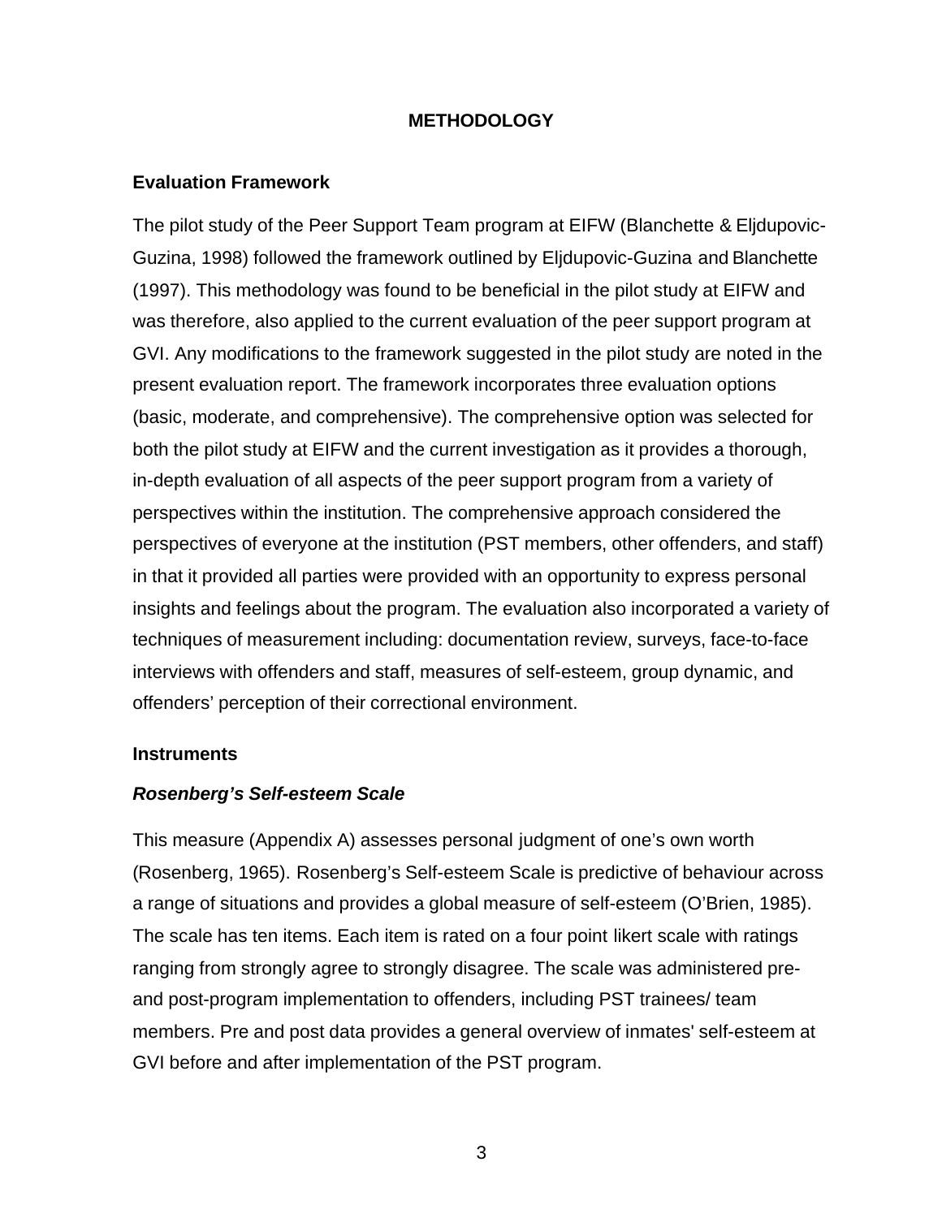# METHODOLOGY

## Evaluation Framework

The pilot study of the Peer Support Team program at EIFW (Blanchette & Eljdupovic-Guzina, 1998) followed the framework outlined by Eljdupovic-Guzina and Blanchette (1997). This methodology was found to be beneficial in the pilot study at EIFW and was therefore, also applied to the current evaluation of the peer support program at GVI. Any modifications to the framework suggested in the pilot study are noted in the present evaluation report. The framework incorporates three evaluation options (basic, moderate, and comprehensive). The comprehensive option was selected for both the pilot study at EIFW and the current investigation as it provides a thorough, in-depth evaluation of all aspects of the peer support program from a variety of perspectives within the institution. The comprehensive approach considered the perspectives of everyone at the institution (PST members, other offenders, and staff) in that it provided all parties were provided with an opportunity to express personal insights and feelings about the program. The evaluation also incorporated a variety of techniques of measurement including: documentation review, surveys, face-to-face interviews with offenders and staff, measures of self-esteem, group dynamic, and offenders' perception of their correctional environment.

## Instruments

### *Rosenberg's Self-esteem Scale*

This measure (Appendix A) assesses personal judgment of one's own worth (Rosenberg, 1965). Rosenberg's Self-esteem Scale is predictive of behaviour across a range of situations and provides a global measure of self-esteem (O'Brien, 1985). The scale has ten items. Each item is rated on a four point likert scale with ratings ranging from strongly agree to strongly disagree. The scale was administered pre- and post-program implementation to offenders, including PST trainees/ team members. Pre and post data provides a general overview of inmates' self-esteem at GVI before and after implementation of the PST program.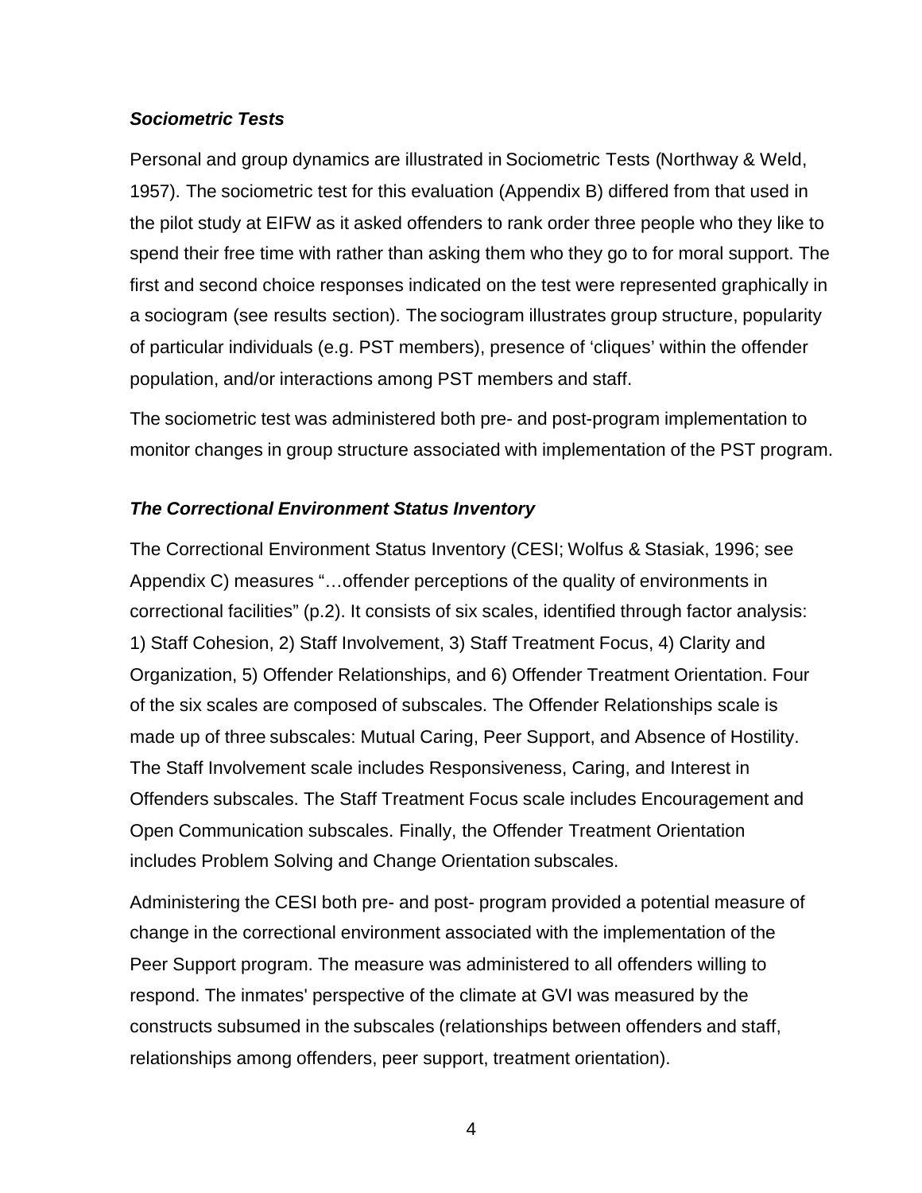### *Sociometric Tests*

Personal and group dynamics are illustrated in Sociometric Tests (Northway & Weld, 1957). The sociometric test for this evaluation (Appendix B) differed from that used in the pilot study at EIFW as it asked offenders to rank order three people who they like to spend their free time with rather than asking them who they go to for moral support. The first and second choice responses indicated on the test were represented graphically in a sociogram (see results section). The sociogram illustrates group structure, popularity of particular individuals (e.g. PST members), presence of 'cliques' within the offender population, and/or interactions among PST members and staff.

The sociometric test was administered both pre- and post-program implementation to monitor changes in group structure associated with implementation of the PST program.

### *The Correctional Environment Status Inventory*

The Correctional Environment Status Inventory (CESI; Wolfus & Stasiak, 1996; see Appendix C) measures "…offender perceptions of the quality of environments in correctional facilities" (p.2). It consists of six scales, identified through factor analysis: 1) Staff Cohesion, 2) Staff Involvement, 3) Staff Treatment Focus, 4) Clarity and Organization, 5) Offender Relationships, and 6) Offender Treatment Orientation. Four of the six scales are composed of subscales. The Offender Relationships scale is made up of three subscales: Mutual Caring, Peer Support, and Absence of Hostility. The Staff Involvement scale includes Responsiveness, Caring, and Interest in Offenders subscales. The Staff Treatment Focus scale includes Encouragement and Open Communication subscales. Finally, the Offender Treatment Orientation includes Problem Solving and Change Orientation subscales.

Administering the CESI both pre- and post- program provided a potential measure of change in the correctional environment associated with the implementation of the Peer Support program. The measure was administered to all offenders willing to respond. The inmates' perspective of the climate at GVI was measured by the constructs subsumed in the subscales (relationships between offenders and staff, relationships among offenders, peer support, treatment orientation).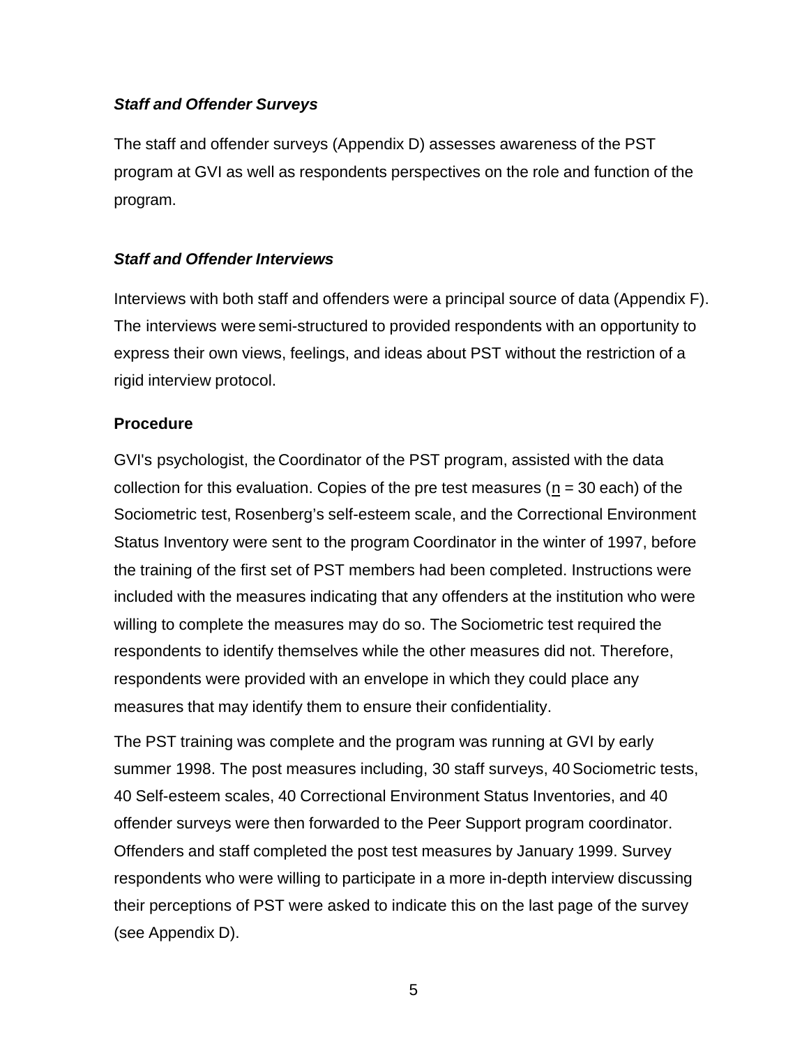### *Staff and Offender Surveys*

The staff and offender surveys (Appendix D) assesses awareness of the PST program at GVI as well as respondents perspectives on the role and function of the program.

### *Staff and Offender Interviews*

Interviews with both staff and offenders were a principal source of data (Appendix F). The interviews were semi-structured to provided respondents with an opportunity to express their own views, feelings, and ideas about PST without the restriction of a rigid interview protocol.

## Procedure

GVI's psychologist, the Coordinator of the PST program, assisted with the data collection for this evaluation. Copies of the pre test measures ($n$ = 30 each) of the Sociometric test, Rosenberg's self-esteem scale, and the Correctional Environment Status Inventory were sent to the program Coordinator in the winter of 1997, before the training of the first set of PST members had been completed. Instructions were included with the measures indicating that any offenders at the institution who were willing to complete the measures may do so. The Sociometric test required the respondents to identify themselves while the other measures did not. Therefore, respondents were provided with an envelope in which they could place any measures that may identify them to ensure their confidentiality.

The PST training was complete and the program was running at GVI by early summer 1998. The post measures including, 30 staff surveys, 40 Sociometric tests, 40 Self-esteem scales, 40 Correctional Environment Status Inventories, and 40 offender surveys were then forwarded to the Peer Support program coordinator. Offenders and staff completed the post test measures by January 1999. Survey respondents who were willing to participate in a more in-depth interview discussing their perceptions of PST were asked to indicate this on the last page of the survey (see Appendix D).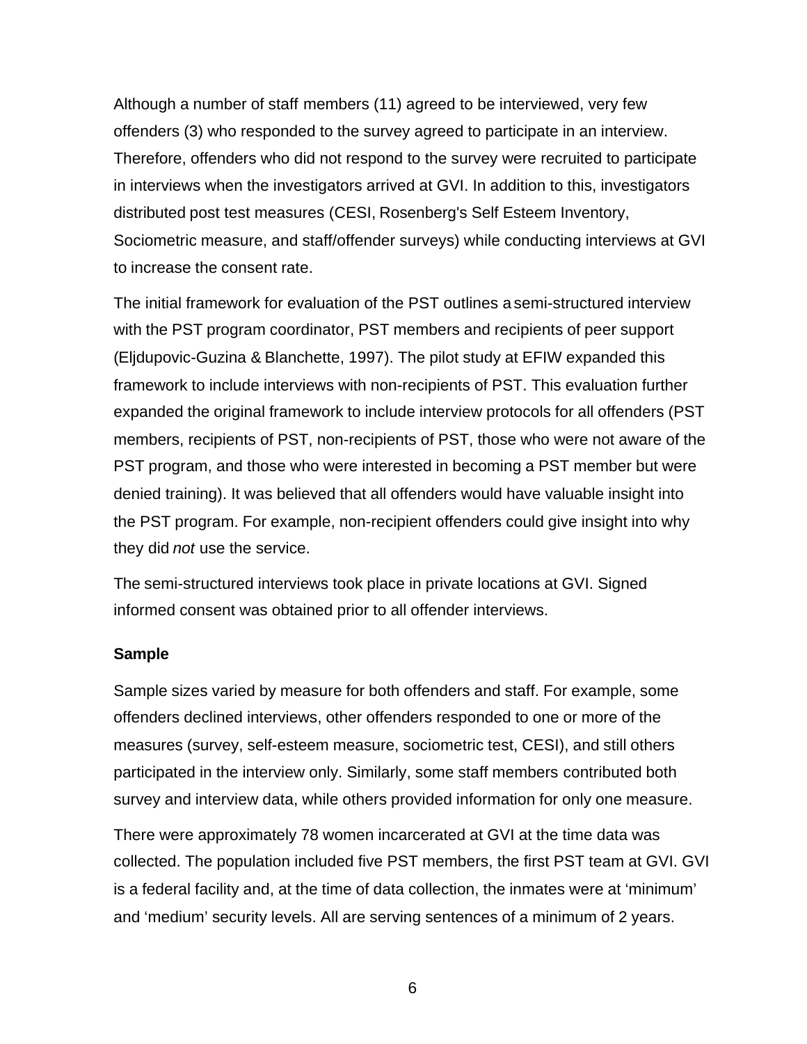Although a number of staff members (11) agreed to be interviewed, very few offenders (3) who responded to the survey agreed to participate in an interview. Therefore, offenders who did not respond to the survey were recruited to participate in interviews when the investigators arrived at GVI. In addition to this, investigators distributed post test measures (CESI, Rosenberg's Self Esteem Inventory, Sociometric measure, and staff/offender surveys) while conducting interviews at GVI to increase the consent rate.

The initial framework for evaluation of the PST outlines a semi-structured interview with the PST program coordinator, PST members and recipients of peer support (Eljdupovic-Guzina & Blanchette, 1997). The pilot study at EFIW expanded this framework to include interviews with non-recipients of PST. This evaluation further expanded the original framework to include interview protocols for all offenders (PST members, recipients of PST, non-recipients of PST, those who were not aware of the PST program, and those who were interested in becoming a PST member but were denied training). It was believed that all offenders would have valuable insight into the PST program. For example, non-recipient offenders could give insight into why they did *not* use the service.

The semi-structured interviews took place in private locations at GVI. Signed informed consent was obtained prior to all offender interviews.

### Sample

Sample sizes varied by measure for both offenders and staff. For example, some offenders declined interviews, other offenders responded to one or more of the measures (survey, self-esteem measure, sociometric test, CESI), and still others participated in the interview only. Similarly, some staff members contributed both survey and interview data, while others provided information for only one measure.

There were approximately 78 women incarcerated at GVI at the time data was collected. The population included five PST members, the first PST team at GVI. GVI is a federal facility and, at the time of data collection, the inmates were at 'minimum' and 'medium' security levels. All are serving sentences of a minimum of 2 years.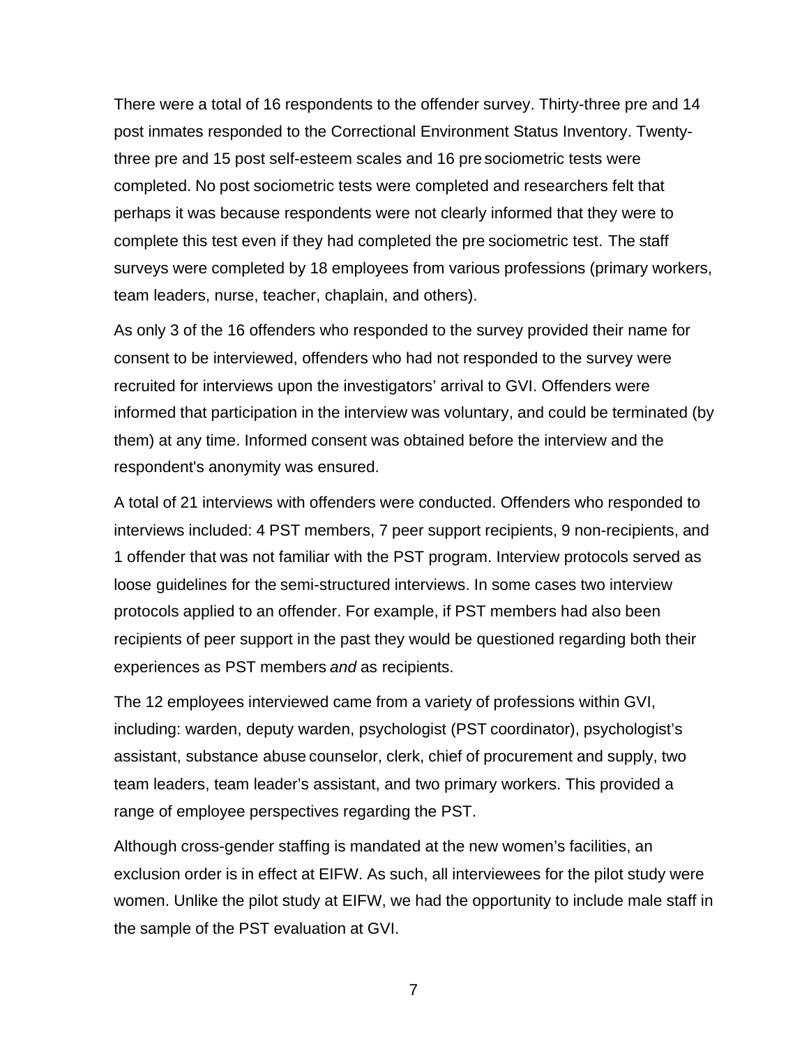There were a total of 16 respondents to the offender survey. Thirty-three pre and 14 post inmates responded to the Correctional Environment Status Inventory. Twenty-three pre and 15 post self-esteem scales and 16 pre sociometric tests were completed. No post sociometric tests were completed and researchers felt that perhaps it was because respondents were not clearly informed that they were to complete this test even if they had completed the pre sociometric test. The staff surveys were completed by 18 employees from various professions (primary workers, team leaders, nurse, teacher, chaplain, and others).

As only 3 of the 16 offenders who responded to the survey provided their name for consent to be interviewed, offenders who had not responded to the survey were recruited for interviews upon the investigators' arrival to GVI. Offenders were informed that participation in the interview was voluntary, and could be terminated (by them) at any time. Informed consent was obtained before the interview and the respondent's anonymity was ensured.

A total of 21 interviews with offenders were conducted. Offenders who responded to interviews included: 4 PST members, 7 peer support recipients, 9 non-recipients, and 1 offender that was not familiar with the PST program. Interview protocols served as loose guidelines for the semi-structured interviews. In some cases two interview protocols applied to an offender. For example, if PST members had also been recipients of peer support in the past they would be questioned regarding both their experiences as PST members *and* as recipients.

The 12 employees interviewed came from a variety of professions within GVI, including: warden, deputy warden, psychologist (PST coordinator), psychologist's assistant, substance abuse counselor, clerk, chief of procurement and supply, two team leaders, team leader's assistant, and two primary workers. This provided a range of employee perspectives regarding the PST.

Although cross-gender staffing is mandated at the new women's facilities, an exclusion order is in effect at EIFW. As such, all interviewees for the pilot study were women. Unlike the pilot study at EIFW, we had the opportunity to include male staff in the sample of the PST evaluation at GVI.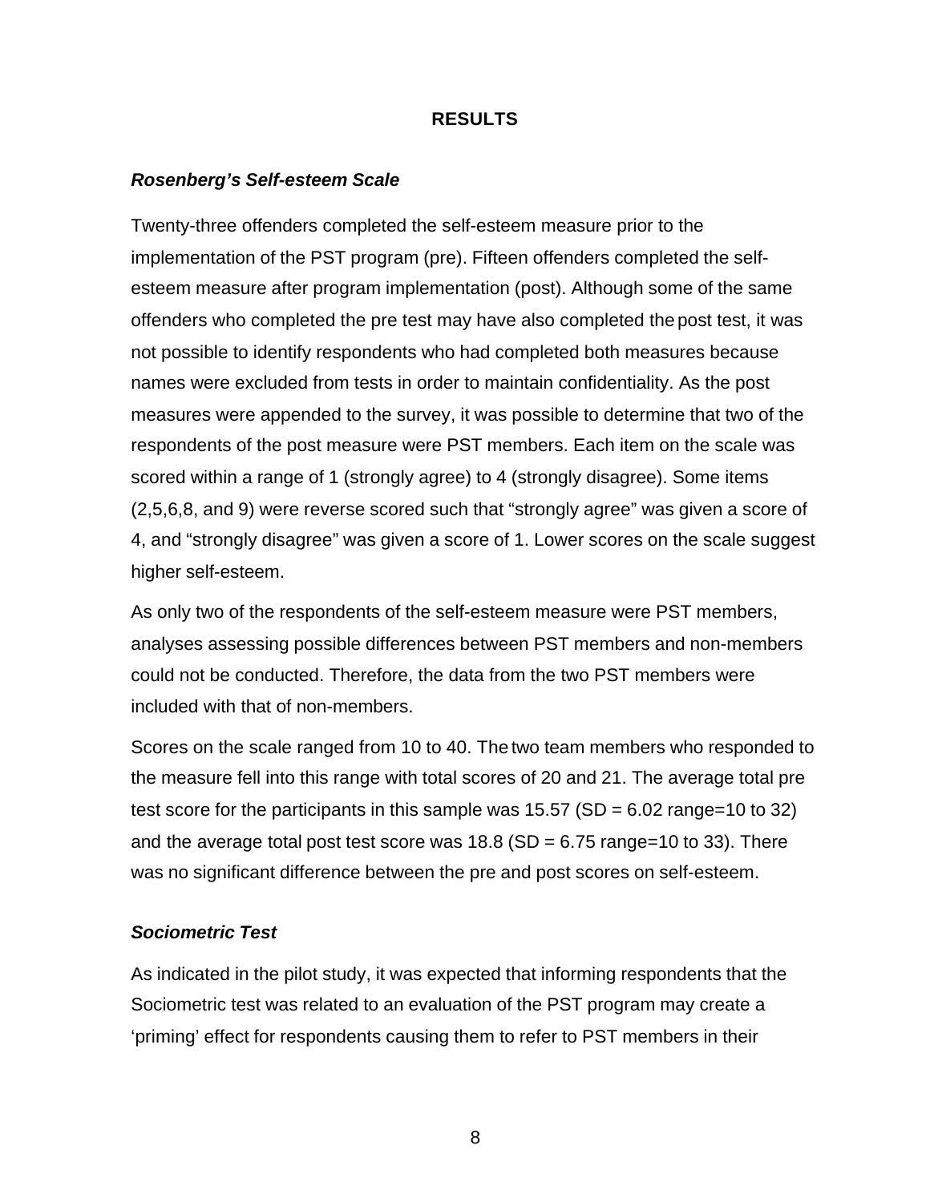## RESULTS

### *Rosenberg's Self-esteem Scale*

Twenty-three offenders completed the self-esteem measure prior to the implementation of the PST program (pre). Fifteen offenders completed the self-esteem measure after program implementation (post). Although some of the same offenders who completed the pre test may have also completed the post test, it was not possible to identify respondents who had completed both measures because names were excluded from tests in order to maintain confidentiality. As the post measures were appended to the survey, it was possible to determine that two of the respondents of the post measure were PST members. Each item on the scale was scored within a range of 1 (strongly agree) to 4 (strongly disagree). Some items (2,5,6,8, and 9) were reverse scored such that "strongly agree" was given a score of 4, and "strongly disagree" was given a score of 1. Lower scores on the scale suggest higher self-esteem.

As only two of the respondents of the self-esteem measure were PST members, analyses assessing possible differences between PST members and non-members could not be conducted. Therefore, the data from the two PST members were included with that of non-members.

Scores on the scale ranged from 10 to 40. The two team members who responded to the measure fell into this range with total scores of 20 and 21. The average total pre test score for the participants in this sample was 15.57 (SD = 6.02 range=10 to 32) and the average total post test score was 18.8 (SD = 6.75 range=10 to 33). There was no significant difference between the pre and post scores on self-esteem.

### *Sociometric Test*

As indicated in the pilot study, it was expected that informing respondents that the Sociometric test was related to an evaluation of the PST program may create a 'priming' effect for respondents causing them to refer to PST members in their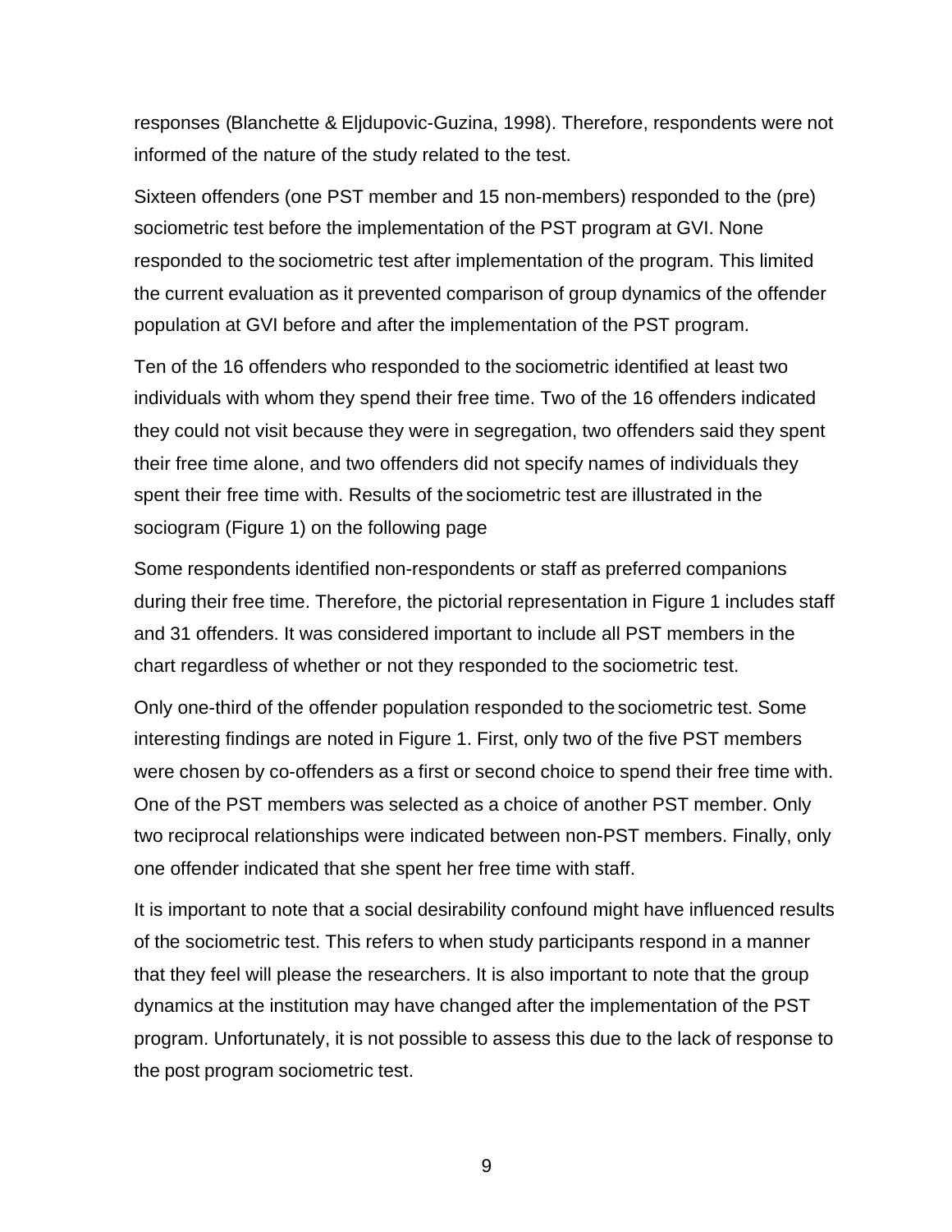responses (Blanchette & Eljdupovic-Guzina, 1998). Therefore, respondents were not informed of the nature of the study related to the test.

Sixteen offenders (one PST member and 15 non-members) responded to the (pre) sociometric test before the implementation of the PST program at GVI. None responded to the sociometric test after implementation of the program. This limited the current evaluation as it prevented comparison of group dynamics of the offender population at GVI before and after the implementation of the PST program.

Ten of the 16 offenders who responded to the sociometric identified at least two individuals with whom they spend their free time. Two of the 16 offenders indicated they could not visit because they were in segregation, two offenders said they spent their free time alone, and two offenders did not specify names of individuals they spent their free time with. Results of the sociometric test are illustrated in the sociogram (Figure 1) on the following page

Some respondents identified non-respondents or staff as preferred companions during their free time. Therefore, the pictorial representation in Figure 1 includes staff and 31 offenders. It was considered important to include all PST members in the chart regardless of whether or not they responded to the sociometric test.

Only one-third of the offender population responded to the sociometric test. Some interesting findings are noted in Figure 1. First, only two of the five PST members were chosen by co-offenders as a first or second choice to spend their free time with. One of the PST members was selected as a choice of another PST member. Only two reciprocal relationships were indicated between non-PST members. Finally, only one offender indicated that she spent her free time with staff.

It is important to note that a social desirability confound might have influenced results of the sociometric test. This refers to when study participants respond in a manner that they feel will please the researchers. It is also important to note that the group dynamics at the institution may have changed after the implementation of the PST program. Unfortunately, it is not possible to assess this due to the lack of response to the post program sociometric test.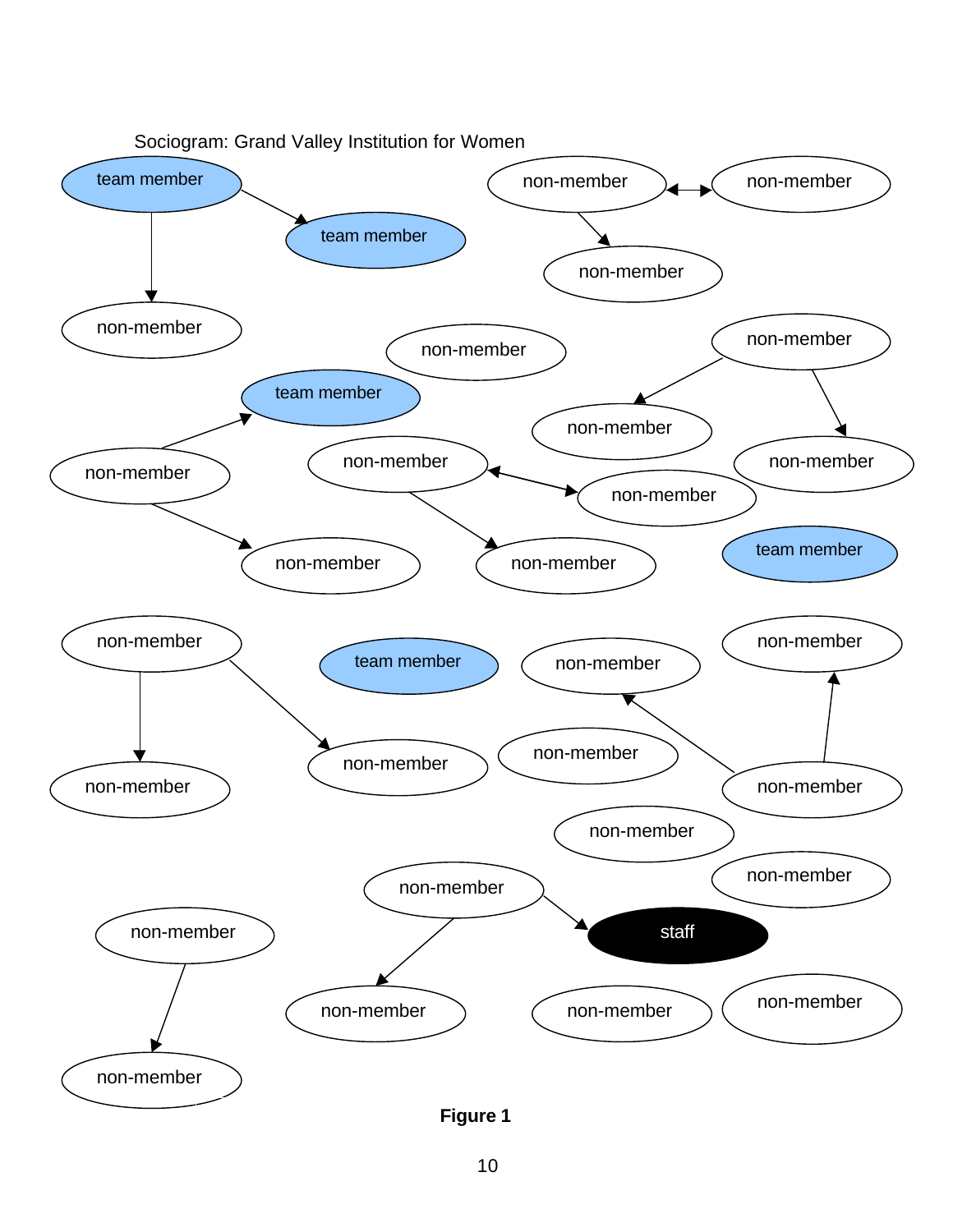Sociogram: Grand Valley Institution for Women

team member → team member
team member → non-member
non-member ↔ non-member
non-member → non-member
non-member
non-member → non-member
non-member → non-member
team member
non-member → team member
non-member → non-member
non-member ↔ non-member
non-member → non-member
team member
non-member → non-member
non-member → non-member
team member
non-member
non-member
non-member → non-member
non-member → non-member
non-member
non-member
non-member → staff
non-member → non-member
non-member → non-member
non-member
non-member

**Figure 1**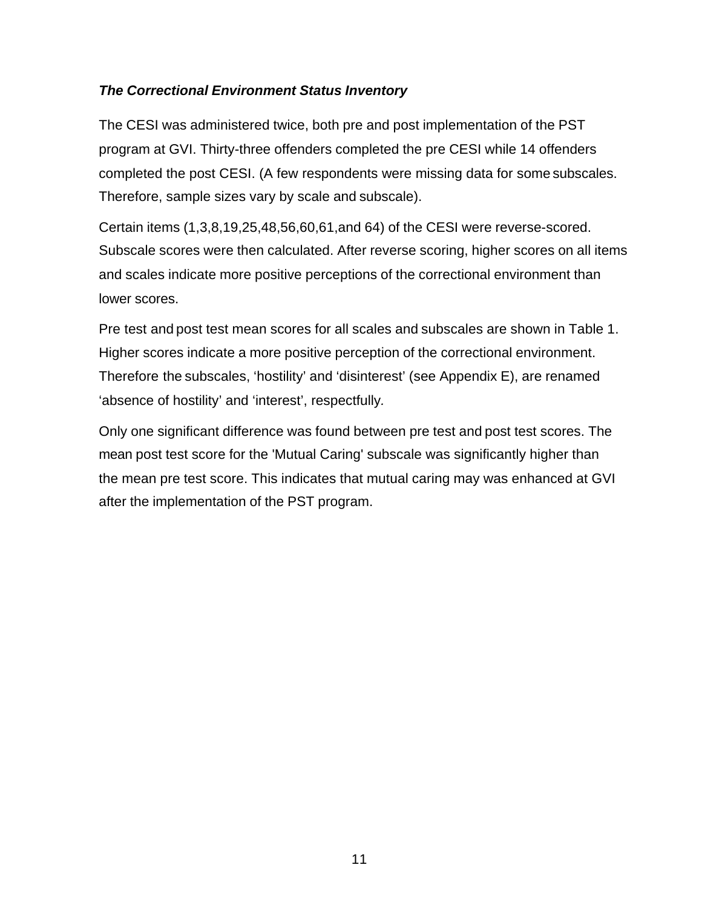***The Correctional Environment Status Inventory***

The CESI was administered twice, both pre and post implementation of the PST program at GVI. Thirty-three offenders completed the pre CESI while 14 offenders completed the post CESI. (A few respondents were missing data for some subscales. Therefore, sample sizes vary by scale and subscale).

Certain items (1,3,8,19,25,48,56,60,61,and 64) of the CESI were reverse-scored. Subscale scores were then calculated. After reverse scoring, higher scores on all items and scales indicate more positive perceptions of the correctional environment than lower scores.

Pre test and post test mean scores for all scales and subscales are shown in Table 1. Higher scores indicate a more positive perception of the correctional environment. Therefore the subscales, 'hostility' and 'disinterest' (see Appendix E), are renamed 'absence of hostility' and 'interest', respectfully.

Only one significant difference was found between pre test and post test scores. The mean post test score for the 'Mutual Caring' subscale was significantly higher than the mean pre test score. This indicates that mutual caring may was enhanced at GVI after the implementation of the PST program.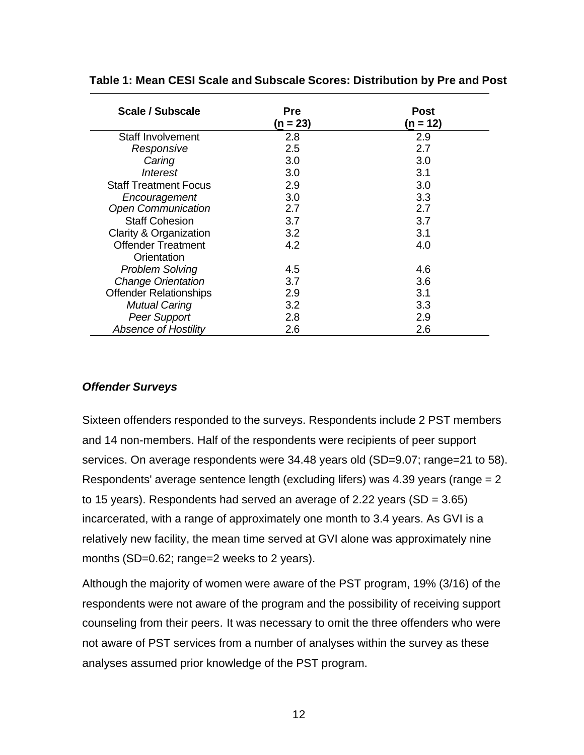**Table 1: Mean CESI Scale and Subscale Scores: Distribution by Pre and Post**

| Scale / Subscale | Pre ($\underline{n}$ = 23) | Post ($\underline{n}$ = 12) |
|---|---|---|
| Staff Involvement | 2.8 | 2.9 |
| *Responsive* | 2.5 | 2.7 |
| *Caring* | 3.0 | 3.0 |
| *Interest* | 3.0 | 3.1 |
| Staff Treatment Focus | 2.9 | 3.0 |
| *Encouragement* | 3.0 | 3.3 |
| *Open Communication* | 2.7 | 2.7 |
| Staff Cohesion | 3.7 | 3.7 |
| Clarity & Organization | 3.2 | 3.1 |
| Offender Treatment Orientation | 4.2 | 4.0 |
| *Problem Solving* | 4.5 | 4.6 |
| *Change Orientation* | 3.7 | 3.6 |
| Offender Relationships | 2.9 | 3.1 |
| *Mutual Caring* | 3.2 | 3.3 |
| *Peer Support* | 2.8 | 2.9 |
| *Absence of Hostility* | 2.6 | 2.6 |

### *Offender Surveys*

Sixteen offenders responded to the surveys. Respondents include 2 PST members and 14 non-members. Half of the respondents were recipients of peer support services. On average respondents were 34.48 years old (SD=9.07; range=21 to 58). Respondents' average sentence length (excluding lifers) was 4.39 years (range = 2 to 15 years). Respondents had served an average of 2.22 years (SD = 3.65) incarcerated, with a range of approximately one month to 3.4 years. As GVI is a relatively new facility, the mean time served at GVI alone was approximately nine months (SD=0.62; range=2 weeks to 2 years).

Although the majority of women were aware of the PST program, 19% (3/16) of the respondents were not aware of the program and the possibility of receiving support counseling from their peers. It was necessary to omit the three offenders who were not aware of PST services from a number of analyses within the survey as these analyses assumed prior knowledge of the PST program.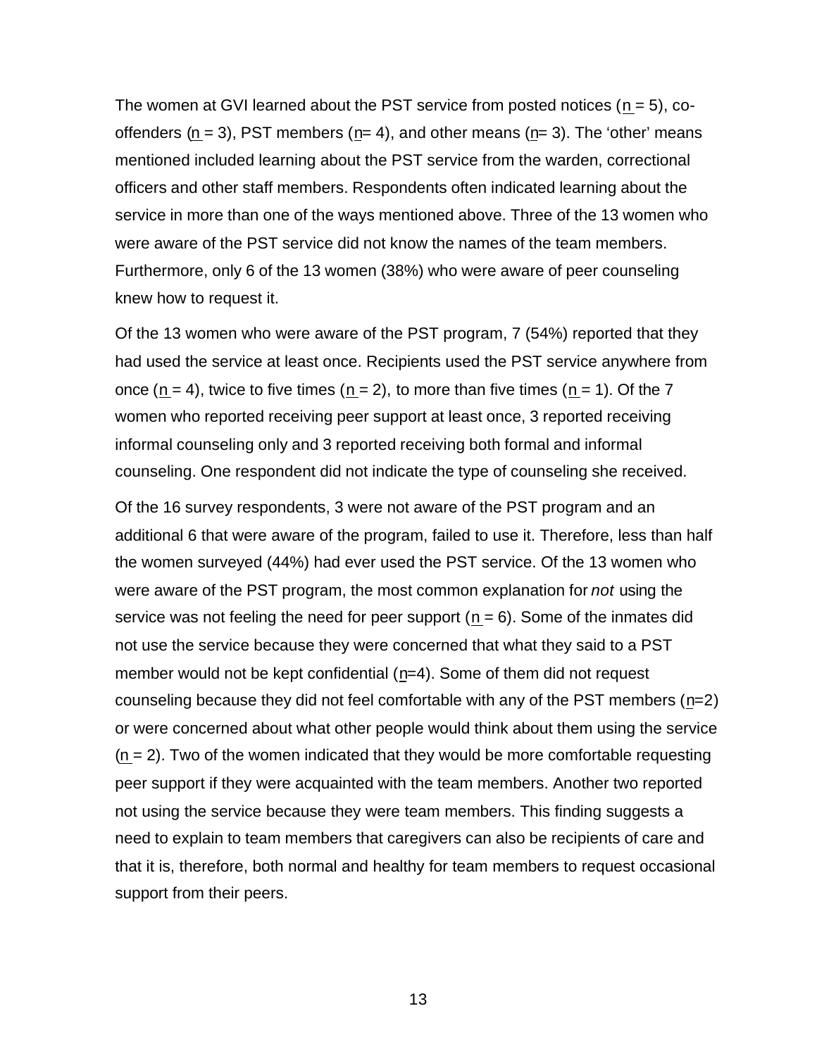The women at GVI learned about the PST service from posted notices (n = 5), co-offenders (n = 3), PST members (n= 4), and other means (n= 3). The 'other' means mentioned included learning about the PST service from the warden, correctional officers and other staff members. Respondents often indicated learning about the service in more than one of the ways mentioned above. Three of the 13 women who were aware of the PST service did not know the names of the team members. Furthermore, only 6 of the 13 women (38%) who were aware of peer counseling knew how to request it.

Of the 13 women who were aware of the PST program, 7 (54%) reported that they had used the service at least once. Recipients used the PST service anywhere from once (n = 4), twice to five times (n = 2), to more than five times (n = 1). Of the 7 women who reported receiving peer support at least once, 3 reported receiving informal counseling only and 3 reported receiving both formal and informal counseling. One respondent did not indicate the type of counseling she received.

Of the 16 survey respondents, 3 were not aware of the PST program and an additional 6 that were aware of the program, failed to use it. Therefore, less than half the women surveyed (44%) had ever used the PST service. Of the 13 women who were aware of the PST program, the most common explanation for *not* using the service was not feeling the need for peer support (n = 6). Some of the inmates did not use the service because they were concerned that what they said to a PST member would not be kept confidential (n=4). Some of them did not request counseling because they did not feel comfortable with any of the PST members (n=2) or were concerned about what other people would think about them using the service (n = 2). Two of the women indicated that they would be more comfortable requesting peer support if they were acquainted with the team members. Another two reported not using the service because they were team members. This finding suggests a need to explain to team members that caregivers can also be recipients of care and that it is, therefore, both normal and healthy for team members to request occasional support from their peers.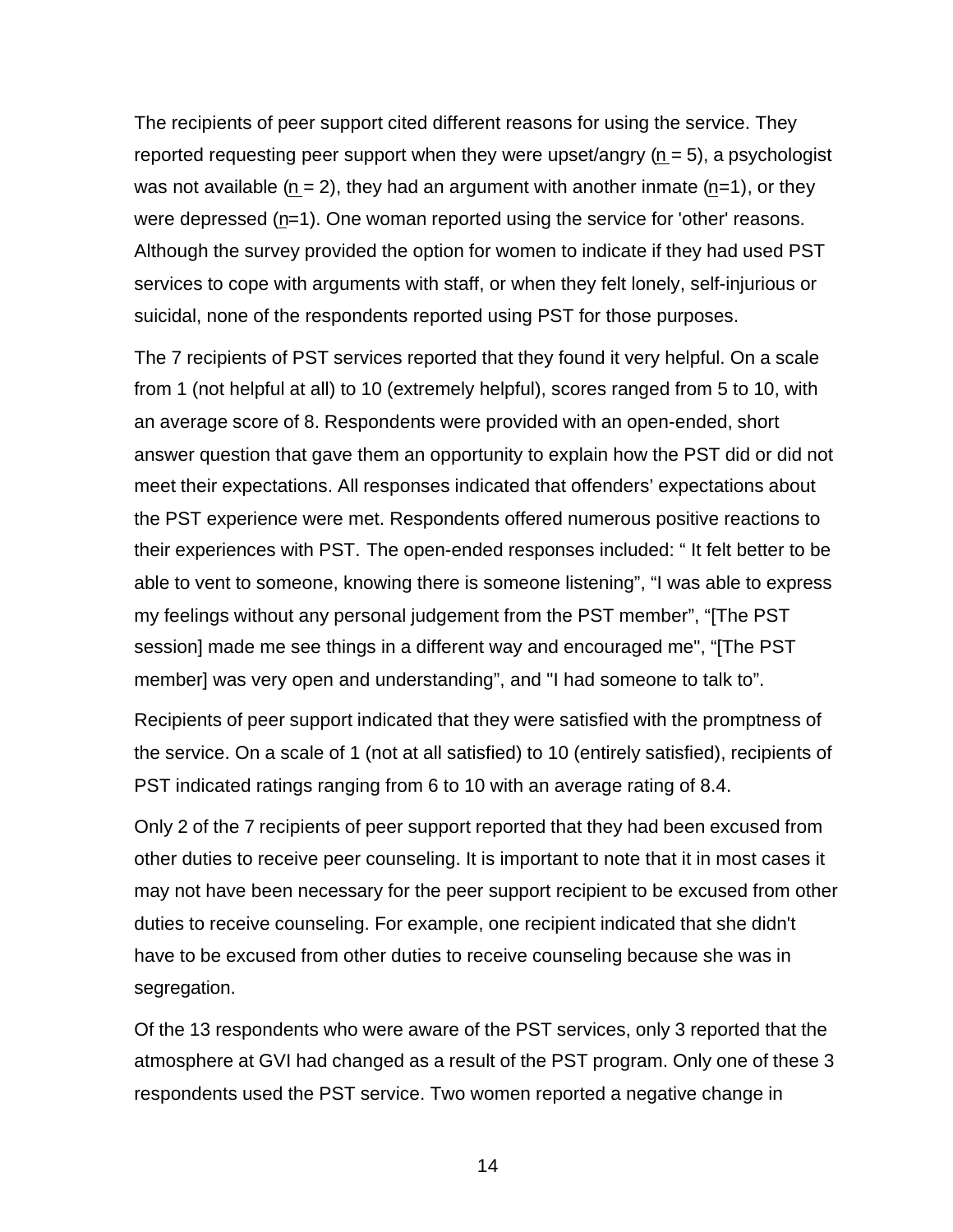The recipients of peer support cited different reasons for using the service. They reported requesting peer support when they were upset/angry (n = 5), a psychologist was not available (n = 2), they had an argument with another inmate (n=1), or they were depressed (n=1). One woman reported using the service for 'other' reasons. Although the survey provided the option for women to indicate if they had used PST services to cope with arguments with staff, or when they felt lonely, self-injurious or suicidal, none of the respondents reported using PST for those purposes.

The 7 recipients of PST services reported that they found it very helpful. On a scale from 1 (not helpful at all) to 10 (extremely helpful), scores ranged from 5 to 10, with an average score of 8. Respondents were provided with an open-ended, short answer question that gave them an opportunity to explain how the PST did or did not meet their expectations. All responses indicated that offenders' expectations about the PST experience were met. Respondents offered numerous positive reactions to their experiences with PST. The open-ended responses included: " It felt better to be able to vent to someone, knowing there is someone listening", "I was able to express my feelings without any personal judgement from the PST member", "[The PST session] made me see things in a different way and encouraged me", "[The PST member] was very open and understanding", and "I had someone to talk to".

Recipients of peer support indicated that they were satisfied with the promptness of the service. On a scale of 1 (not at all satisfied) to 10 (entirely satisfied), recipients of PST indicated ratings ranging from 6 to 10 with an average rating of 8.4.

Only 2 of the 7 recipients of peer support reported that they had been excused from other duties to receive peer counseling. It is important to note that it in most cases it may not have been necessary for the peer support recipient to be excused from other duties to receive counseling. For example, one recipient indicated that she didn't have to be excused from other duties to receive counseling because she was in segregation.

Of the 13 respondents who were aware of the PST services, only 3 reported that the atmosphere at GVI had changed as a result of the PST program. Only one of these 3 respondents used the PST service. Two women reported a negative change in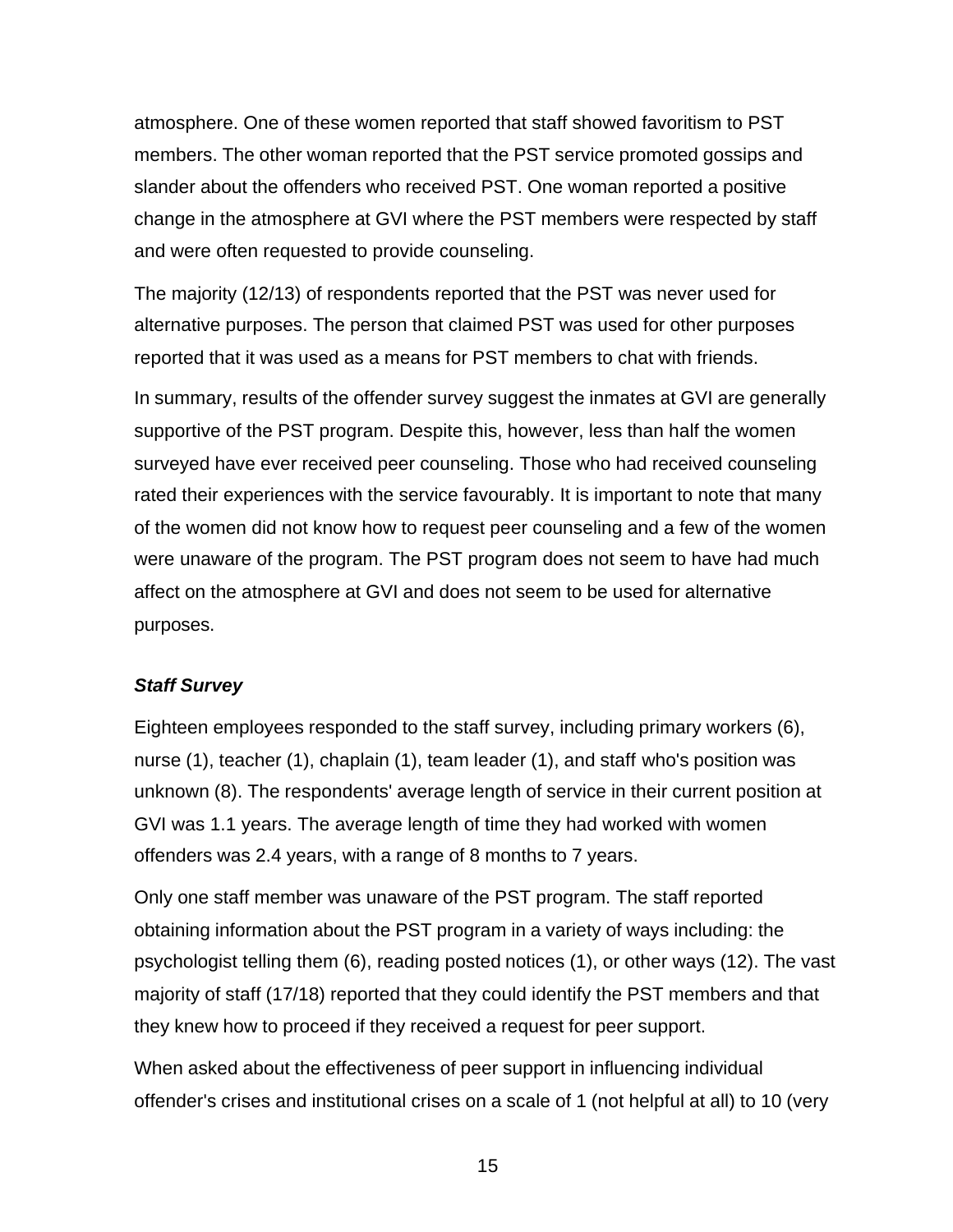atmosphere. One of these women reported that staff showed favoritism to PST members. The other woman reported that the PST service promoted gossips and slander about the offenders who received PST. One woman reported a positive change in the atmosphere at GVI where the PST members were respected by staff and were often requested to provide counseling.

The majority (12/13) of respondents reported that the PST was never used for alternative purposes. The person that claimed PST was used for other purposes reported that it was used as a means for PST members to chat with friends.

In summary, results of the offender survey suggest the inmates at GVI are generally supportive of the PST program. Despite this, however, less than half the women surveyed have ever received peer counseling. Those who had received counseling rated their experiences with the service favourably. It is important to note that many of the women did not know how to request peer counseling and a few of the women were unaware of the program. The PST program does not seem to have had much affect on the atmosphere at GVI and does not seem to be used for alternative purposes.

### *Staff Survey*

Eighteen employees responded to the staff survey, including primary workers (6), nurse (1), teacher (1), chaplain (1), team leader (1), and staff who's position was unknown (8). The respondents' average length of service in their current position at GVI was 1.1 years. The average length of time they had worked with women offenders was 2.4 years, with a range of 8 months to 7 years.

Only one staff member was unaware of the PST program. The staff reported obtaining information about the PST program in a variety of ways including: the psychologist telling them (6), reading posted notices (1), or other ways (12). The vast majority of staff (17/18) reported that they could identify the PST members and that they knew how to proceed if they received a request for peer support.

When asked about the effectiveness of peer support in influencing individual offender's crises and institutional crises on a scale of 1 (not helpful at all) to 10 (very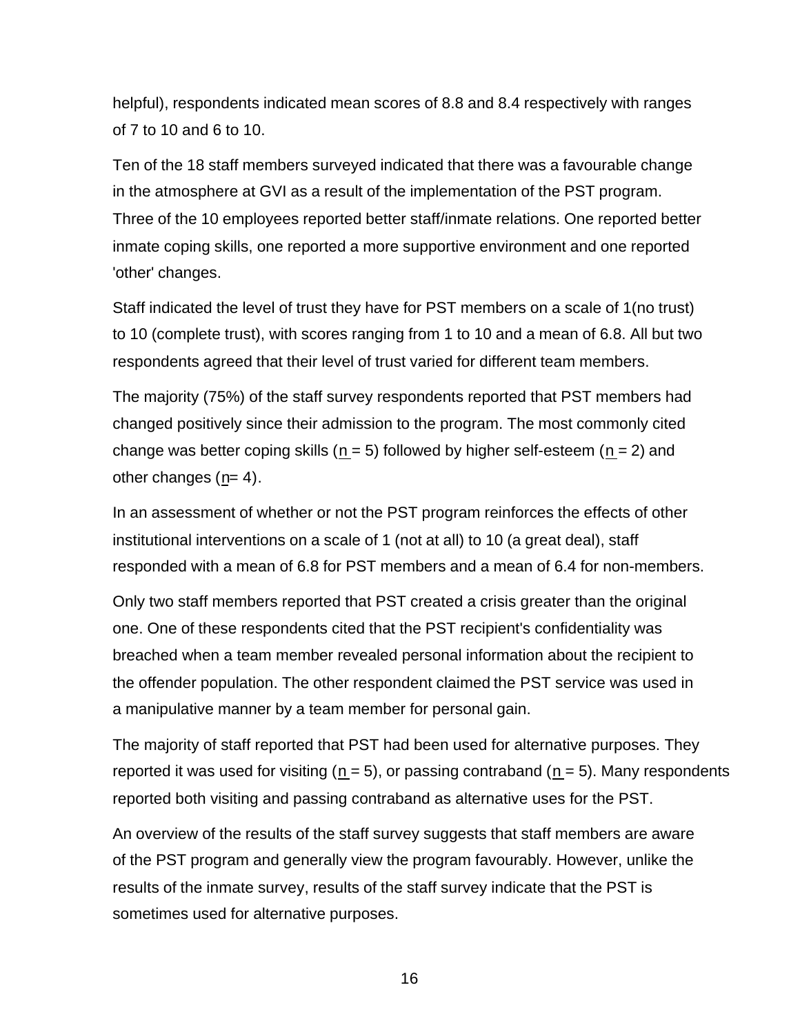helpful), respondents indicated mean scores of 8.8 and 8.4 respectively with ranges of 7 to 10 and 6 to 10.

Ten of the 18 staff members surveyed indicated that there was a favourable change in the atmosphere at GVI as a result of the implementation of the PST program. Three of the 10 employees reported better staff/inmate relations. One reported better inmate coping skills, one reported a more supportive environment and one reported 'other' changes.

Staff indicated the level of trust they have for PST members on a scale of 1(no trust) to 10 (complete trust), with scores ranging from 1 to 10 and a mean of 6.8. All but two respondents agreed that their level of trust varied for different team members.

The majority (75%) of the staff survey respondents reported that PST members had changed positively since their admission to the program. The most commonly cited change was better coping skills ($n = 5$) followed by higher self-esteem ($n = 2$) and other changes ($n = 4$).

In an assessment of whether or not the PST program reinforces the effects of other institutional interventions on a scale of 1 (not at all) to 10 (a great deal), staff responded with a mean of 6.8 for PST members and a mean of 6.4 for non-members.

Only two staff members reported that PST created a crisis greater than the original one. One of these respondents cited that the PST recipient's confidentiality was breached when a team member revealed personal information about the recipient to the offender population. The other respondent claimed the PST service was used in a manipulative manner by a team member for personal gain.

The majority of staff reported that PST had been used for alternative purposes. They reported it was used for visiting ($n = 5$), or passing contraband ($n = 5$). Many respondents reported both visiting and passing contraband as alternative uses for the PST.

An overview of the results of the staff survey suggests that staff members are aware of the PST program and generally view the program favourably. However, unlike the results of the inmate survey, results of the staff survey indicate that the PST is sometimes used for alternative purposes.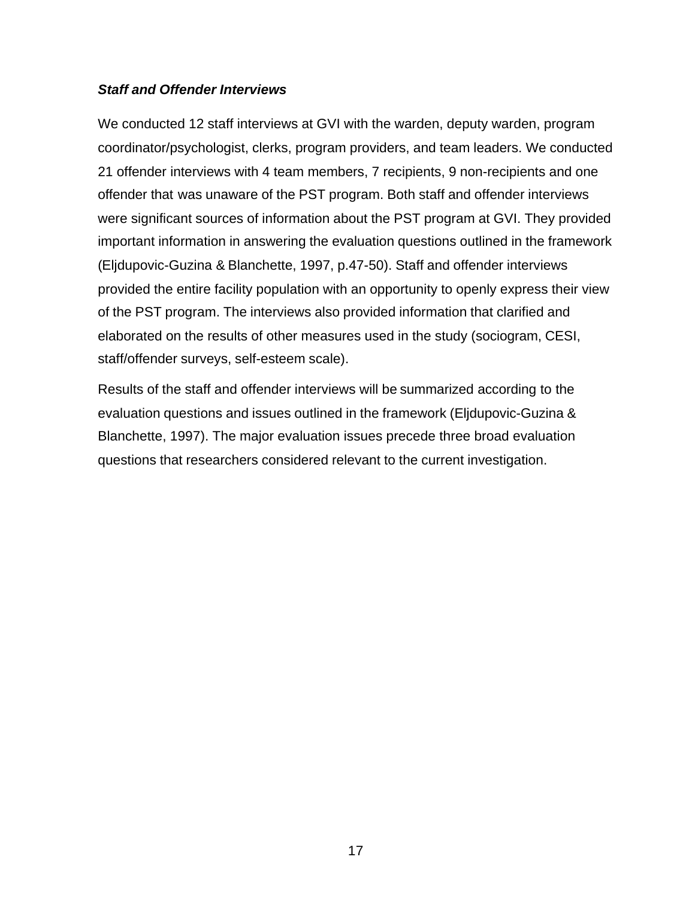### ***Staff and Offender Interviews***

We conducted 12 staff interviews at GVI with the warden, deputy warden, program coordinator/psychologist, clerks, program providers, and team leaders. We conducted 21 offender interviews with 4 team members, 7 recipients, 9 non-recipients and one offender that was unaware of the PST program. Both staff and offender interviews were significant sources of information about the PST program at GVI. They provided important information in answering the evaluation questions outlined in the framework (Eljdupovic-Guzina & Blanchette, 1997, p.47-50). Staff and offender interviews provided the entire facility population with an opportunity to openly express their view of the PST program. The interviews also provided information that clarified and elaborated on the results of other measures used in the study (sociogram, CESI, staff/offender surveys, self-esteem scale).

Results of the staff and offender interviews will be summarized according to the evaluation questions and issues outlined in the framework (Eljdupovic-Guzina & Blanchette, 1997). The major evaluation issues precede three broad evaluation questions that researchers considered relevant to the current investigation.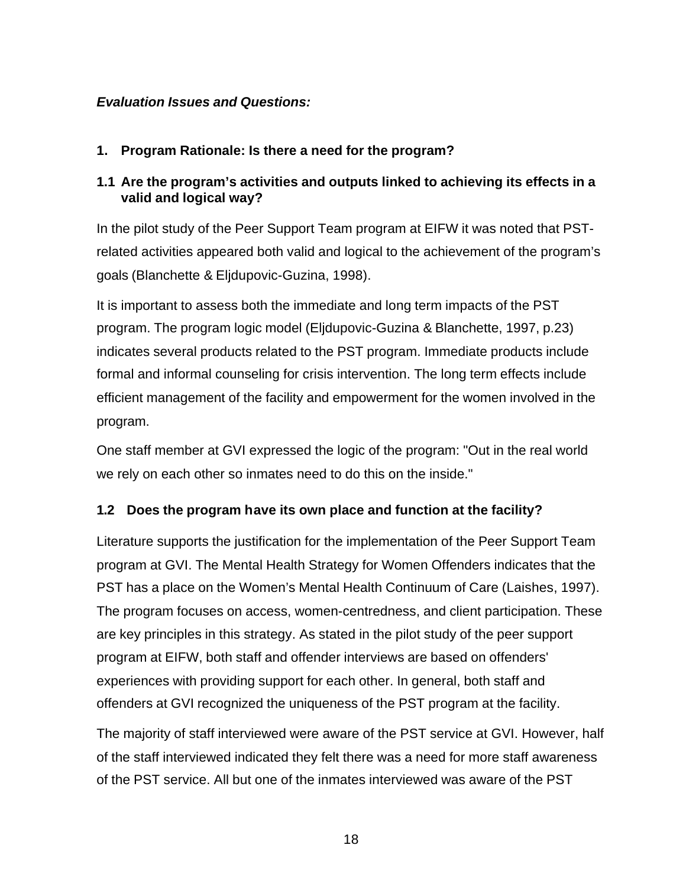***Evaluation Issues and Questions:***

## 1. Program Rationale: Is there a need for the program?

### 1.1 Are the program's activities and outputs linked to achieving its effects in a valid and logical way?

In the pilot study of the Peer Support Team program at EIFW it was noted that PST-related activities appeared both valid and logical to the achievement of the program's goals (Blanchette & Eljdupovic-Guzina, 1998).

It is important to assess both the immediate and long term impacts of the PST program. The program logic model (Eljdupovic-Guzina & Blanchette, 1997, p.23) indicates several products related to the PST program. Immediate products include formal and informal counseling for crisis intervention. The long term effects include efficient management of the facility and empowerment for the women involved in the program.

One staff member at GVI expressed the logic of the program: "Out in the real world we rely on each other so inmates need to do this on the inside."

### 1.2 Does the program have its own place and function at the facility?

Literature supports the justification for the implementation of the Peer Support Team program at GVI. The Mental Health Strategy for Women Offenders indicates that the PST has a place on the Women's Mental Health Continuum of Care (Laishes, 1997). The program focuses on access, women-centredness, and client participation. These are key principles in this strategy. As stated in the pilot study of the peer support program at EIFW, both staff and offender interviews are based on offenders' experiences with providing support for each other. In general, both staff and offenders at GVI recognized the uniqueness of the PST program at the facility.

The majority of staff interviewed were aware of the PST service at GVI. However, half of the staff interviewed indicated they felt there was a need for more staff awareness of the PST service. All but one of the inmates interviewed was aware of the PST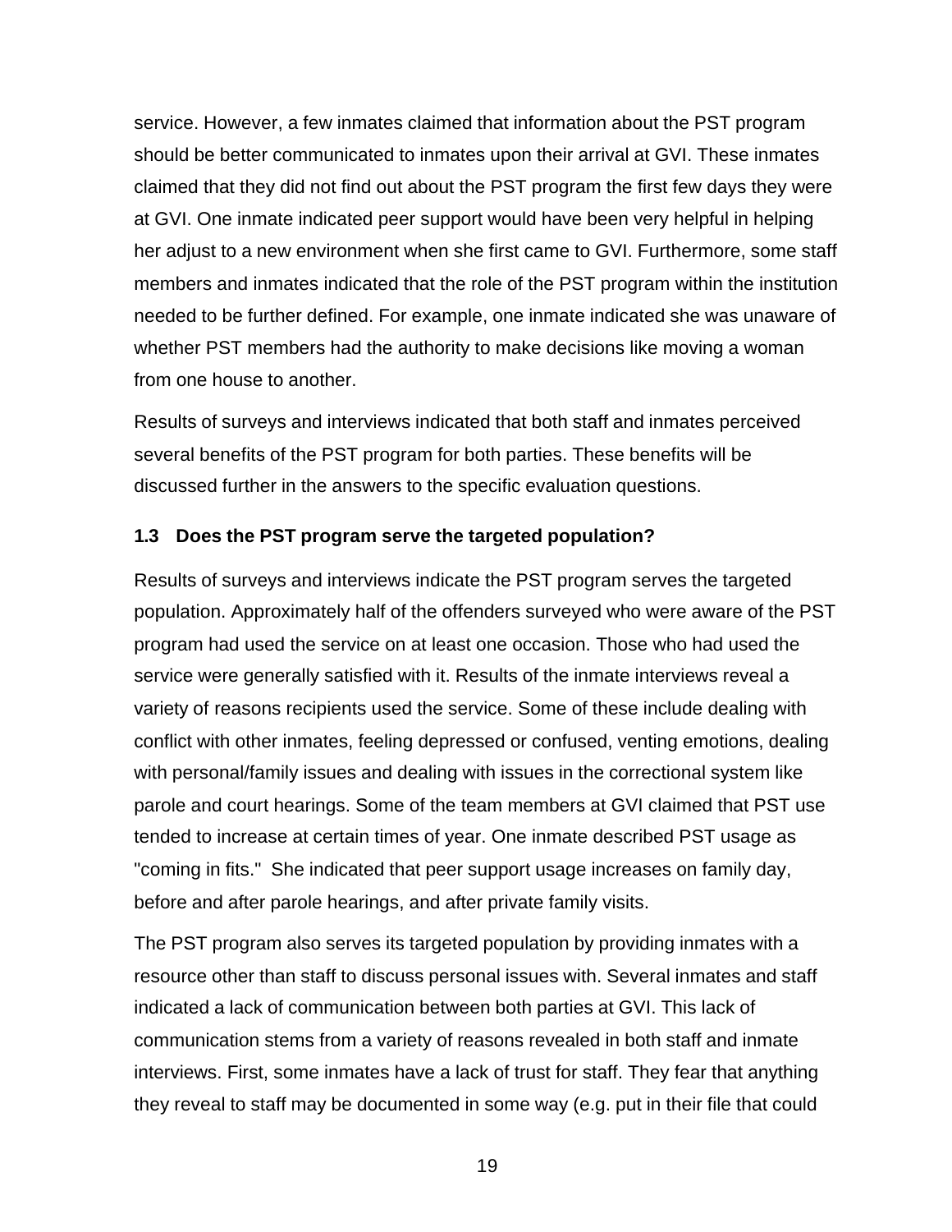service. However, a few inmates claimed that information about the PST program should be better communicated to inmates upon their arrival at GVI. These inmates claimed that they did not find out about the PST program the first few days they were at GVI. One inmate indicated peer support would have been very helpful in helping her adjust to a new environment when she first came to GVI. Furthermore, some staff members and inmates indicated that the role of the PST program within the institution needed to be further defined. For example, one inmate indicated she was unaware of whether PST members had the authority to make decisions like moving a woman from one house to another.

Results of surveys and interviews indicated that both staff and inmates perceived several benefits of the PST program for both parties. These benefits will be discussed further in the answers to the specific evaluation questions.

### 1.3 Does the PST program serve the targeted population?

Results of surveys and interviews indicate the PST program serves the targeted population. Approximately half of the offenders surveyed who were aware of the PST program had used the service on at least one occasion. Those who had used the service were generally satisfied with it. Results of the inmate interviews reveal a variety of reasons recipients used the service. Some of these include dealing with conflict with other inmates, feeling depressed or confused, venting emotions, dealing with personal/family issues and dealing with issues in the correctional system like parole and court hearings. Some of the team members at GVI claimed that PST use tended to increase at certain times of year. One inmate described PST usage as "coming in fits." She indicated that peer support usage increases on family day, before and after parole hearings, and after private family visits.

The PST program also serves its targeted population by providing inmates with a resource other than staff to discuss personal issues with. Several inmates and staff indicated a lack of communication between both parties at GVI. This lack of communication stems from a variety of reasons revealed in both staff and inmate interviews. First, some inmates have a lack of trust for staff. They fear that anything they reveal to staff may be documented in some way (e.g. put in their file that could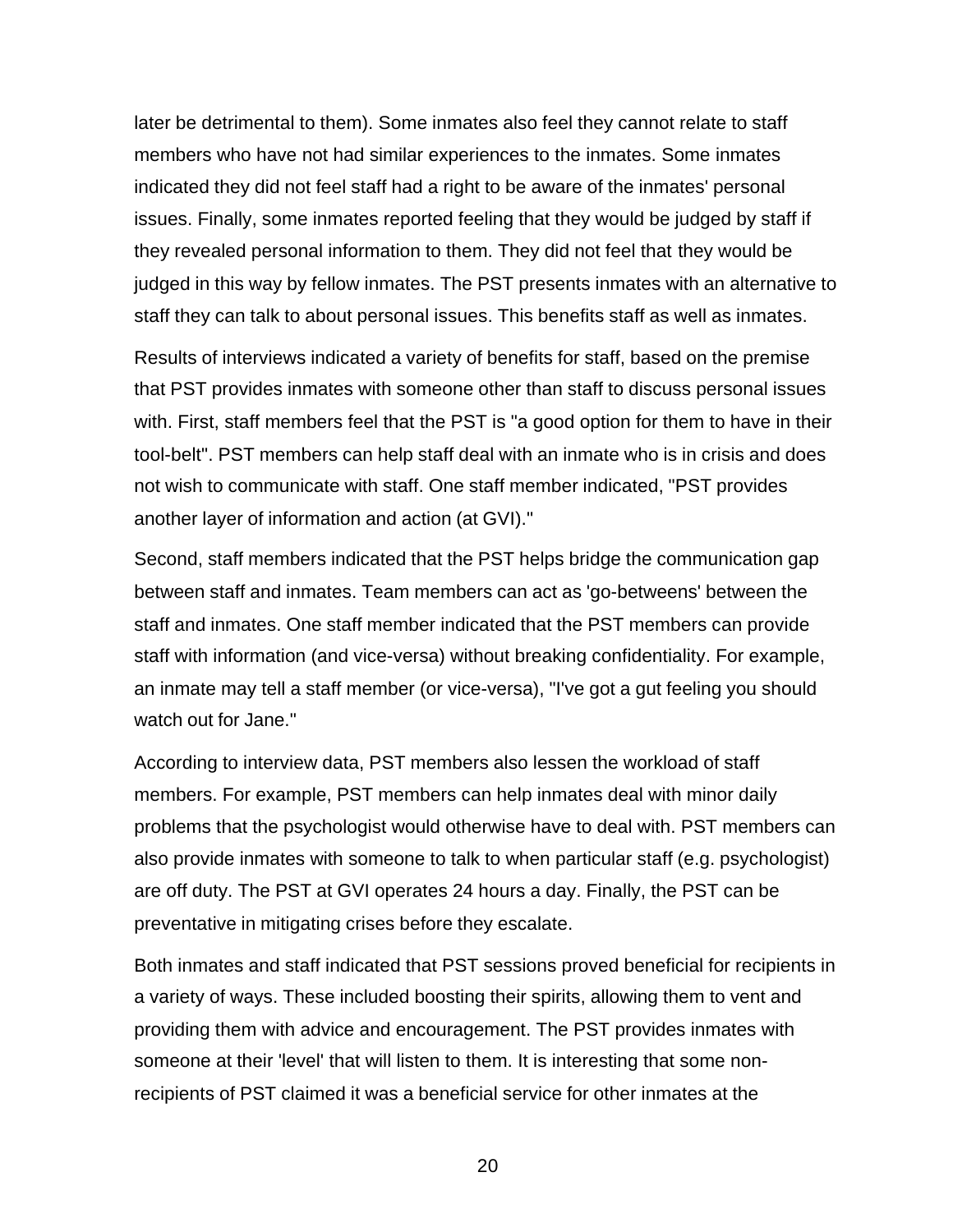later be detrimental to them). Some inmates also feel they cannot relate to staff members who have not had similar experiences to the inmates. Some inmates indicated they did not feel staff had a right to be aware of the inmates' personal issues. Finally, some inmates reported feeling that they would be judged by staff if they revealed personal information to them. They did not feel that they would be judged in this way by fellow inmates. The PST presents inmates with an alternative to staff they can talk to about personal issues. This benefits staff as well as inmates.

Results of interviews indicated a variety of benefits for staff, based on the premise that PST provides inmates with someone other than staff to discuss personal issues with. First, staff members feel that the PST is "a good option for them to have in their tool-belt". PST members can help staff deal with an inmate who is in crisis and does not wish to communicate with staff. One staff member indicated, "PST provides another layer of information and action (at GVI)."

Second, staff members indicated that the PST helps bridge the communication gap between staff and inmates. Team members can act as 'go-betweens' between the staff and inmates. One staff member indicated that the PST members can provide staff with information (and vice-versa) without breaking confidentiality. For example, an inmate may tell a staff member (or vice-versa), "I've got a gut feeling you should watch out for Jane."

According to interview data, PST members also lessen the workload of staff members. For example, PST members can help inmates deal with minor daily problems that the psychologist would otherwise have to deal with. PST members can also provide inmates with someone to talk to when particular staff (e.g. psychologist) are off duty. The PST at GVI operates 24 hours a day. Finally, the PST can be preventative in mitigating crises before they escalate.

Both inmates and staff indicated that PST sessions proved beneficial for recipients in a variety of ways. These included boosting their spirits, allowing them to vent and providing them with advice and encouragement. The PST provides inmates with someone at their 'level' that will listen to them. It is interesting that some non-recipients of PST claimed it was a beneficial service for other inmates at the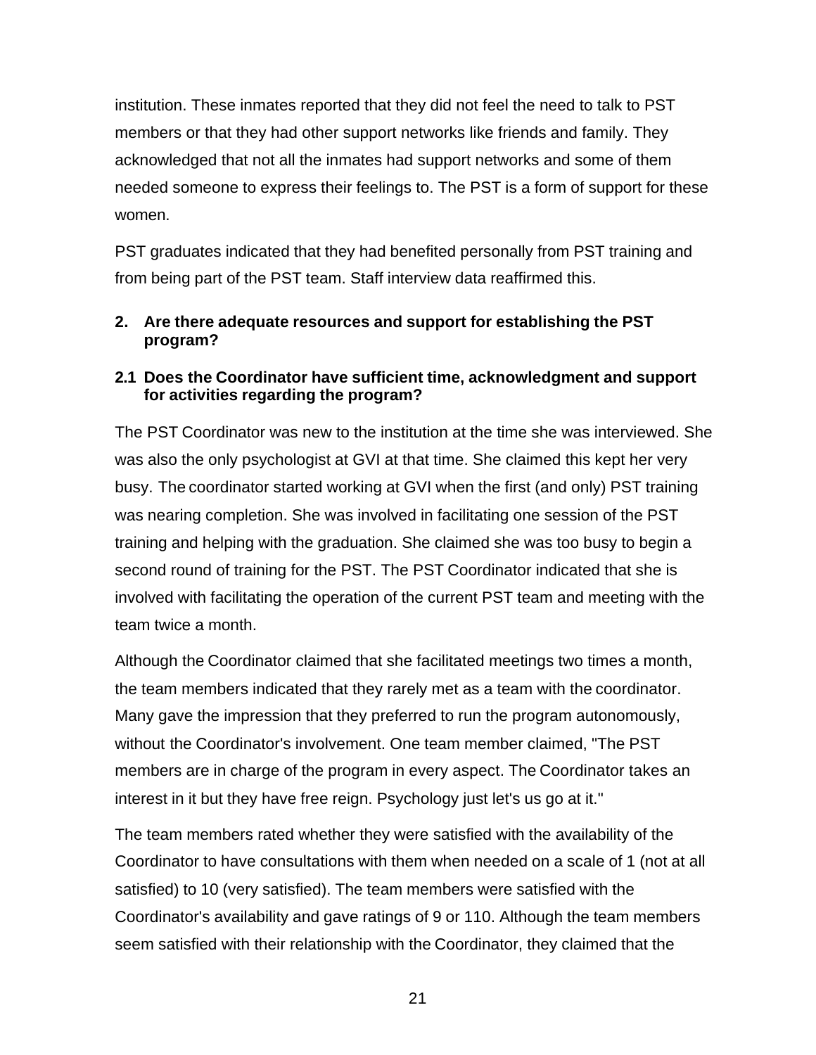institution. These inmates reported that they did not feel the need to talk to PST members or that they had other support networks like friends and family. They acknowledged that not all the inmates had support networks and some of them needed someone to express their feelings to. The PST is a form of support for these women.

PST graduates indicated that they had benefited personally from PST training and from being part of the PST team. Staff interview data reaffirmed this.

## 2. Are there adequate resources and support for establishing the PST program?

### 2.1 Does the Coordinator have sufficient time, acknowledgment and support for activities regarding the program?

The PST Coordinator was new to the institution at the time she was interviewed. She was also the only psychologist at GVI at that time. She claimed this kept her very busy. The coordinator started working at GVI when the first (and only) PST training was nearing completion. She was involved in facilitating one session of the PST training and helping with the graduation. She claimed she was too busy to begin a second round of training for the PST. The PST Coordinator indicated that she is involved with facilitating the operation of the current PST team and meeting with the team twice a month.

Although the Coordinator claimed that she facilitated meetings two times a month, the team members indicated that they rarely met as a team with the coordinator. Many gave the impression that they preferred to run the program autonomously, without the Coordinator's involvement. One team member claimed, "The PST members are in charge of the program in every aspect. The Coordinator takes an interest in it but they have free reign. Psychology just let's us go at it."

The team members rated whether they were satisfied with the availability of the Coordinator to have consultations with them when needed on a scale of 1 (not at all satisfied) to 10 (very satisfied). The team members were satisfied with the Coordinator's availability and gave ratings of 9 or 110. Although the team members seem satisfied with their relationship with the Coordinator, they claimed that the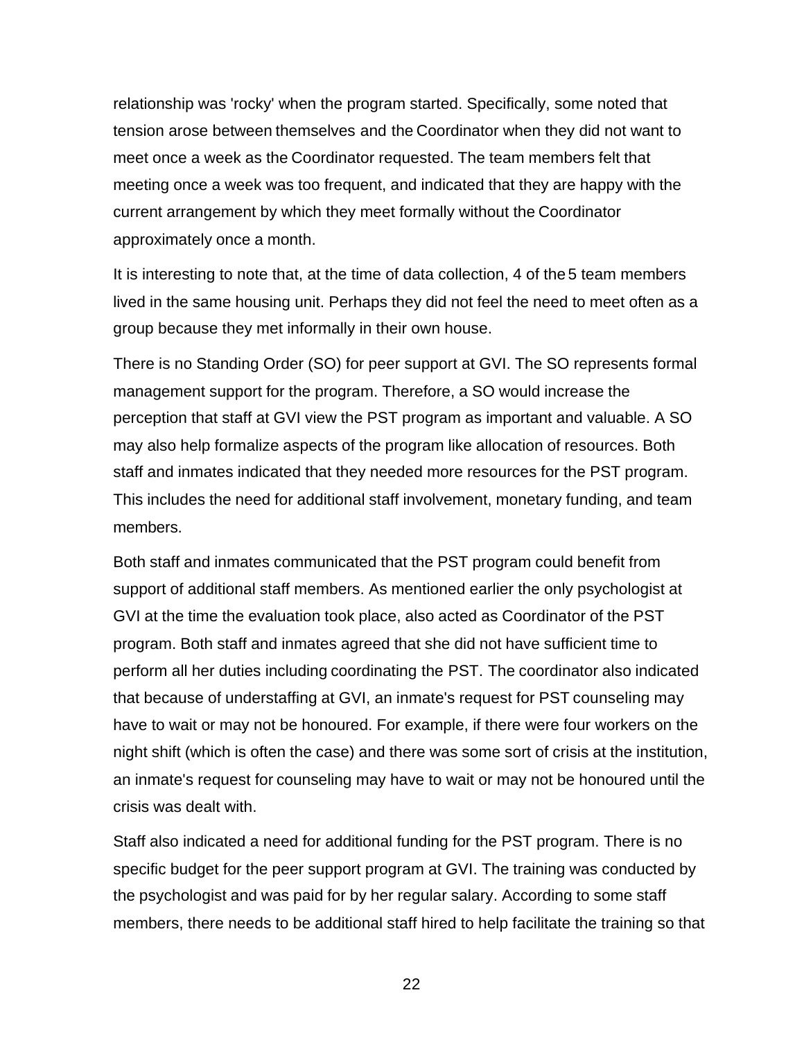relationship was 'rocky' when the program started. Specifically, some noted that tension arose between themselves and the Coordinator when they did not want to meet once a week as the Coordinator requested. The team members felt that meeting once a week was too frequent, and indicated that they are happy with the current arrangement by which they meet formally without the Coordinator approximately once a month.

It is interesting to note that, at the time of data collection, 4 of the 5 team members lived in the same housing unit. Perhaps they did not feel the need to meet often as a group because they met informally in their own house.

There is no Standing Order (SO) for peer support at GVI. The SO represents formal management support for the program. Therefore, a SO would increase the perception that staff at GVI view the PST program as important and valuable. A SO may also help formalize aspects of the program like allocation of resources. Both staff and inmates indicated that they needed more resources for the PST program. This includes the need for additional staff involvement, monetary funding, and team members.

Both staff and inmates communicated that the PST program could benefit from support of additional staff members. As mentioned earlier the only psychologist at GVI at the time the evaluation took place, also acted as Coordinator of the PST program. Both staff and inmates agreed that she did not have sufficient time to perform all her duties including coordinating the PST. The coordinator also indicated that because of understaffing at GVI, an inmate's request for PST counseling may have to wait or may not be honoured. For example, if there were four workers on the night shift (which is often the case) and there was some sort of crisis at the institution, an inmate's request for counseling may have to wait or may not be honoured until the crisis was dealt with.

Staff also indicated a need for additional funding for the PST program. There is no specific budget for the peer support program at GVI. The training was conducted by the psychologist and was paid for by her regular salary. According to some staff members, there needs to be additional staff hired to help facilitate the training so that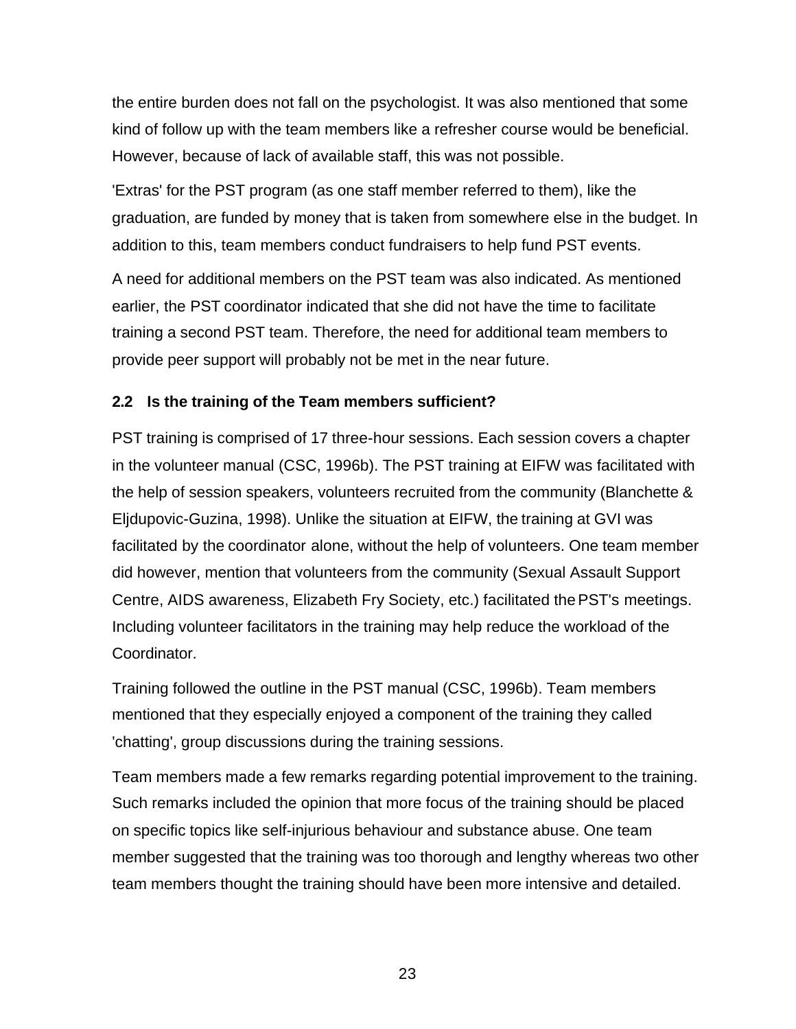the entire burden does not fall on the psychologist. It was also mentioned that some kind of follow up with the team members like a refresher course would be beneficial. However, because of lack of available staff, this was not possible.

'Extras' for the PST program (as one staff member referred to them), like the graduation, are funded by money that is taken from somewhere else in the budget. In addition to this, team members conduct fundraisers to help fund PST events.

A need for additional members on the PST team was also indicated. As mentioned earlier, the PST coordinator indicated that she did not have the time to facilitate training a second PST team. Therefore, the need for additional team members to provide peer support will probably not be met in the near future.

### 2.2 Is the training of the Team members sufficient?

PST training is comprised of 17 three-hour sessions. Each session covers a chapter in the volunteer manual (CSC, 1996b). The PST training at EIFW was facilitated with the help of session speakers, volunteers recruited from the community (Blanchette & Eljdupovic-Guzina, 1998). Unlike the situation at EIFW, the training at GVI was facilitated by the coordinator alone, without the help of volunteers. One team member did however, mention that volunteers from the community (Sexual Assault Support Centre, AIDS awareness, Elizabeth Fry Society, etc.) facilitated the PST's meetings. Including volunteer facilitators in the training may help reduce the workload of the Coordinator.

Training followed the outline in the PST manual (CSC, 1996b). Team members mentioned that they especially enjoyed a component of the training they called 'chatting', group discussions during the training sessions.

Team members made a few remarks regarding potential improvement to the training. Such remarks included the opinion that more focus of the training should be placed on specific topics like self-injurious behaviour and substance abuse. One team member suggested that the training was too thorough and lengthy whereas two other team members thought the training should have been more intensive and detailed.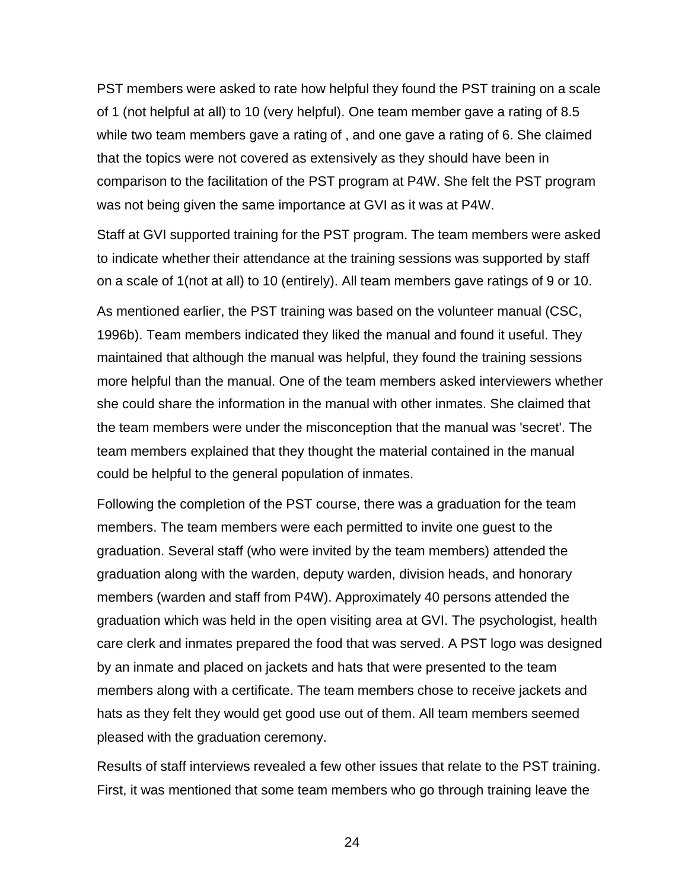PST members were asked to rate how helpful they found the PST training on a scale of 1 (not helpful at all) to 10 (very helpful). One team member gave a rating of 8.5 while two team members gave a rating of , and one gave a rating of 6. She claimed that the topics were not covered as extensively as they should have been in comparison to the facilitation of the PST program at P4W. She felt the PST program was not being given the same importance at GVI as it was at P4W.

Staff at GVI supported training for the PST program. The team members were asked to indicate whether their attendance at the training sessions was supported by staff on a scale of 1(not at all) to 10 (entirely). All team members gave ratings of 9 or 10.

As mentioned earlier, the PST training was based on the volunteer manual (CSC, 1996b). Team members indicated they liked the manual and found it useful. They maintained that although the manual was helpful, they found the training sessions more helpful than the manual. One of the team members asked interviewers whether she could share the information in the manual with other inmates. She claimed that the team members were under the misconception that the manual was 'secret'. The team members explained that they thought the material contained in the manual could be helpful to the general population of inmates.

Following the completion of the PST course, there was a graduation for the team members. The team members were each permitted to invite one guest to the graduation. Several staff (who were invited by the team members) attended the graduation along with the warden, deputy warden, division heads, and honorary members (warden and staff from P4W). Approximately 40 persons attended the graduation which was held in the open visiting area at GVI. The psychologist, health care clerk and inmates prepared the food that was served. A PST logo was designed by an inmate and placed on jackets and hats that were presented to the team members along with a certificate. The team members chose to receive jackets and hats as they felt they would get good use out of them. All team members seemed pleased with the graduation ceremony.

Results of staff interviews revealed a few other issues that relate to the PST training. First, it was mentioned that some team members who go through training leave the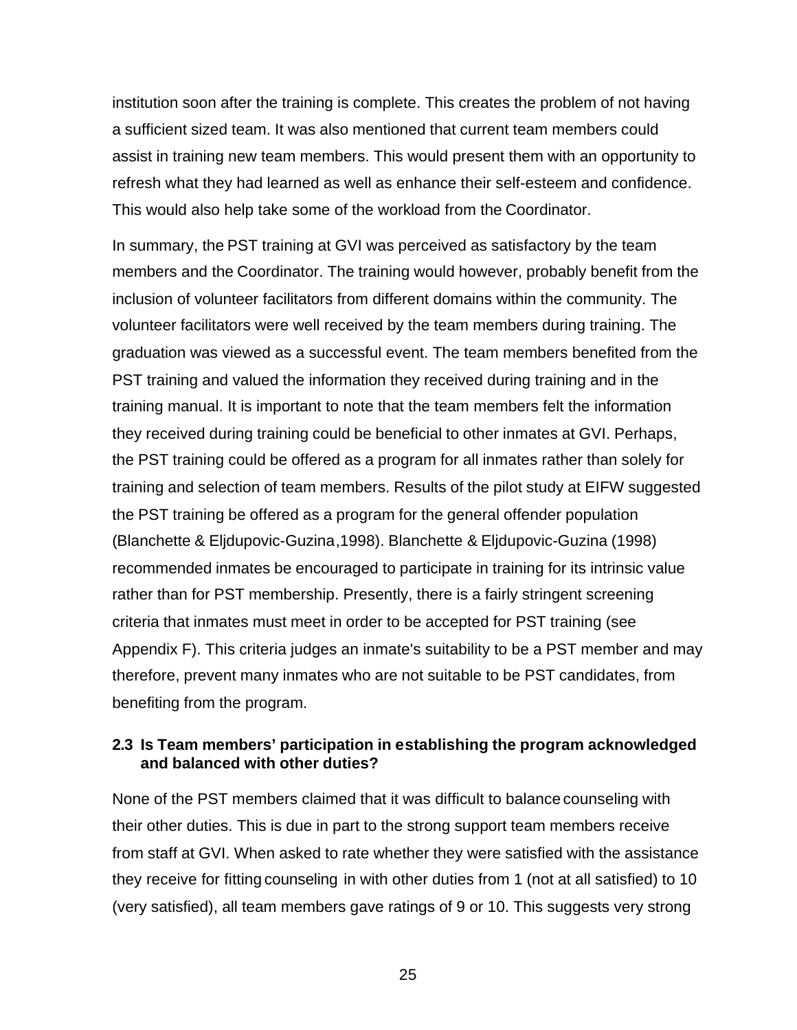institution soon after the training is complete. This creates the problem of not having a sufficient sized team. It was also mentioned that current team members could assist in training new team members. This would present them with an opportunity to refresh what they had learned as well as enhance their self-esteem and confidence. This would also help take some of the workload from the Coordinator.

In summary, the PST training at GVI was perceived as satisfactory by the team members and the Coordinator. The training would however, probably benefit from the inclusion of volunteer facilitators from different domains within the community. The volunteer facilitators were well received by the team members during training. The graduation was viewed as a successful event. The team members benefited from the PST training and valued the information they received during training and in the training manual. It is important to note that the team members felt the information they received during training could be beneficial to other inmates at GVI. Perhaps, the PST training could be offered as a program for all inmates rather than solely for training and selection of team members. Results of the pilot study at EIFW suggested the PST training be offered as a program for the general offender population (Blanchette & Eljdupovic-Guzina,1998). Blanchette & Eljdupovic-Guzina (1998) recommended inmates be encouraged to participate in training for its intrinsic value rather than for PST membership. Presently, there is a fairly stringent screening criteria that inmates must meet in order to be accepted for PST training (see Appendix F). This criteria judges an inmate's suitability to be a PST member and may therefore, prevent many inmates who are not suitable to be PST candidates, from benefiting from the program.

### 2.3 Is Team members' participation in establishing the program acknowledged and balanced with other duties?

None of the PST members claimed that it was difficult to balance counseling with their other duties. This is due in part to the strong support team members receive from staff at GVI. When asked to rate whether they were satisfied with the assistance they receive for fitting counseling in with other duties from 1 (not at all satisfied) to 10 (very satisfied), all team members gave ratings of 9 or 10. This suggests very strong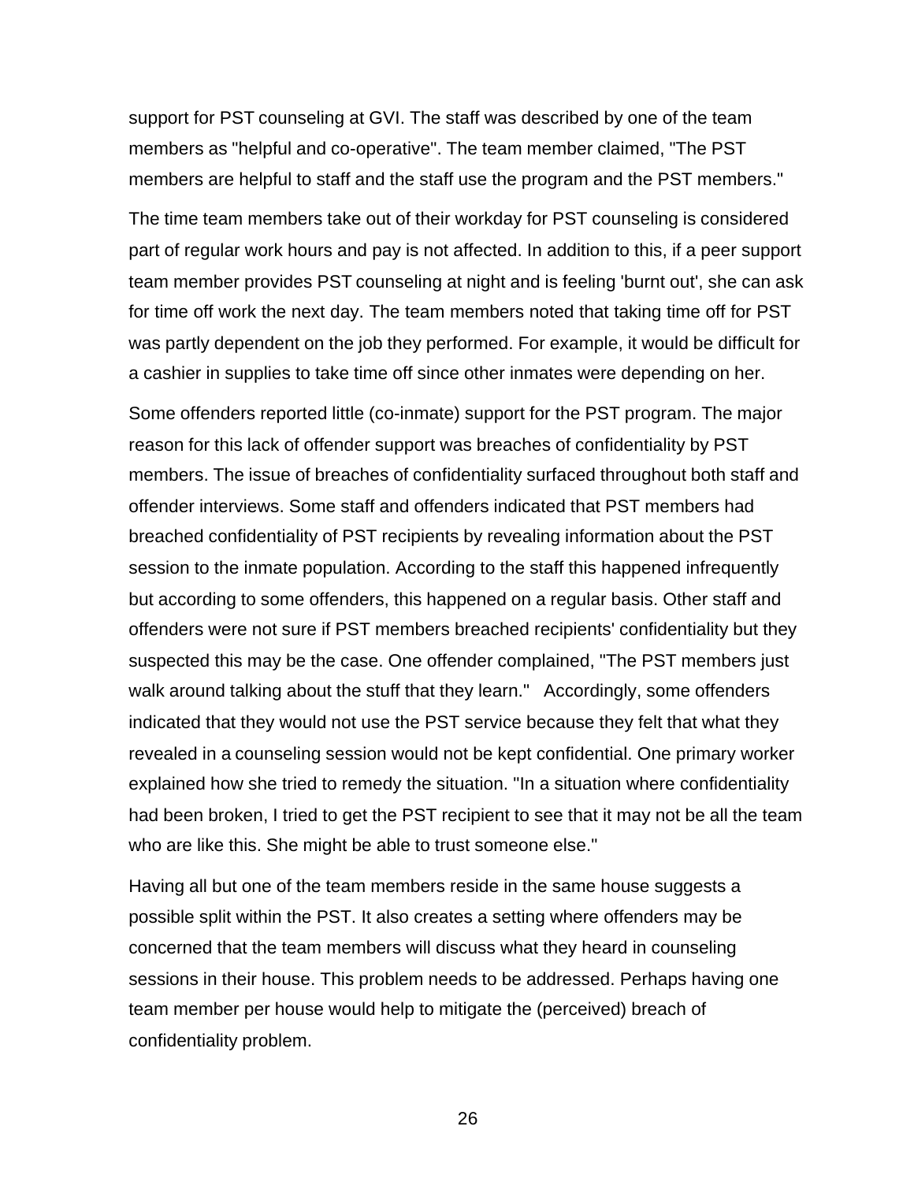support for PST counseling at GVI. The staff was described by one of the team members as "helpful and co-operative". The team member claimed, "The PST members are helpful to staff and the staff use the program and the PST members."

The time team members take out of their workday for PST counseling is considered part of regular work hours and pay is not affected. In addition to this, if a peer support team member provides PST counseling at night and is feeling 'burnt out', she can ask for time off work the next day. The team members noted that taking time off for PST was partly dependent on the job they performed. For example, it would be difficult for a cashier in supplies to take time off since other inmates were depending on her.

Some offenders reported little (co-inmate) support for the PST program. The major reason for this lack of offender support was breaches of confidentiality by PST members. The issue of breaches of confidentiality surfaced throughout both staff and offender interviews. Some staff and offenders indicated that PST members had breached confidentiality of PST recipients by revealing information about the PST session to the inmate population. According to the staff this happened infrequently but according to some offenders, this happened on a regular basis. Other staff and offenders were not sure if PST members breached recipients' confidentiality but they suspected this may be the case. One offender complained, "The PST members just walk around talking about the stuff that they learn." Accordingly, some offenders indicated that they would not use the PST service because they felt that what they revealed in a counseling session would not be kept confidential. One primary worker explained how she tried to remedy the situation. "In a situation where confidentiality had been broken, I tried to get the PST recipient to see that it may not be all the team who are like this. She might be able to trust someone else."

Having all but one of the team members reside in the same house suggests a possible split within the PST. It also creates a setting where offenders may be concerned that the team members will discuss what they heard in counseling sessions in their house. This problem needs to be addressed. Perhaps having one team member per house would help to mitigate the (perceived) breach of confidentiality problem.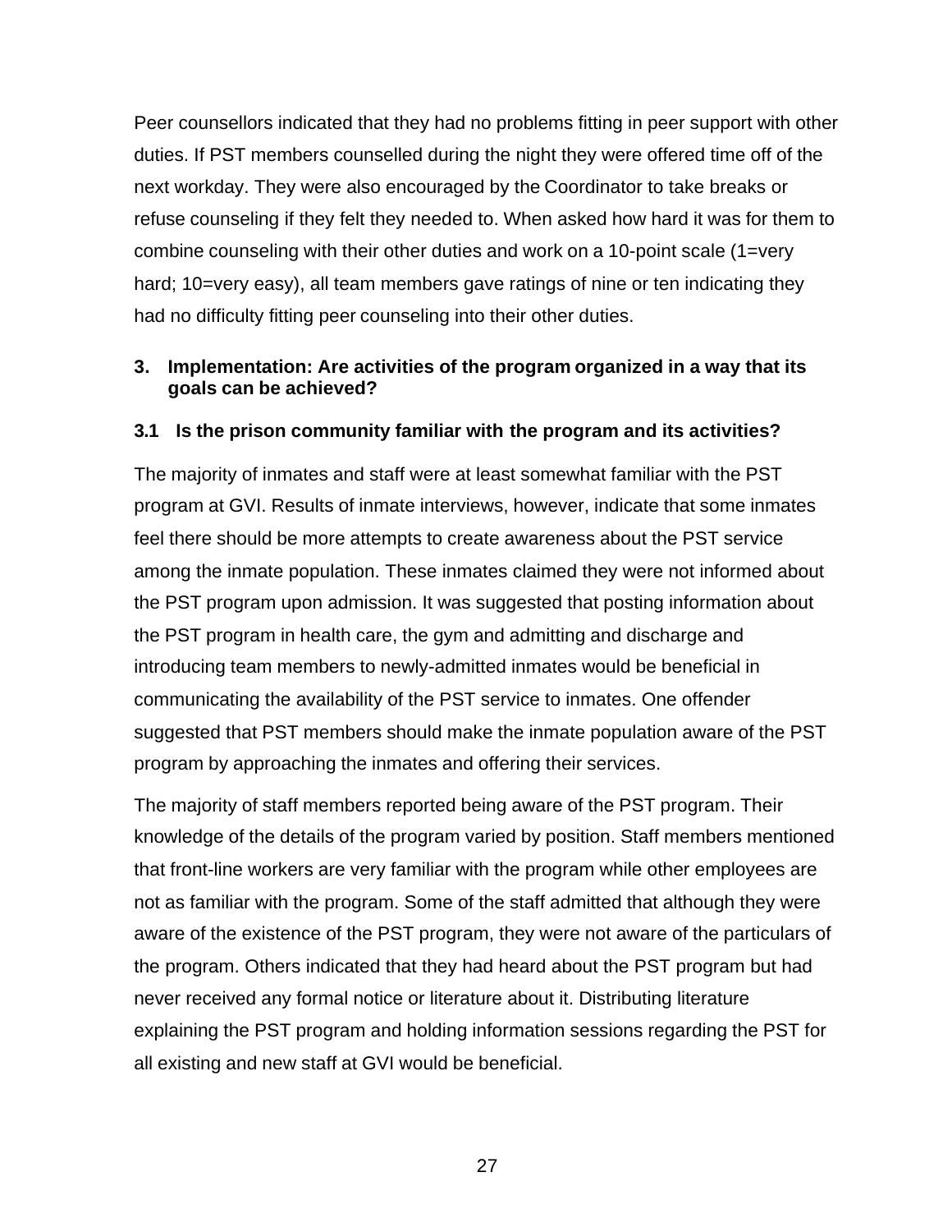Peer counsellors indicated that they had no problems fitting in peer support with other duties. If PST members counselled during the night they were offered time off of the next workday. They were also encouraged by the Coordinator to take breaks or refuse counseling if they felt they needed to. When asked how hard it was for them to combine counseling with their other duties and work on a 10-point scale (1=very hard; 10=very easy), all team members gave ratings of nine or ten indicating they had no difficulty fitting peer counseling into their other duties.

## 3. Implementation: Are activities of the program organized in a way that its goals can be achieved?

### 3.1 Is the prison community familiar with the program and its activities?

The majority of inmates and staff were at least somewhat familiar with the PST program at GVI. Results of inmate interviews, however, indicate that some inmates feel there should be more attempts to create awareness about the PST service among the inmate population. These inmates claimed they were not informed about the PST program upon admission. It was suggested that posting information about the PST program in health care, the gym and admitting and discharge and introducing team members to newly-admitted inmates would be beneficial in communicating the availability of the PST service to inmates. One offender suggested that PST members should make the inmate population aware of the PST program by approaching the inmates and offering their services.

The majority of staff members reported being aware of the PST program. Their knowledge of the details of the program varied by position. Staff members mentioned that front-line workers are very familiar with the program while other employees are not as familiar with the program. Some of the staff admitted that although they were aware of the existence of the PST program, they were not aware of the particulars of the program. Others indicated that they had heard about the PST program but had never received any formal notice or literature about it. Distributing literature explaining the PST program and holding information sessions regarding the PST for all existing and new staff at GVI would be beneficial.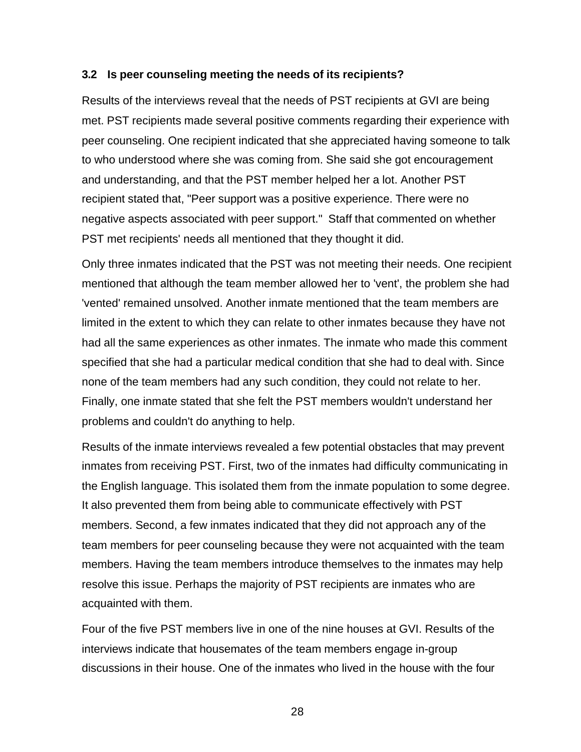### 3.2 Is peer counseling meeting the needs of its recipients?

Results of the interviews reveal that the needs of PST recipients at GVI are being met. PST recipients made several positive comments regarding their experience with peer counseling. One recipient indicated that she appreciated having someone to talk to who understood where she was coming from. She said she got encouragement and understanding, and that the PST member helped her a lot. Another PST recipient stated that, "Peer support was a positive experience. There were no negative aspects associated with peer support." Staff that commented on whether PST met recipients' needs all mentioned that they thought it did.

Only three inmates indicated that the PST was not meeting their needs. One recipient mentioned that although the team member allowed her to 'vent', the problem she had 'vented' remained unsolved. Another inmate mentioned that the team members are limited in the extent to which they can relate to other inmates because they have not had all the same experiences as other inmates. The inmate who made this comment specified that she had a particular medical condition that she had to deal with. Since none of the team members had any such condition, they could not relate to her. Finally, one inmate stated that she felt the PST members wouldn't understand her problems and couldn't do anything to help.

Results of the inmate interviews revealed a few potential obstacles that may prevent inmates from receiving PST. First, two of the inmates had difficulty communicating in the English language. This isolated them from the inmate population to some degree. It also prevented them from being able to communicate effectively with PST members. Second, a few inmates indicated that they did not approach any of the team members for peer counseling because they were not acquainted with the team members. Having the team members introduce themselves to the inmates may help resolve this issue. Perhaps the majority of PST recipients are inmates who are acquainted with them.

Four of the five PST members live in one of the nine houses at GVI. Results of the interviews indicate that housemates of the team members engage in-group discussions in their house. One of the inmates who lived in the house with the four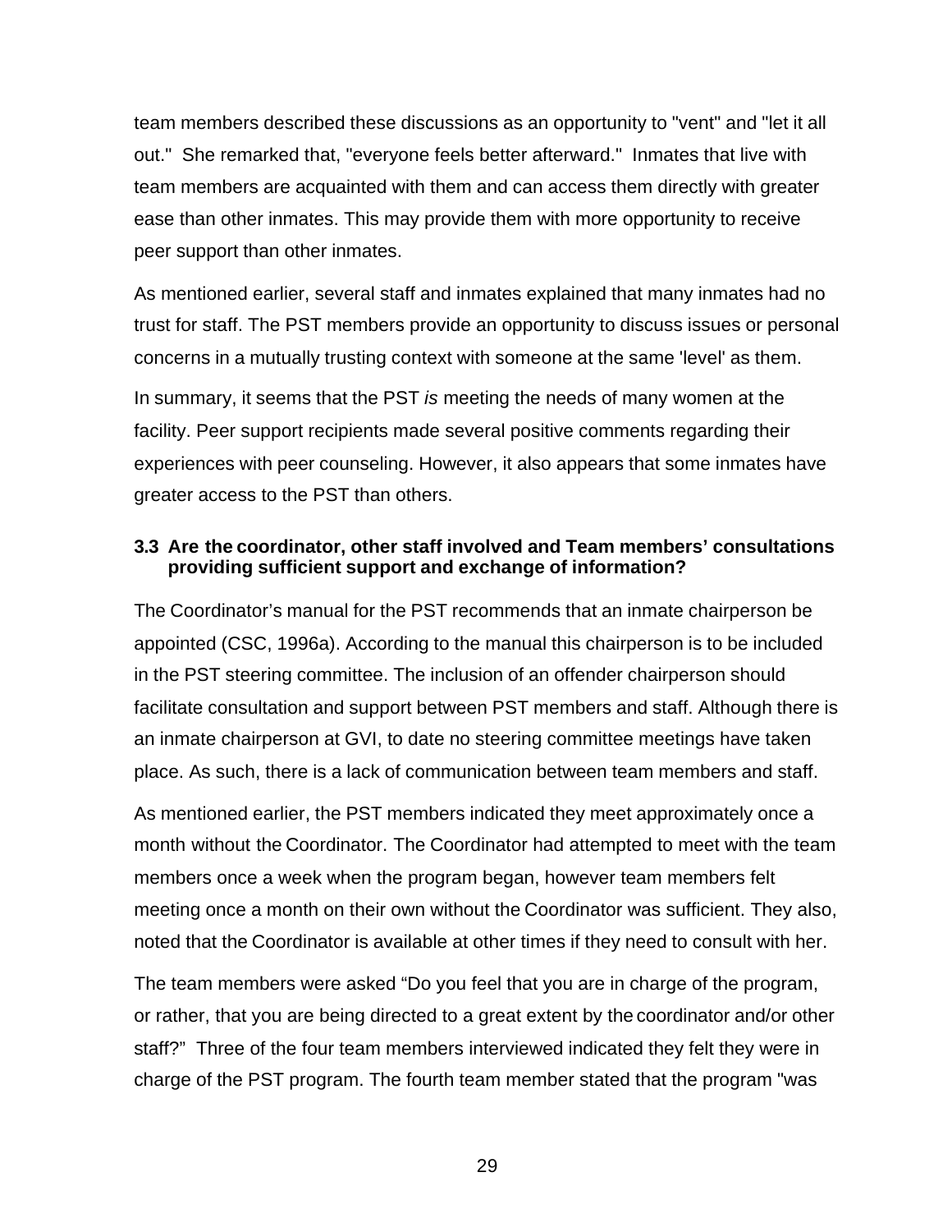team members described these discussions as an opportunity to "vent" and "let it all out." She remarked that, "everyone feels better afterward." Inmates that live with team members are acquainted with them and can access them directly with greater ease than other inmates. This may provide them with more opportunity to receive peer support than other inmates.

As mentioned earlier, several staff and inmates explained that many inmates had no trust for staff. The PST members provide an opportunity to discuss issues or personal concerns in a mutually trusting context with someone at the same 'level' as them.

In summary, it seems that the PST *is* meeting the needs of many women at the facility. Peer support recipients made several positive comments regarding their experiences with peer counseling. However, it also appears that some inmates have greater access to the PST than others.

### 3.3 Are the coordinator, other staff involved and Team members' consultations providing sufficient support and exchange of information?

The Coordinator's manual for the PST recommends that an inmate chairperson be appointed (CSC, 1996a). According to the manual this chairperson is to be included in the PST steering committee. The inclusion of an offender chairperson should facilitate consultation and support between PST members and staff. Although there is an inmate chairperson at GVI, to date no steering committee meetings have taken place. As such, there is a lack of communication between team members and staff.

As mentioned earlier, the PST members indicated they meet approximately once a month without the Coordinator. The Coordinator had attempted to meet with the team members once a week when the program began, however team members felt meeting once a month on their own without the Coordinator was sufficient. They also, noted that the Coordinator is available at other times if they need to consult with her.

The team members were asked "Do you feel that you are in charge of the program, or rather, that you are being directed to a great extent by the coordinator and/or other staff?" Three of the four team members interviewed indicated they felt they were in charge of the PST program. The fourth team member stated that the program "was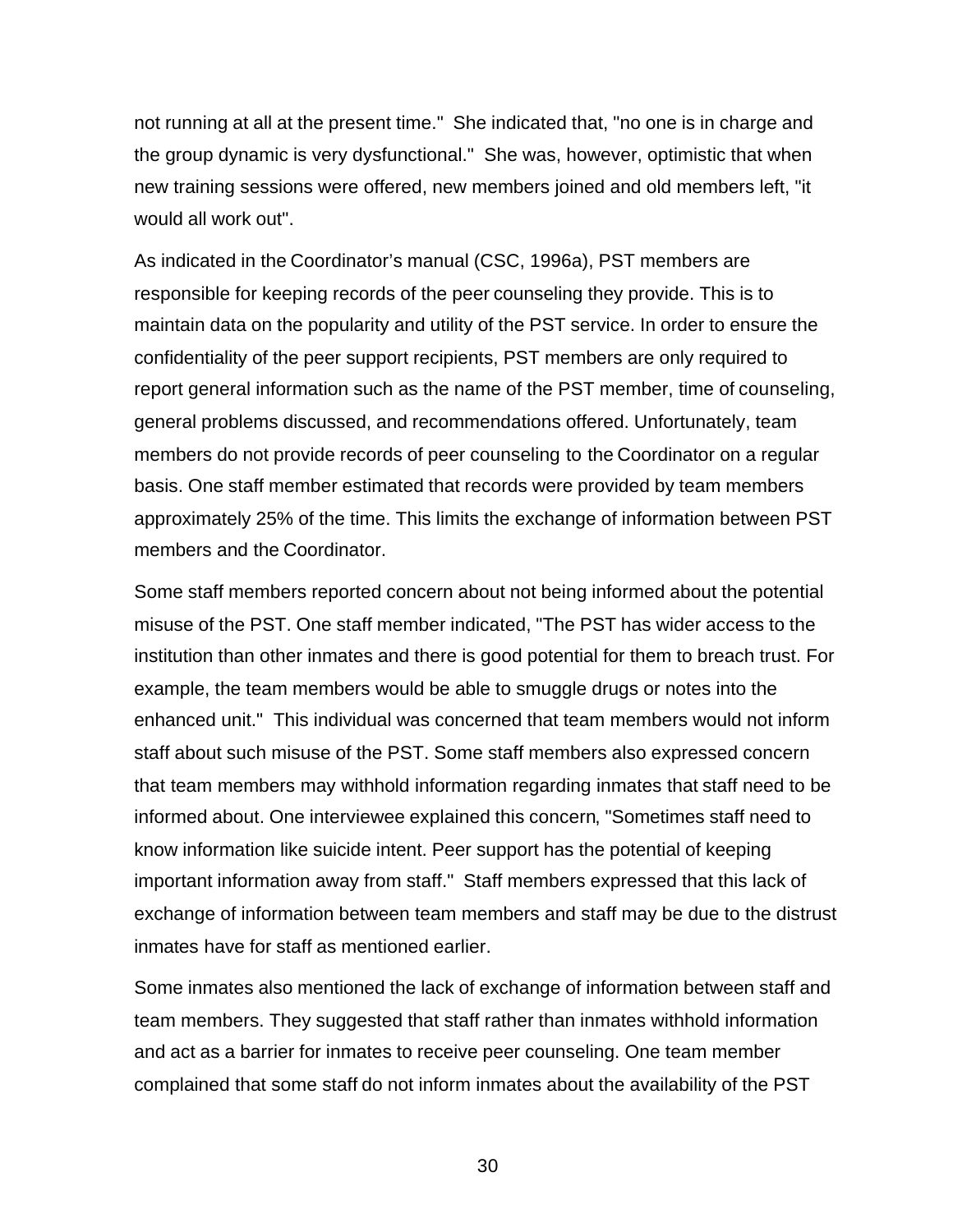not running at all at the present time." She indicated that, "no one is in charge and the group dynamic is very dysfunctional." She was, however, optimistic that when new training sessions were offered, new members joined and old members left, "it would all work out".

As indicated in the Coordinator's manual (CSC, 1996a), PST members are responsible for keeping records of the peer counseling they provide. This is to maintain data on the popularity and utility of the PST service. In order to ensure the confidentiality of the peer support recipients, PST members are only required to report general information such as the name of the PST member, time of counseling, general problems discussed, and recommendations offered. Unfortunately, team members do not provide records of peer counseling to the Coordinator on a regular basis. One staff member estimated that records were provided by team members approximately 25% of the time. This limits the exchange of information between PST members and the Coordinator.

Some staff members reported concern about not being informed about the potential misuse of the PST. One staff member indicated, "The PST has wider access to the institution than other inmates and there is good potential for them to breach trust. For example, the team members would be able to smuggle drugs or notes into the enhanced unit." This individual was concerned that team members would not inform staff about such misuse of the PST. Some staff members also expressed concern that team members may withhold information regarding inmates that staff need to be informed about. One interviewee explained this concern, "Sometimes staff need to know information like suicide intent. Peer support has the potential of keeping important information away from staff." Staff members expressed that this lack of exchange of information between team members and staff may be due to the distrust inmates have for staff as mentioned earlier.

Some inmates also mentioned the lack of exchange of information between staff and team members. They suggested that staff rather than inmates withhold information and act as a barrier for inmates to receive peer counseling. One team member complained that some staff do not inform inmates about the availability of the PST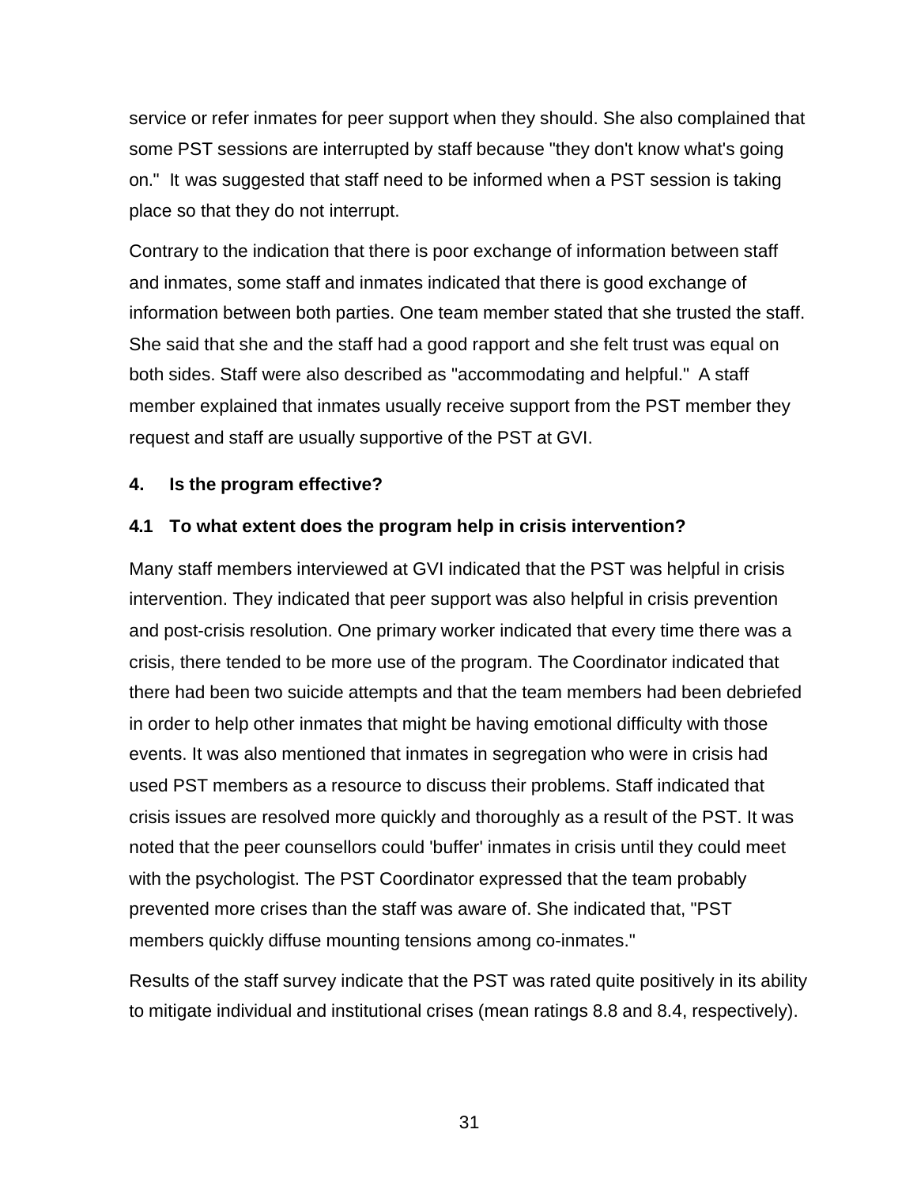service or refer inmates for peer support when they should. She also complained that some PST sessions are interrupted by staff because "they don't know what's going on." It was suggested that staff need to be informed when a PST session is taking place so that they do not interrupt.

Contrary to the indication that there is poor exchange of information between staff and inmates, some staff and inmates indicated that there is good exchange of information between both parties. One team member stated that she trusted the staff. She said that she and the staff had a good rapport and she felt trust was equal on both sides. Staff were also described as "accommodating and helpful." A staff member explained that inmates usually receive support from the PST member they request and staff are usually supportive of the PST at GVI.

## 4. Is the program effective?

### 4.1 To what extent does the program help in crisis intervention?

Many staff members interviewed at GVI indicated that the PST was helpful in crisis intervention. They indicated that peer support was also helpful in crisis prevention and post-crisis resolution. One primary worker indicated that every time there was a crisis, there tended to be more use of the program. The Coordinator indicated that there had been two suicide attempts and that the team members had been debriefed in order to help other inmates that might be having emotional difficulty with those events. It was also mentioned that inmates in segregation who were in crisis had used PST members as a resource to discuss their problems. Staff indicated that crisis issues are resolved more quickly and thoroughly as a result of the PST. It was noted that the peer counsellors could 'buffer' inmates in crisis until they could meet with the psychologist. The PST Coordinator expressed that the team probably prevented more crises than the staff was aware of. She indicated that, "PST members quickly diffuse mounting tensions among co-inmates."

Results of the staff survey indicate that the PST was rated quite positively in its ability to mitigate individual and institutional crises (mean ratings 8.8 and 8.4, respectively).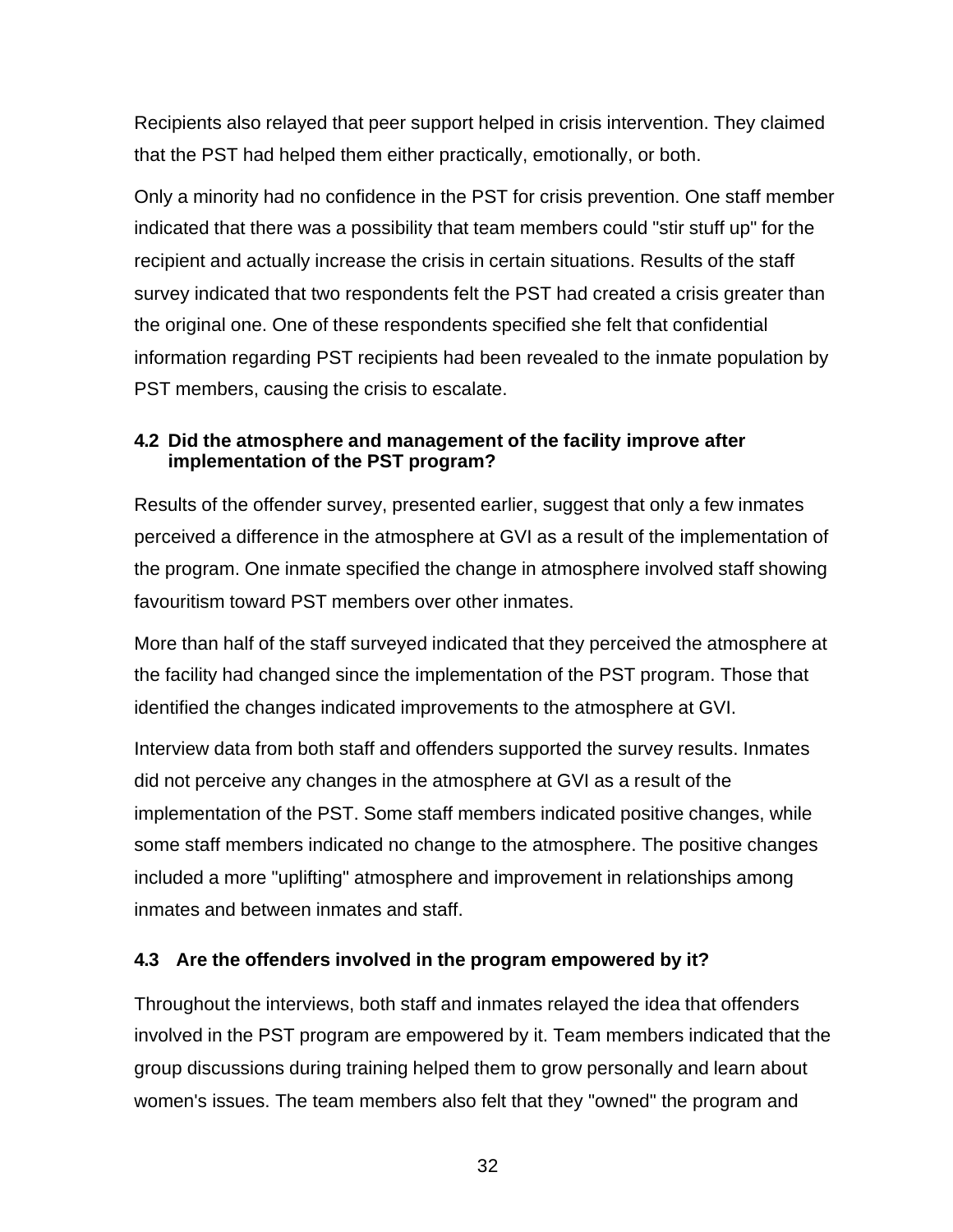Recipients also relayed that peer support helped in crisis intervention. They claimed that the PST had helped them either practically, emotionally, or both.

Only a minority had no confidence in the PST for crisis prevention. One staff member indicated that there was a possibility that team members could "stir stuff up" for the recipient and actually increase the crisis in certain situations. Results of the staff survey indicated that two respondents felt the PST had created a crisis greater than the original one. One of these respondents specified she felt that confidential information regarding PST recipients had been revealed to the inmate population by PST members, causing the crisis to escalate.

### 4.2 Did the atmosphere and management of the facility improve after implementation of the PST program?

Results of the offender survey, presented earlier, suggest that only a few inmates perceived a difference in the atmosphere at GVI as a result of the implementation of the program. One inmate specified the change in atmosphere involved staff showing favouritism toward PST members over other inmates.

More than half of the staff surveyed indicated that they perceived the atmosphere at the facility had changed since the implementation of the PST program. Those that identified the changes indicated improvements to the atmosphere at GVI.

Interview data from both staff and offenders supported the survey results. Inmates did not perceive any changes in the atmosphere at GVI as a result of the implementation of the PST. Some staff members indicated positive changes, while some staff members indicated no change to the atmosphere. The positive changes included a more "uplifting" atmosphere and improvement in relationships among inmates and between inmates and staff.

### 4.3 Are the offenders involved in the program empowered by it?

Throughout the interviews, both staff and inmates relayed the idea that offenders involved in the PST program are empowered by it. Team members indicated that the group discussions during training helped them to grow personally and learn about women's issues. The team members also felt that they "owned" the program and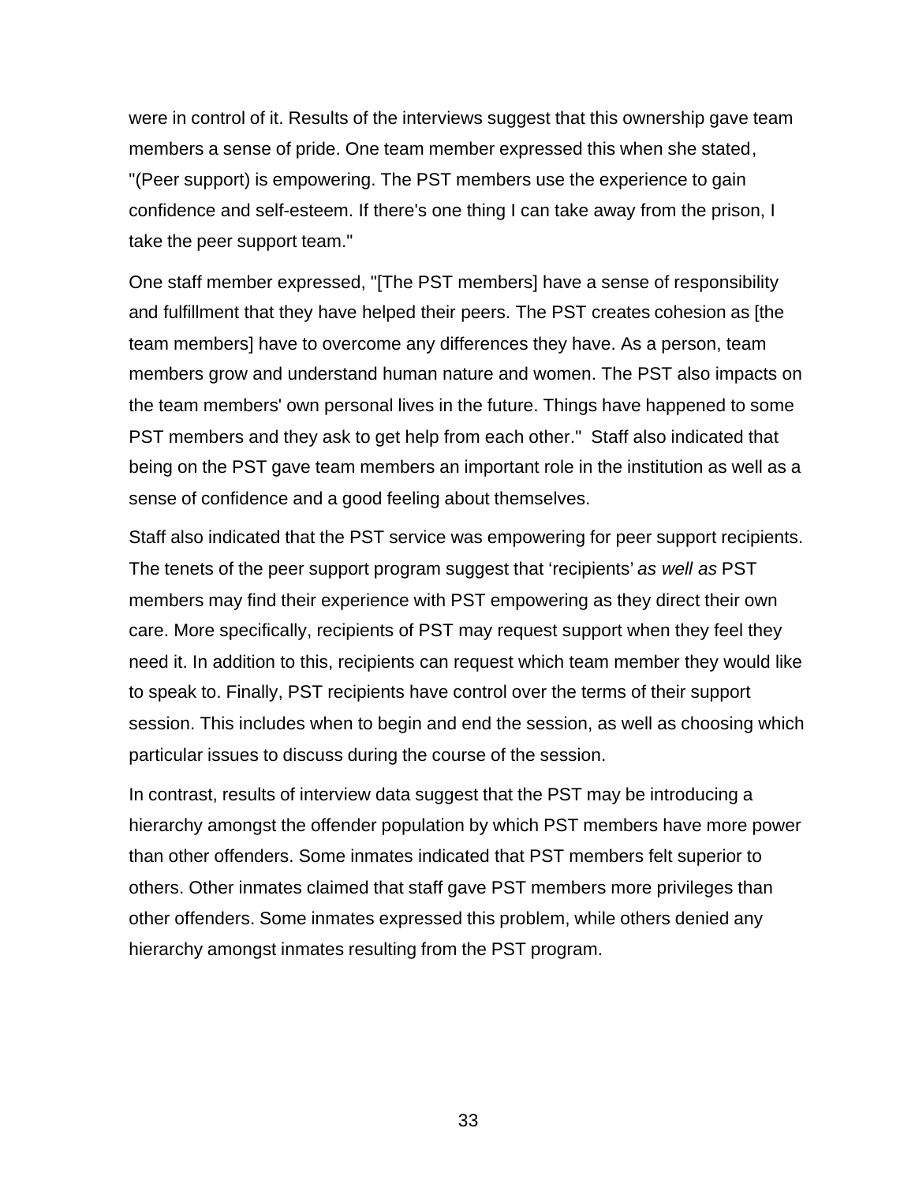were in control of it. Results of the interviews suggest that this ownership gave team members a sense of pride. One team member expressed this when she stated, "(Peer support) is empowering. The PST members use the experience to gain confidence and self-esteem. If there's one thing I can take away from the prison, I take the peer support team."

One staff member expressed, "[The PST members] have a sense of responsibility and fulfillment that they have helped their peers. The PST creates cohesion as [the team members] have to overcome any differences they have. As a person, team members grow and understand human nature and women. The PST also impacts on the team members' own personal lives in the future. Things have happened to some PST members and they ask to get help from each other." Staff also indicated that being on the PST gave team members an important role in the institution as well as a sense of confidence and a good feeling about themselves.

Staff also indicated that the PST service was empowering for peer support recipients. The tenets of the peer support program suggest that 'recipients' *as well as* PST members may find their experience with PST empowering as they direct their own care. More specifically, recipients of PST may request support when they feel they need it. In addition to this, recipients can request which team member they would like to speak to. Finally, PST recipients have control over the terms of their support session. This includes when to begin and end the session, as well as choosing which particular issues to discuss during the course of the session.

In contrast, results of interview data suggest that the PST may be introducing a hierarchy amongst the offender population by which PST members have more power than other offenders. Some inmates indicated that PST members felt superior to others. Other inmates claimed that staff gave PST members more privileges than other offenders. Some inmates expressed this problem, while others denied any hierarchy amongst inmates resulting from the PST program.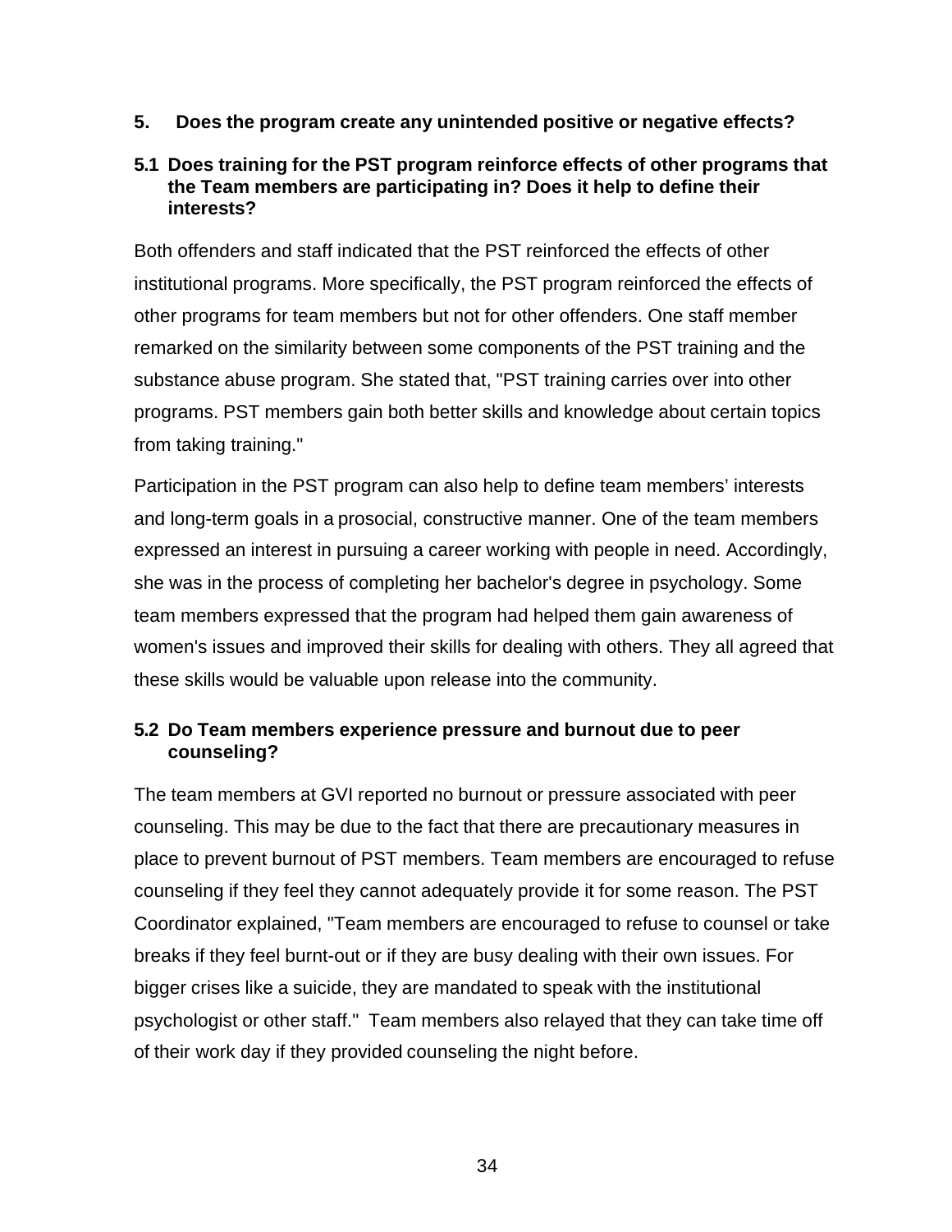## 5. Does the program create any unintended positive or negative effects?

### 5.1 Does training for the PST program reinforce effects of other programs that the Team members are participating in? Does it help to define their interests?

Both offenders and staff indicated that the PST reinforced the effects of other institutional programs. More specifically, the PST program reinforced the effects of other programs for team members but not for other offenders. One staff member remarked on the similarity between some components of the PST training and the substance abuse program. She stated that, "PST training carries over into other programs. PST members gain both better skills and knowledge about certain topics from taking training."

Participation in the PST program can also help to define team members' interests and long-term goals in a prosocial, constructive manner. One of the team members expressed an interest in pursuing a career working with people in need. Accordingly, she was in the process of completing her bachelor's degree in psychology. Some team members expressed that the program had helped them gain awareness of women's issues and improved their skills for dealing with others. They all agreed that these skills would be valuable upon release into the community.

### 5.2 Do Team members experience pressure and burnout due to peer counseling?

The team members at GVI reported no burnout or pressure associated with peer counseling. This may be due to the fact that there are precautionary measures in place to prevent burnout of PST members. Team members are encouraged to refuse counseling if they feel they cannot adequately provide it for some reason. The PST Coordinator explained, "Team members are encouraged to refuse to counsel or take breaks if they feel burnt-out or if they are busy dealing with their own issues. For bigger crises like a suicide, they are mandated to speak with the institutional psychologist or other staff." Team members also relayed that they can take time off of their work day if they provided counseling the night before.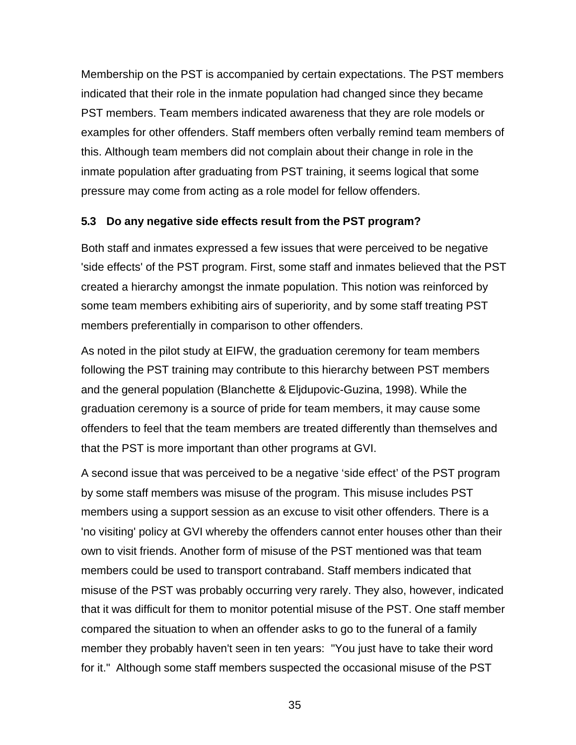Membership on the PST is accompanied by certain expectations. The PST members indicated that their role in the inmate population had changed since they became PST members. Team members indicated awareness that they are role models or examples for other offenders. Staff members often verbally remind team members of this. Although team members did not complain about their change in role in the inmate population after graduating from PST training, it seems logical that some pressure may come from acting as a role model for fellow offenders.

### 5.3 Do any negative side effects result from the PST program?

Both staff and inmates expressed a few issues that were perceived to be negative 'side effects' of the PST program. First, some staff and inmates believed that the PST created a hierarchy amongst the inmate population. This notion was reinforced by some team members exhibiting airs of superiority, and by some staff treating PST members preferentially in comparison to other offenders.

As noted in the pilot study at EIFW, the graduation ceremony for team members following the PST training may contribute to this hierarchy between PST members and the general population (Blanchette & Eljdupovic-Guzina, 1998). While the graduation ceremony is a source of pride for team members, it may cause some offenders to feel that the team members are treated differently than themselves and that the PST is more important than other programs at GVI.

A second issue that was perceived to be a negative 'side effect' of the PST program by some staff members was misuse of the program. This misuse includes PST members using a support session as an excuse to visit other offenders. There is a 'no visiting' policy at GVI whereby the offenders cannot enter houses other than their own to visit friends. Another form of misuse of the PST mentioned was that team members could be used to transport contraband. Staff members indicated that misuse of the PST was probably occurring very rarely. They also, however, indicated that it was difficult for them to monitor potential misuse of the PST. One staff member compared the situation to when an offender asks to go to the funeral of a family member they probably haven't seen in ten years: "You just have to take their word for it." Although some staff members suspected the occasional misuse of the PST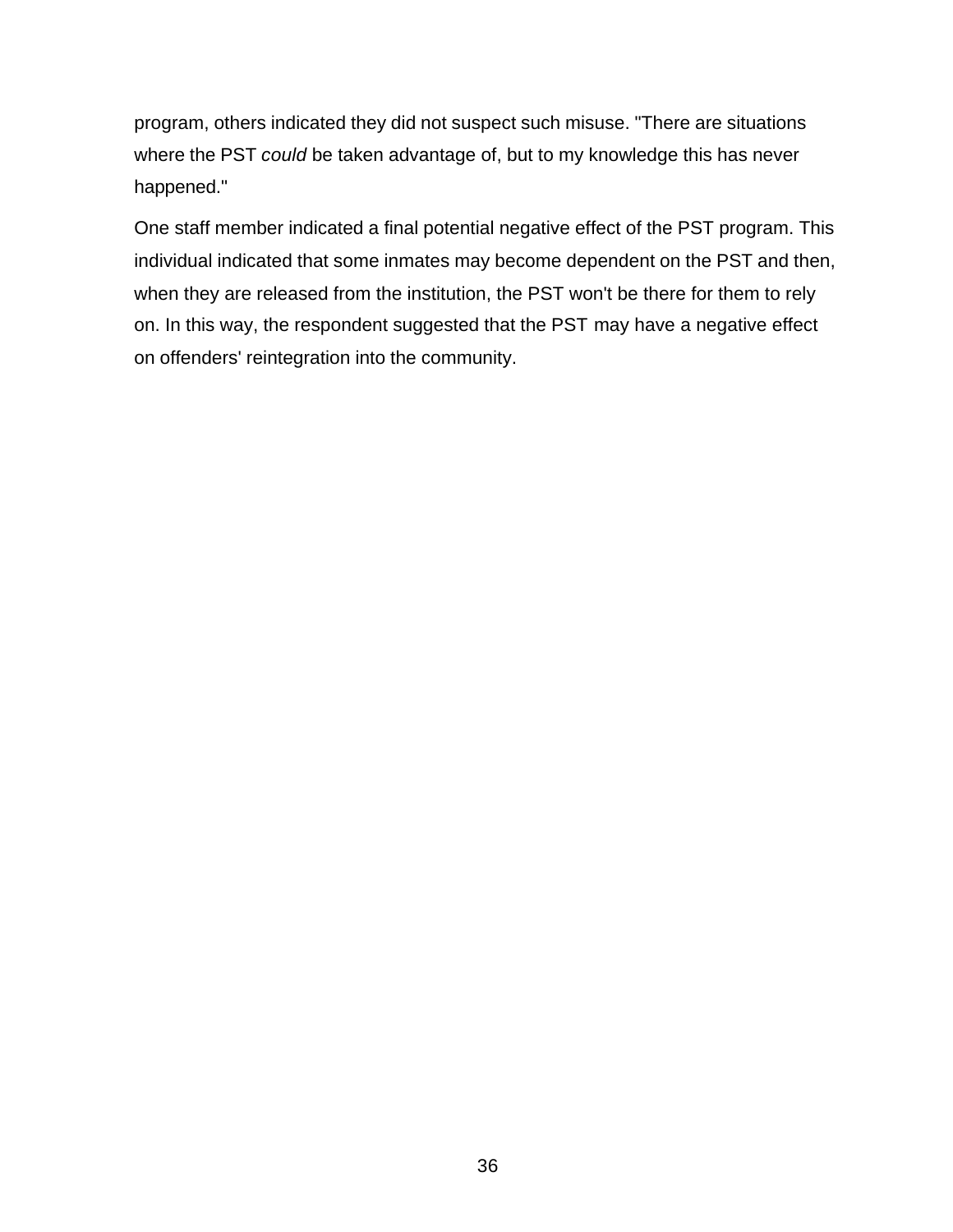program, others indicated they did not suspect such misuse. "There are situations where the PST *could* be taken advantage of, but to my knowledge this has never happened."

One staff member indicated a final potential negative effect of the PST program. This individual indicated that some inmates may become dependent on the PST and then, when they are released from the institution, the PST won't be there for them to rely on. In this way, the respondent suggested that the PST may have a negative effect on offenders' reintegration into the community.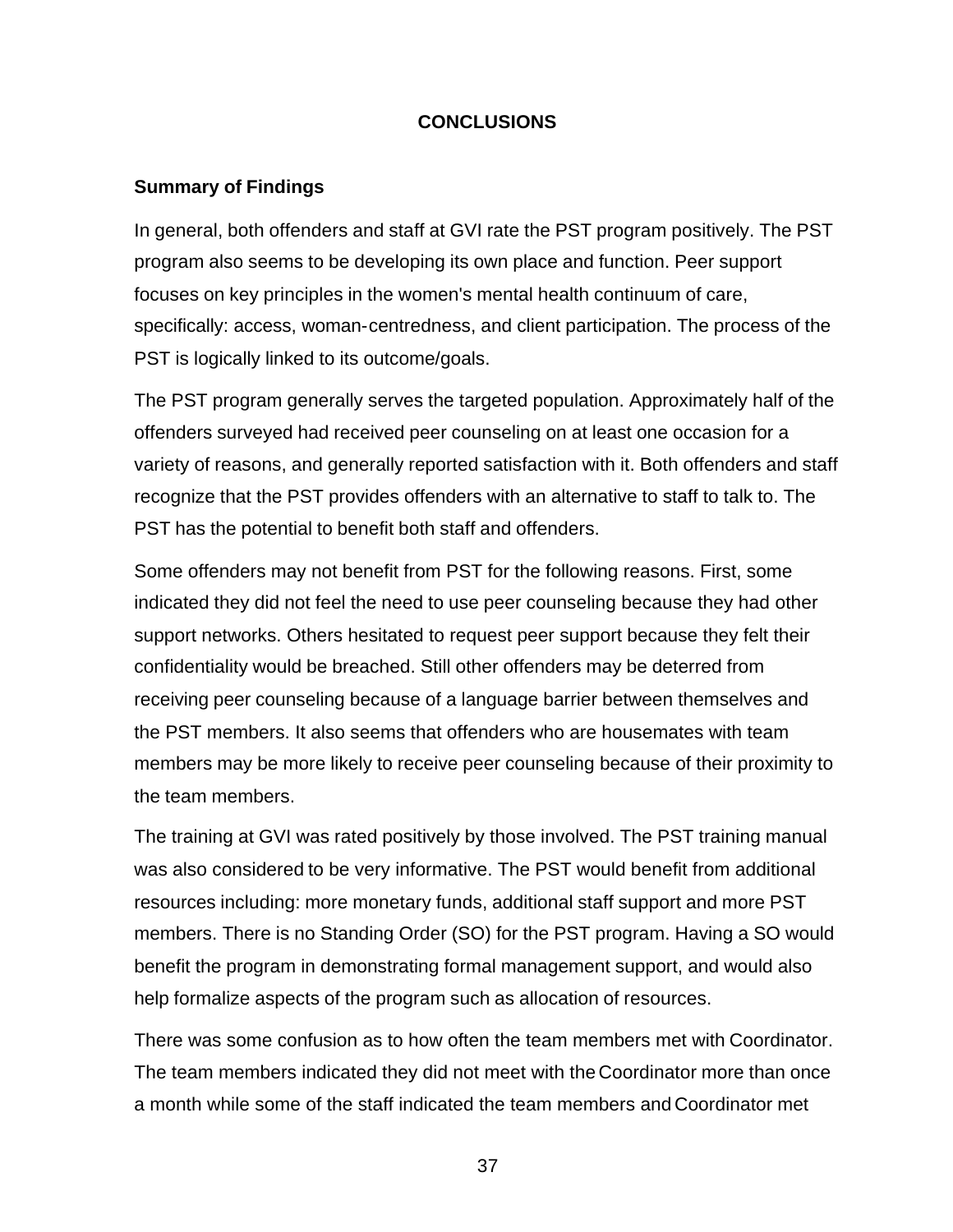## CONCLUSIONS

### Summary of Findings

In general, both offenders and staff at GVI rate the PST program positively. The PST program also seems to be developing its own place and function. Peer support focuses on key principles in the women's mental health continuum of care, specifically: access, woman-centredness, and client participation. The process of the PST is logically linked to its outcome/goals.

The PST program generally serves the targeted population. Approximately half of the offenders surveyed had received peer counseling on at least one occasion for a variety of reasons, and generally reported satisfaction with it. Both offenders and staff recognize that the PST provides offenders with an alternative to staff to talk to. The PST has the potential to benefit both staff and offenders.

Some offenders may not benefit from PST for the following reasons. First, some indicated they did not feel the need to use peer counseling because they had other support networks. Others hesitated to request peer support because they felt their confidentiality would be breached. Still other offenders may be deterred from receiving peer counseling because of a language barrier between themselves and the PST members. It also seems that offenders who are housemates with team members may be more likely to receive peer counseling because of their proximity to the team members.

The training at GVI was rated positively by those involved. The PST training manual was also considered to be very informative. The PST would benefit from additional resources including: more monetary funds, additional staff support and more PST members. There is no Standing Order (SO) for the PST program. Having a SO would benefit the program in demonstrating formal management support, and would also help formalize aspects of the program such as allocation of resources.

There was some confusion as to how often the team members met with Coordinator. The team members indicated they did not meet with the Coordinator more than once a month while some of the staff indicated the team members and Coordinator met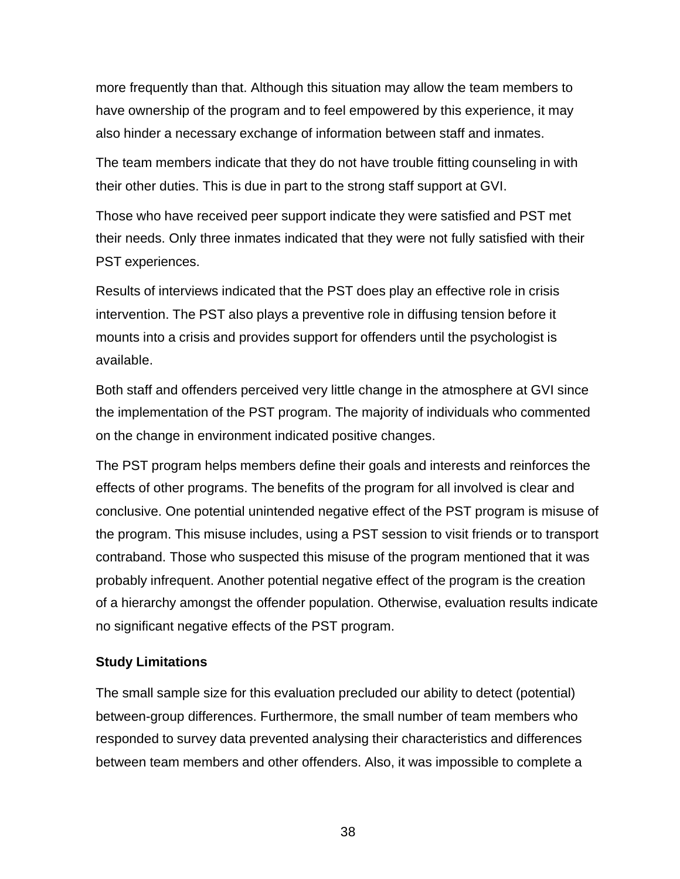more frequently than that. Although this situation may allow the team members to have ownership of the program and to feel empowered by this experience, it may also hinder a necessary exchange of information between staff and inmates.

The team members indicate that they do not have trouble fitting counseling in with their other duties. This is due in part to the strong staff support at GVI.

Those who have received peer support indicate they were satisfied and PST met their needs. Only three inmates indicated that they were not fully satisfied with their PST experiences.

Results of interviews indicated that the PST does play an effective role in crisis intervention. The PST also plays a preventive role in diffusing tension before it mounts into a crisis and provides support for offenders until the psychologist is available.

Both staff and offenders perceived very little change in the atmosphere at GVI since the implementation of the PST program. The majority of individuals who commented on the change in environment indicated positive changes.

The PST program helps members define their goals and interests and reinforces the effects of other programs. The benefits of the program for all involved is clear and conclusive. One potential unintended negative effect of the PST program is misuse of the program. This misuse includes, using a PST session to visit friends or to transport contraband. Those who suspected this misuse of the program mentioned that it was probably infrequent. Another potential negative effect of the program is the creation of a hierarchy amongst the offender population. Otherwise, evaluation results indicate no significant negative effects of the PST program.

**Study Limitations**

The small sample size for this evaluation precluded our ability to detect (potential) between-group differences. Furthermore, the small number of team members who responded to survey data prevented analysing their characteristics and differences between team members and other offenders. Also, it was impossible to complete a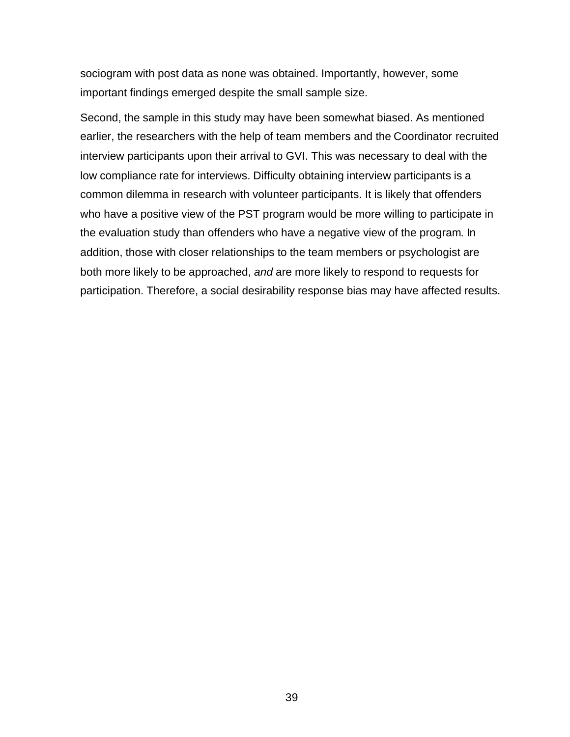sociogram with post data as none was obtained. Importantly, however, some important findings emerged despite the small sample size.

Second, the sample in this study may have been somewhat biased. As mentioned earlier, the researchers with the help of team members and the Coordinator recruited interview participants upon their arrival to GVI. This was necessary to deal with the low compliance rate for interviews. Difficulty obtaining interview participants is a common dilemma in research with volunteer participants. It is likely that offenders who have a positive view of the PST program would be more willing to participate in the evaluation study than offenders who have a negative view of the program. In addition, those with closer relationships to the team members or psychologist are both more likely to be approached, *and* are more likely to respond to requests for participation. Therefore, a social desirability response bias may have affected results.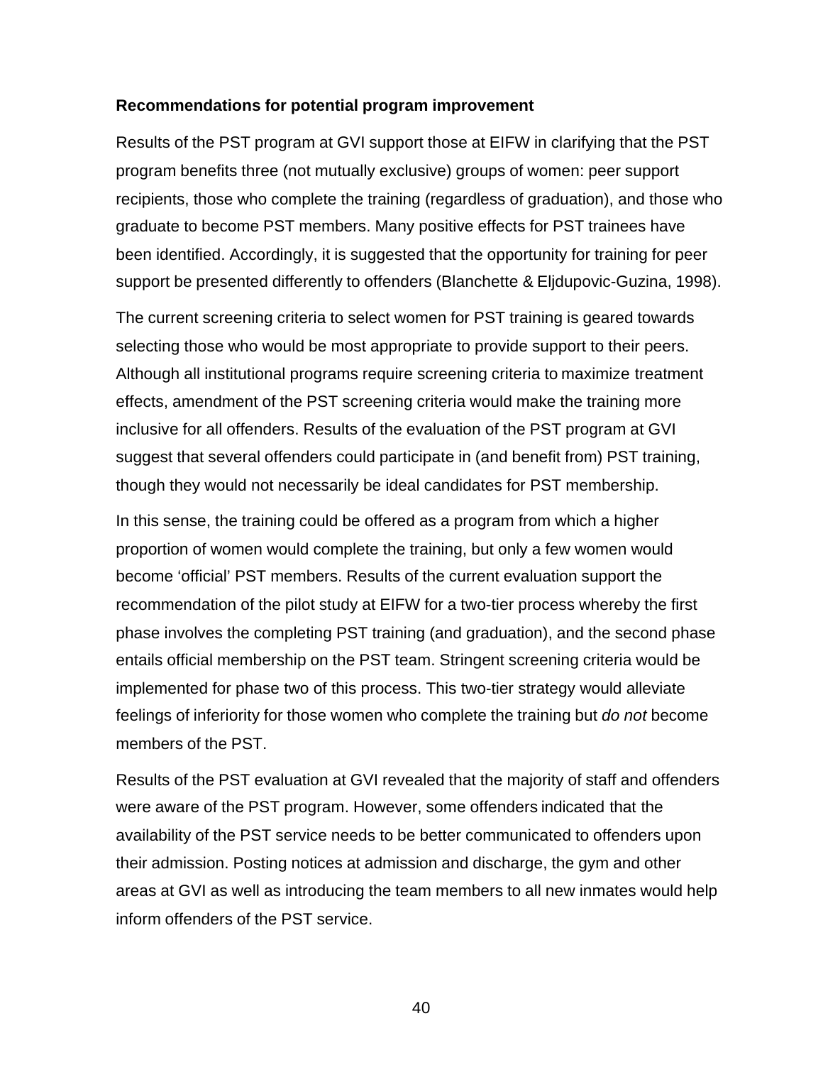**Recommendations for potential program improvement**

Results of the PST program at GVI support those at EIFW in clarifying that the PST program benefits three (not mutually exclusive) groups of women: peer support recipients, those who complete the training (regardless of graduation), and those who graduate to become PST members. Many positive effects for PST trainees have been identified. Accordingly, it is suggested that the opportunity for training for peer support be presented differently to offenders (Blanchette & Eljdupovic-Guzina, 1998).

The current screening criteria to select women for PST training is geared towards selecting those who would be most appropriate to provide support to their peers. Although all institutional programs require screening criteria to maximize treatment effects, amendment of the PST screening criteria would make the training more inclusive for all offenders. Results of the evaluation of the PST program at GVI suggest that several offenders could participate in (and benefit from) PST training, though they would not necessarily be ideal candidates for PST membership.

In this sense, the training could be offered as a program from which a higher proportion of women would complete the training, but only a few women would become 'official' PST members. Results of the current evaluation support the recommendation of the pilot study at EIFW for a two-tier process whereby the first phase involves the completing PST training (and graduation), and the second phase entails official membership on the PST team. Stringent screening criteria would be implemented for phase two of this process. This two-tier strategy would alleviate feelings of inferiority for those women who complete the training but *do not* become members of the PST.

Results of the PST evaluation at GVI revealed that the majority of staff and offenders were aware of the PST program. However, some offenders indicated that the availability of the PST service needs to be better communicated to offenders upon their admission. Posting notices at admission and discharge, the gym and other areas at GVI as well as introducing the team members to all new inmates would help inform offenders of the PST service.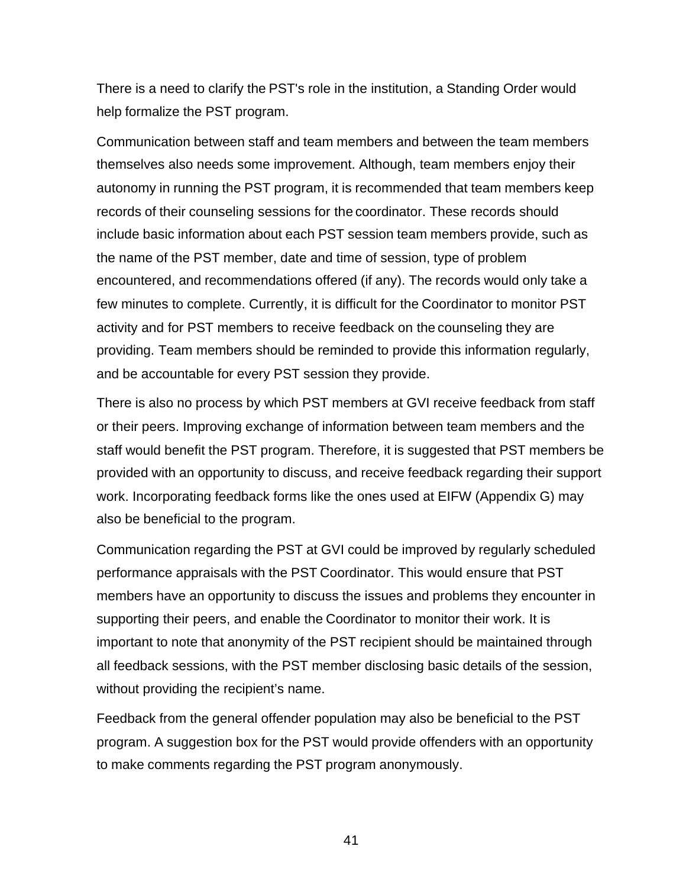There is a need to clarify the PST's role in the institution, a Standing Order would help formalize the PST program.

Communication between staff and team members and between the team members themselves also needs some improvement. Although, team members enjoy their autonomy in running the PST program, it is recommended that team members keep records of their counseling sessions for the coordinator. These records should include basic information about each PST session team members provide, such as the name of the PST member, date and time of session, type of problem encountered, and recommendations offered (if any). The records would only take a few minutes to complete. Currently, it is difficult for the Coordinator to monitor PST activity and for PST members to receive feedback on the counseling they are providing. Team members should be reminded to provide this information regularly, and be accountable for every PST session they provide.

There is also no process by which PST members at GVI receive feedback from staff or their peers. Improving exchange of information between team members and the staff would benefit the PST program. Therefore, it is suggested that PST members be provided with an opportunity to discuss, and receive feedback regarding their support work. Incorporating feedback forms like the ones used at EIFW (Appendix G) may also be beneficial to the program.

Communication regarding the PST at GVI could be improved by regularly scheduled performance appraisals with the PST Coordinator. This would ensure that PST members have an opportunity to discuss the issues and problems they encounter in supporting their peers, and enable the Coordinator to monitor their work. It is important to note that anonymity of the PST recipient should be maintained through all feedback sessions, with the PST member disclosing basic details of the session, without providing the recipient’s name.

Feedback from the general offender population may also be beneficial to the PST program. A suggestion box for the PST would provide offenders with an opportunity to make comments regarding the PST program anonymously.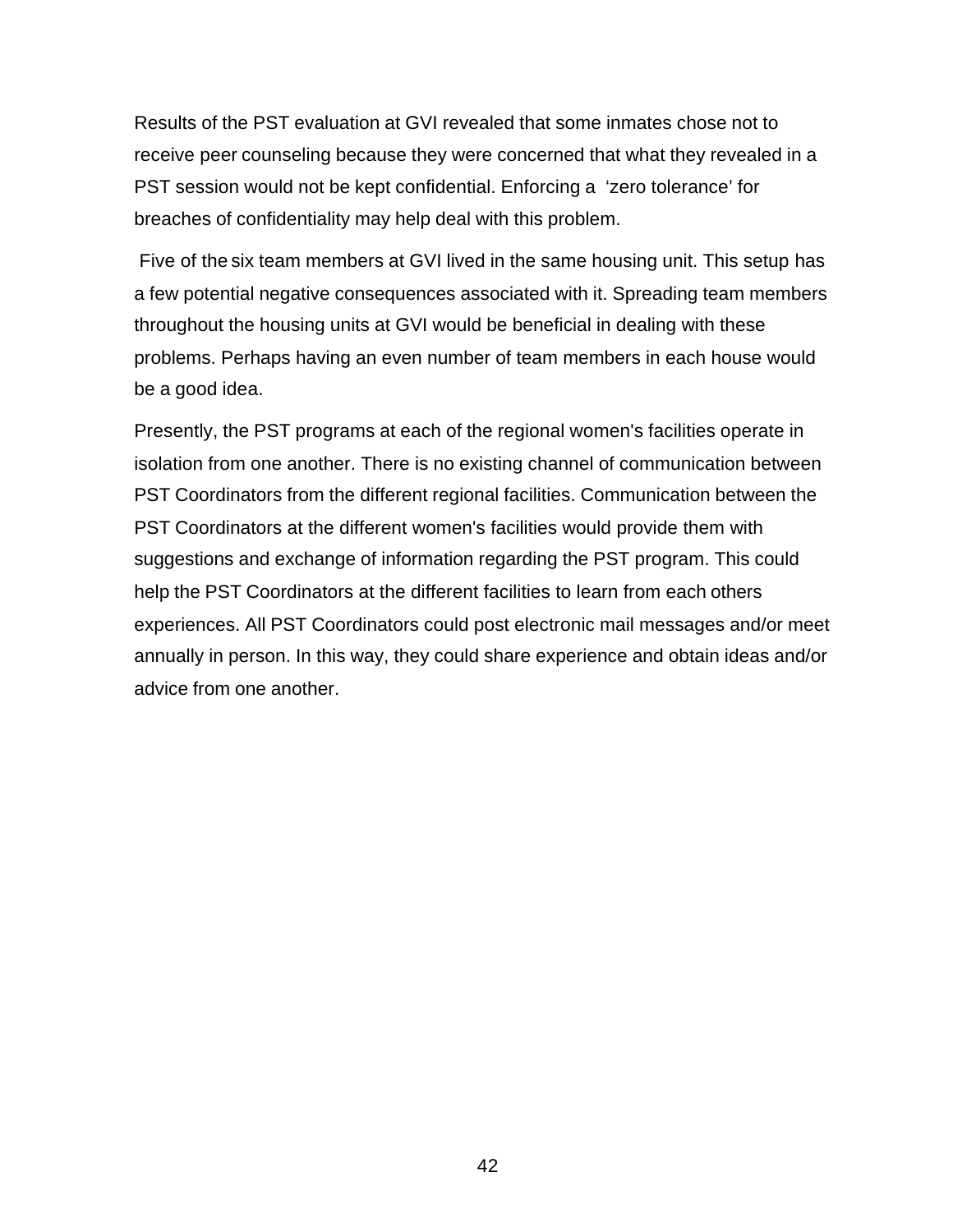Results of the PST evaluation at GVI revealed that some inmates chose not to receive peer counseling because they were concerned that what they revealed in a PST session would not be kept confidential. Enforcing a 'zero tolerance' for breaches of confidentiality may help deal with this problem.

Five of the six team members at GVI lived in the same housing unit. This setup has a few potential negative consequences associated with it. Spreading team members throughout the housing units at GVI would be beneficial in dealing with these problems. Perhaps having an even number of team members in each house would be a good idea.

Presently, the PST programs at each of the regional women's facilities operate in isolation from one another. There is no existing channel of communication between PST Coordinators from the different regional facilities. Communication between the PST Coordinators at the different women's facilities would provide them with suggestions and exchange of information regarding the PST program. This could help the PST Coordinators at the different facilities to learn from each others experiences. All PST Coordinators could post electronic mail messages and/or meet annually in person. In this way, they could share experience and obtain ideas and/or advice from one another.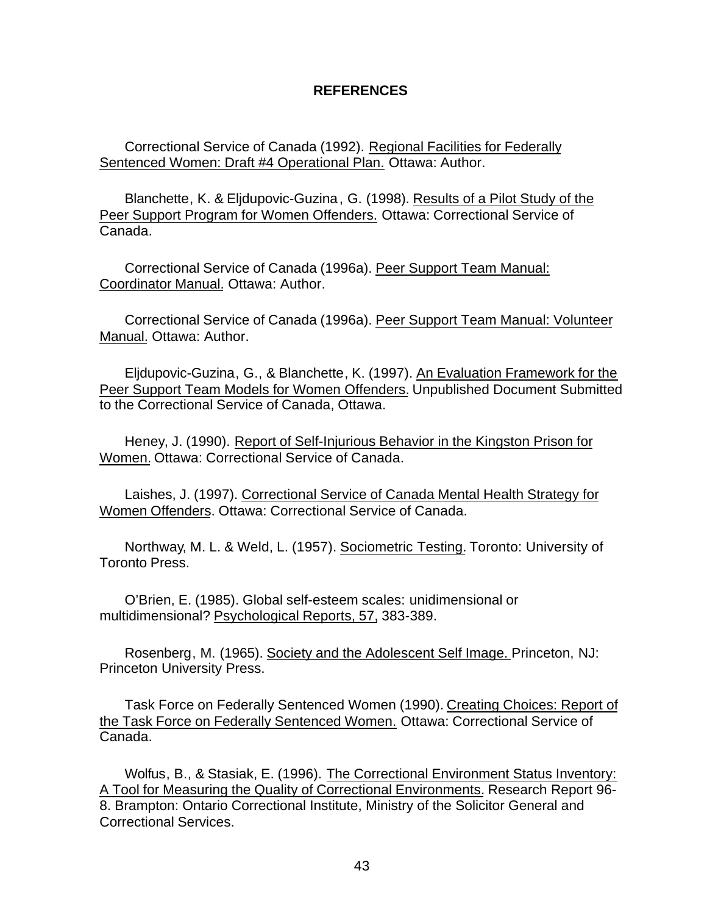# REFERENCES

Correctional Service of Canada (1992). Regional Facilities for Federally Sentenced Women: Draft #4 Operational Plan. Ottawa: Author.

Blanchette, K. & Eljdupovic-Guzina, G. (1998). Results of a Pilot Study of the Peer Support Program for Women Offenders. Ottawa: Correctional Service of Canada.

Correctional Service of Canada (1996a). Peer Support Team Manual: Coordinator Manual. Ottawa: Author.

Correctional Service of Canada (1996a). Peer Support Team Manual: Volunteer Manual. Ottawa: Author.

Eljdupovic-Guzina, G., & Blanchette, K. (1997). An Evaluation Framework for the Peer Support Team Models for Women Offenders. Unpublished Document Submitted to the Correctional Service of Canada, Ottawa.

Heney, J. (1990). Report of Self-Injurious Behavior in the Kingston Prison for Women. Ottawa: Correctional Service of Canada.

Laishes, J. (1997). Correctional Service of Canada Mental Health Strategy for Women Offenders. Ottawa: Correctional Service of Canada.

Northway, M. L. & Weld, L. (1957). Sociometric Testing. Toronto: University of Toronto Press.

O'Brien, E. (1985). Global self-esteem scales: unidimensional or multidimensional? Psychological Reports, 57, 383-389.

Rosenberg, M. (1965). Society and the Adolescent Self Image. Princeton, NJ: Princeton University Press.

Task Force on Federally Sentenced Women (1990). Creating Choices: Report of the Task Force on Federally Sentenced Women. Ottawa: Correctional Service of Canada.

Wolfus, B., & Stasiak, E. (1996). The Correctional Environment Status Inventory: A Tool for Measuring the Quality of Correctional Environments. Research Report 96-8. Brampton: Ontario Correctional Institute, Ministry of the Solicitor General and Correctional Services.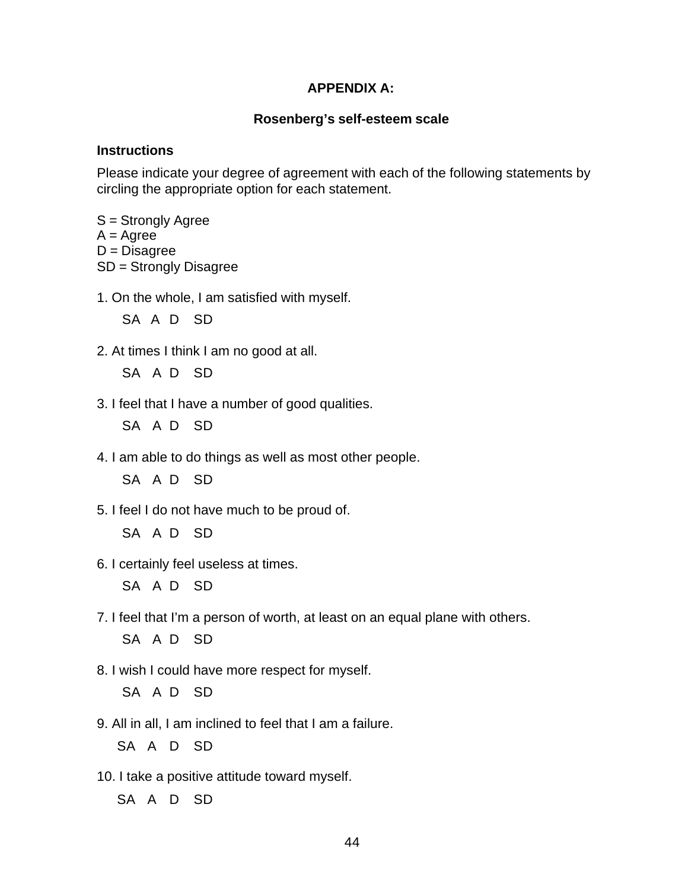**APPENDIX A:**

**Rosenberg's self-esteem scale**

**Instructions**

Please indicate your degree of agreement with each of the following statements by circling the appropriate option for each statement.

S = Strongly Agree
A = Agree
D = Disagree
SD = Strongly Disagree

1. On the whole, I am satisfied with myself.

   SA A D SD

2. At times I think I am no good at all.

   SA A D SD

3. I feel that I have a number of good qualities.

   SA A D SD

4. I am able to do things as well as most other people.

   SA A D SD

5. I feel I do not have much to be proud of.

   SA A D SD

6. I certainly feel useless at times.

   SA A D SD

7. I feel that I'm a person of worth, at least on an equal plane with others.

   SA A D SD

8. I wish I could have more respect for myself.

   SA A D SD

9. All in all, I am inclined to feel that I am a failure.

   SA A D SD

10. I take a positive attitude toward myself.

    SA A D SD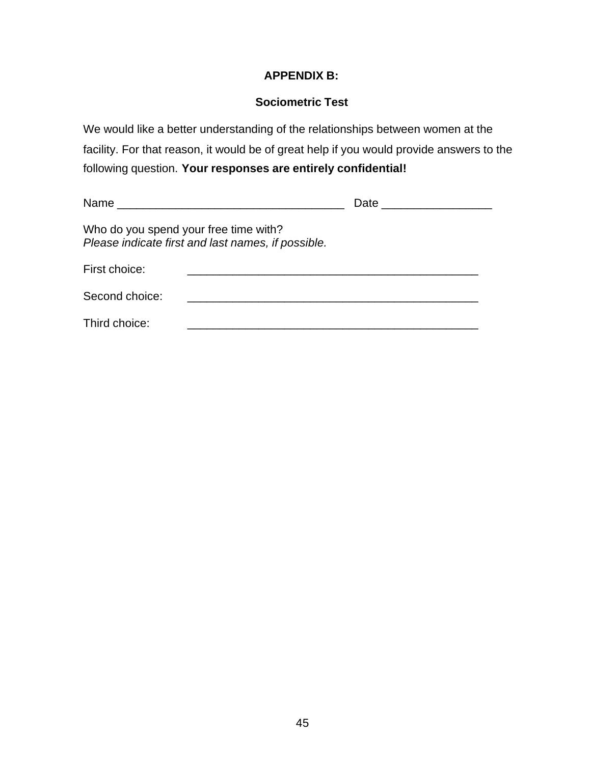**APPENDIX B:**

**Sociometric Test**

We would like a better understanding of the relationships between women at the facility. For that reason, it would be of great help if you would provide answers to the following question. **Your responses are entirely confidential!**

Name ___________________________________ Date _________________

Who do you spend your free time with?
*Please indicate first and last names, if possible.*

First choice: _____________________________________________

Second choice: _____________________________________________

Third choice: _____________________________________________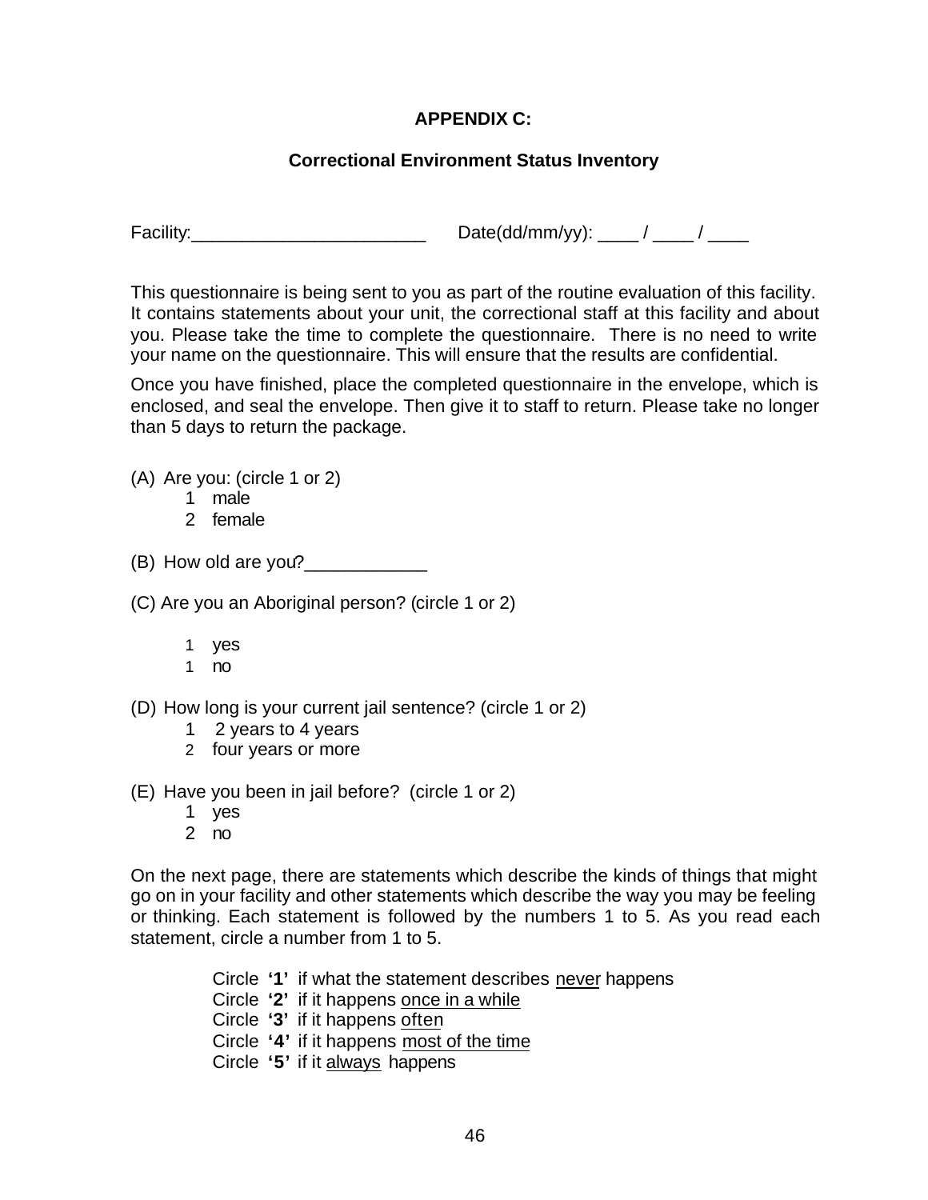# APPENDIX C:

## Correctional Environment Status Inventory

Facility:________________________ Date(dd/mm/yy): ____ / ____ / ____

This questionnaire is being sent to you as part of the routine evaluation of this facility. It contains statements about your unit, the correctional staff at this facility and about you. Please take the time to complete the questionnaire. There is no need to write your name on the questionnaire. This will ensure that the results are confidential.

Once you have finished, place the completed questionnaire in the envelope, which is enclosed, and seal the envelope. Then give it to staff to return. Please take no longer than 5 days to return the package.

(A) Are you: (circle 1 or 2)
   1 male
   2 female

(B) How old are you?____________

(C) Are you an Aboriginal person? (circle 1 or 2)

   1 yes
   1 no

(D) How long is your current jail sentence? (circle 1 or 2)
   1 2 years to 4 years
   2 four years or more

(E) Have you been in jail before? (circle 1 or 2)
   1 yes
   2 no

On the next page, there are statements which describe the kinds of things that might go on in your facility and other statements which describe the way you may be feeling or thinking. Each statement is followed by the numbers 1 to 5. As you read each statement, circle a number from 1 to 5.

Circle **'1'** if what the statement describes never happens
Circle **'2'** if it happens once in a while
Circle **'3'** if it happens often
Circle **'4'** if it happens most of the time
Circle **'5'** if it always happens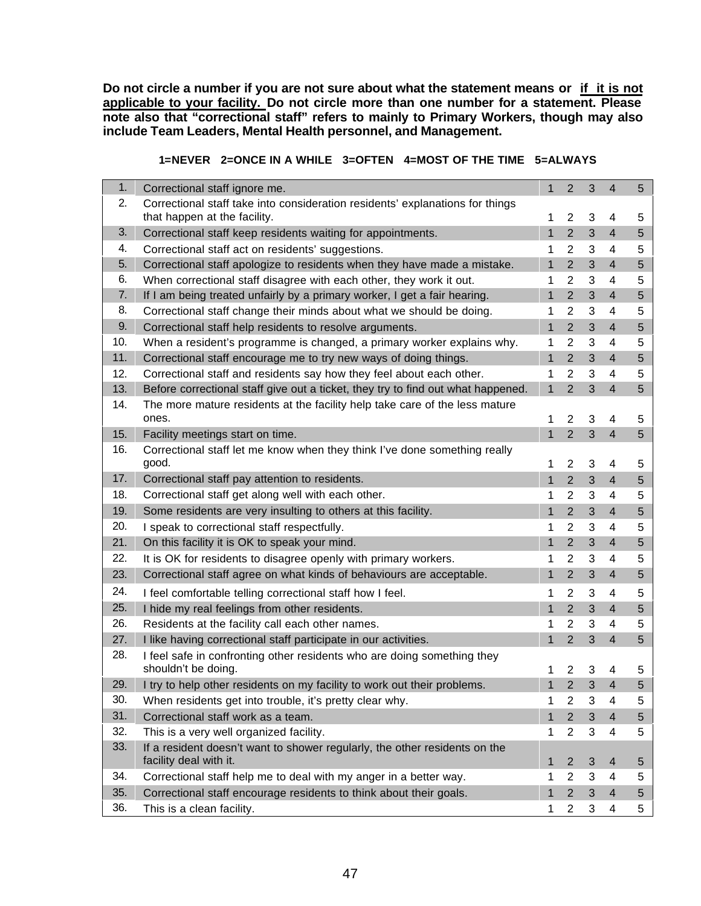**Do not circle a number if you are not sure about what the statement means or <u>if it is not applicable to your facility.</u> Do not circle more than one number for a statement. Please note also that "correctional staff" refers to mainly to Primary Workers, though may also include Team Leaders, Mental Health personnel, and Management.**

**1=NEVER 2=ONCE IN A WHILE 3=OFTEN 4=MOST OF THE TIME 5=ALWAYS**

| | | | | | | |
|---|---|---|---|---|---|---|
| 1. | Correctional staff ignore me. | 1 | 2 | 3 | 4 | 5 |
| 2. | Correctional staff take into consideration residents' explanations for things that happen at the facility. | 1 | 2 | 3 | 4 | 5 |
| 3. | Correctional staff keep residents waiting for appointments. | 1 | 2 | 3 | 4 | 5 |
| 4. | Correctional staff act on residents' suggestions. | 1 | 2 | 3 | 4 | 5 |
| 5. | Correctional staff apologize to residents when they have made a mistake. | 1 | 2 | 3 | 4 | 5 |
| 6. | When correctional staff disagree with each other, they work it out. | 1 | 2 | 3 | 4 | 5 |
| 7. | If I am being treated unfairly by a primary worker, I get a fair hearing. | 1 | 2 | 3 | 4 | 5 |
| 8. | Correctional staff change their minds about what we should be doing. | 1 | 2 | 3 | 4 | 5 |
| 9. | Correctional staff help residents to resolve arguments. | 1 | 2 | 3 | 4 | 5 |
| 10. | When a resident's programme is changed, a primary worker explains why. | 1 | 2 | 3 | 4 | 5 |
| 11. | Correctional staff encourage me to try new ways of doing things. | 1 | 2 | 3 | 4 | 5 |
| 12. | Correctional staff and residents say how they feel about each other. | 1 | 2 | 3 | 4 | 5 |
| 13. | Before correctional staff give out a ticket, they try to find out what happened. | 1 | 2 | 3 | 4 | 5 |
| 14. | The more mature residents at the facility help take care of the less mature ones. | 1 | 2 | 3 | 4 | 5 |
| 15. | Facility meetings start on time. | 1 | 2 | 3 | 4 | 5 |
| 16. | Correctional staff let me know when they think I've done something really good. | 1 | 2 | 3 | 4 | 5 |
| 17. | Correctional staff pay attention to residents. | 1 | 2 | 3 | 4 | 5 |
| 18. | Correctional staff get along well with each other. | 1 | 2 | 3 | 4 | 5 |
| 19. | Some residents are very insulting to others at this facility. | 1 | 2 | 3 | 4 | 5 |
| 20. | I speak to correctional staff respectfully. | 1 | 2 | 3 | 4 | 5 |
| 21. | On this facility it is OK to speak your mind. | 1 | 2 | 3 | 4 | 5 |
| 22. | It is OK for residents to disagree openly with primary workers. | 1 | 2 | 3 | 4 | 5 |
| 23. | Correctional staff agree on what kinds of behaviours are acceptable. | 1 | 2 | 3 | 4 | 5 |
| 24. | I feel comfortable telling correctional staff how I feel. | 1 | 2 | 3 | 4 | 5 |
| 25. | I hide my real feelings from other residents. | 1 | 2 | 3 | 4 | 5 |
| 26. | Residents at the facility call each other names. | 1 | 2 | 3 | 4 | 5 |
| 27. | I like having correctional staff participate in our activities. | 1 | 2 | 3 | 4 | 5 |
| 28. | I feel safe in confronting other residents who are doing something they shouldn't be doing. | 1 | 2 | 3 | 4 | 5 |
| 29. | I try to help other residents on my facility to work out their problems. | 1 | 2 | 3 | 4 | 5 |
| 30. | When residents get into trouble, it's pretty clear why. | 1 | 2 | 3 | 4 | 5 |
| 31. | Correctional staff work as a team. | 1 | 2 | 3 | 4 | 5 |
| 32. | This is a very well organized facility. | 1 | 2 | 3 | 4 | 5 |
| 33. | If a resident doesn't want to shower regularly, the other residents on the facility deal with it. | 1 | 2 | 3 | 4 | 5 |
| 34. | Correctional staff help me to deal with my anger in a better way. | 1 | 2 | 3 | 4 | 5 |
| 35. | Correctional staff encourage residents to think about their goals. | 1 | 2 | 3 | 4 | 5 |
| 36. | This is a clean facility. | 1 | 2 | 3 | 4 | 5 |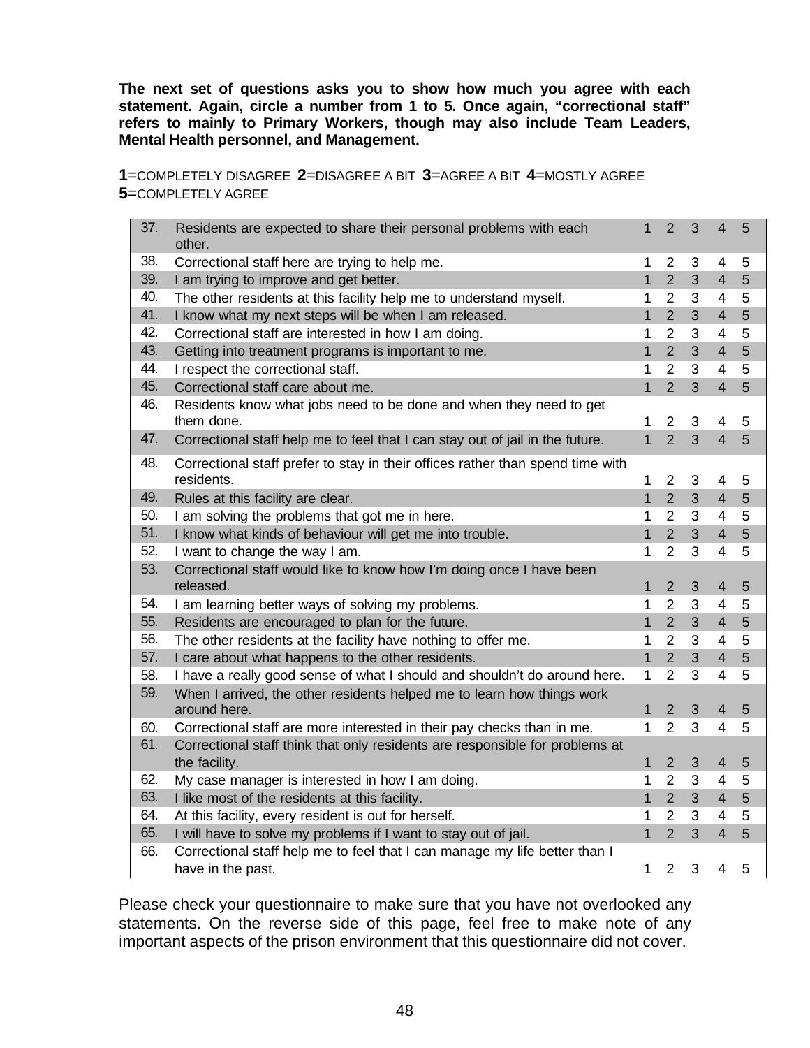**The next set of questions asks you to show how much you agree with each statement. Again, circle a number from 1 to 5. Once again, "correctional staff" refers to mainly to Primary Workers, though may also include Team Leaders, Mental Health personnel, and Management.**

**1**=COMPLETELY DISAGREE **2**=DISAGREE A BIT **3**=AGREE A BIT **4**=MOSTLY AGREE
**5**=COMPLETELY AGREE

| | | | | | | |
|---|---|---|---|---|---|---|
| 37. | Residents are expected to share their personal problems with each other. | 1 | 2 | 3 | 4 | 5 |
| 38. | Correctional staff here are trying to help me. | 1 | 2 | 3 | 4 | 5 |
| 39. | I am trying to improve and get better. | 1 | 2 | 3 | 4 | 5 |
| 40. | The other residents at this facility help me to understand myself. | 1 | 2 | 3 | 4 | 5 |
| 41. | I know what my next steps will be when I am released. | 1 | 2 | 3 | 4 | 5 |
| 42. | Correctional staff are interested in how I am doing. | 1 | 2 | 3 | 4 | 5 |
| 43. | Getting into treatment programs is important to me. | 1 | 2 | 3 | 4 | 5 |
| 44. | I respect the correctional staff. | 1 | 2 | 3 | 4 | 5 |
| 45. | Correctional staff care about me. | 1 | 2 | 3 | 4 | 5 |
| 46. | Residents know what jobs need to be done and when they need to get them done. | 1 | 2 | 3 | 4 | 5 |
| 47. | Correctional staff help me to feel that I can stay out of jail in the future. | 1 | 2 | 3 | 4 | 5 |
| 48. | Correctional staff prefer to stay in their offices rather than spend time with residents. | 1 | 2 | 3 | 4 | 5 |
| 49. | Rules at this facility are clear. | 1 | 2 | 3 | 4 | 5 |
| 50. | I am solving the problems that got me in here. | 1 | 2 | 3 | 4 | 5 |
| 51. | I know what kinds of behaviour will get me into trouble. | 1 | 2 | 3 | 4 | 5 |
| 52. | I want to change the way I am. | 1 | 2 | 3 | 4 | 5 |
| 53. | Correctional staff would like to know how I'm doing once I have been released. | 1 | 2 | 3 | 4 | 5 |
| 54. | I am learning better ways of solving my problems. | 1 | 2 | 3 | 4 | 5 |
| 55. | Residents are encouraged to plan for the future. | 1 | 2 | 3 | 4 | 5 |
| 56. | The other residents at the facility have nothing to offer me. | 1 | 2 | 3 | 4 | 5 |
| 57. | I care about what happens to the other residents. | 1 | 2 | 3 | 4 | 5 |
| 58. | I have a really good sense of what I should and shouldn't do around here. | 1 | 2 | 3 | 4 | 5 |
| 59. | When I arrived, the other residents helped me to learn how things work around here. | 1 | 2 | 3 | 4 | 5 |
| 60. | Correctional staff are more interested in their pay checks than in me. | 1 | 2 | 3 | 4 | 5 |
| 61. | Correctional staff think that only residents are responsible for problems at the facility. | 1 | 2 | 3 | 4 | 5 |
| 62. | My case manager is interested in how I am doing. | 1 | 2 | 3 | 4 | 5 |
| 63. | I like most of the residents at this facility. | 1 | 2 | 3 | 4 | 5 |
| 64. | At this facility, every resident is out for herself. | 1 | 2 | 3 | 4 | 5 |
| 65. | I will have to solve my problems if I want to stay out of jail. | 1 | 2 | 3 | 4 | 5 |
| 66. | Correctional staff help me to feel that I can manage my life better than I have in the past. | 1 | 2 | 3 | 4 | 5 |

Please check your questionnaire to make sure that you have not overlooked any statements. On the reverse side of this page, feel free to make note of any important aspects of the prison environment that this questionnaire did not cover.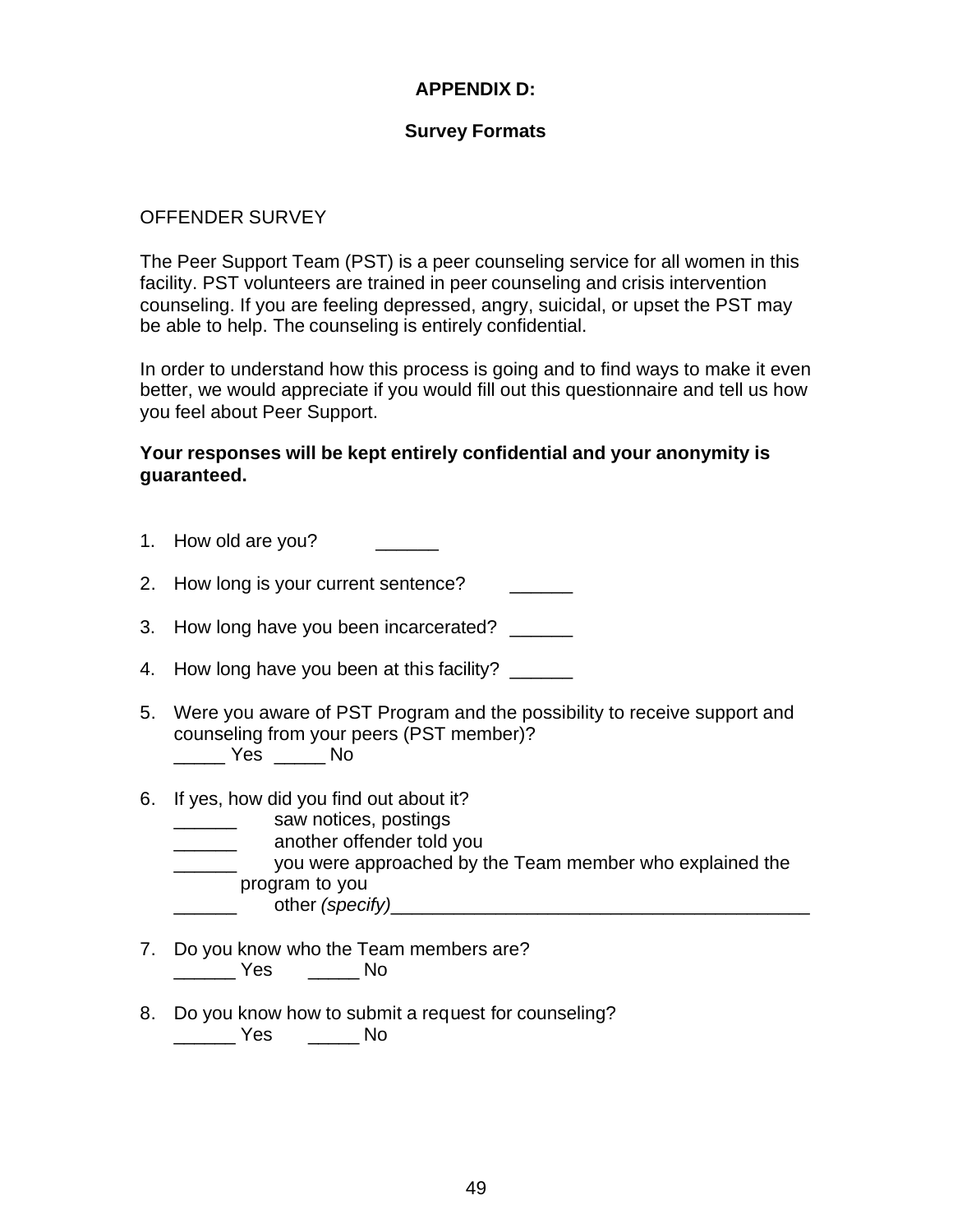**APPENDIX D:**

**Survey Formats**

OFFENDER SURVEY

The Peer Support Team (PST) is a peer counseling service for all women in this facility. PST volunteers are trained in peer counseling and crisis intervention counseling. If you are feeling depressed, angry, suicidal, or upset the PST may be able to help. The counseling is entirely confidential.

In order to understand how this process is going and to find ways to make it even better, we would appreciate if you would fill out this questionnaire and tell us how you feel about Peer Support.

**Your responses will be kept entirely confidential and your anonymity is guaranteed.**

1. How old are you? ______

2. How long is your current sentence? ______

3. How long have you been incarcerated? ______

4. How long have you been at this facility? ______

5. Were you aware of PST Program and the possibility to receive support and counseling from your peers (PST member)?
   _____ Yes _____ No

6. If yes, how did you find out about it?
   ______ saw notices, postings
   ______ another offender told you
   ______ you were approached by the Team member who explained the program to you
   ______ other *(specify)*_________________________________________

7. Do you know who the Team members are?
   ______ Yes _____ No

8. Do you know how to submit a request for counseling?
   ______ Yes _____ No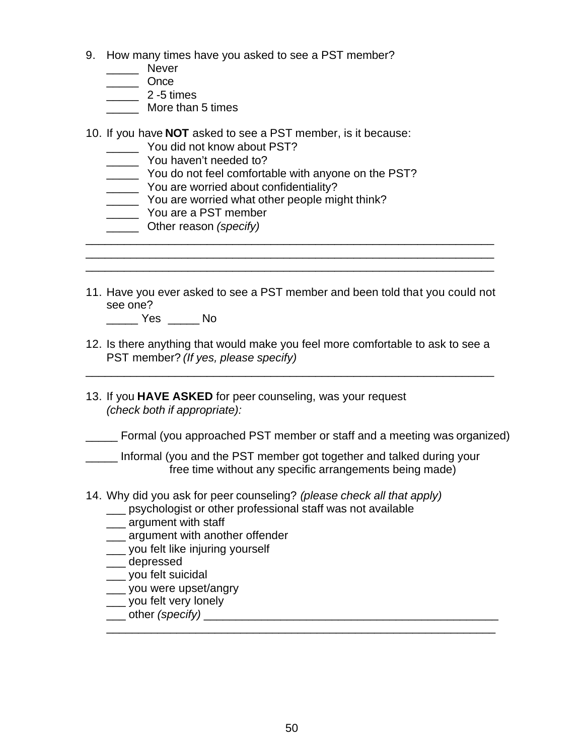9. How many times have you asked to see a PST member?
   _____ Never
   _____ Once
   _____ 2 -5 times
   _____ More than 5 times

10. If you have **NOT** asked to see a PST member, is it because:
    _____ You did not know about PST?
    _____ You haven't needed to?
    _____ You do not feel comfortable with anyone on the PST?
    _____ You are worried about confidentiality?
    _____ You are worried what other people might think?
    _____ You are a PST member
    _____ Other reason *(specify)*

_________________________________________________________________
_________________________________________________________________
_________________________________________________________________

11. Have you ever asked to see a PST member and been told that you could not see one?
    _____ Yes _____ No

12. Is there anything that would make you feel more comfortable to ask to see a PST member? *(If yes, please specify)*

_________________________________________________________________

13. If you **HAVE ASKED** for peer counseling, was your request *(check both if appropriate):*

_____ Formal (you approached PST member or staff and a meeting was organized)

_____ Informal (you and the PST member got together and talked during your free time without any specific arrangements being made)

14. Why did you ask for peer counseling? *(please check all that apply)*
    ___ psychologist or other professional staff was not available
    ___ argument with staff
    ___ argument with another offender
    ___ you felt like injuring yourself
    ___ depressed
    ___ you felt suicidal
    ___ you were upset/angry
    ___ you felt very lonely
    ___ other *(specify)* _______________________________________________
    _____________________________________________________________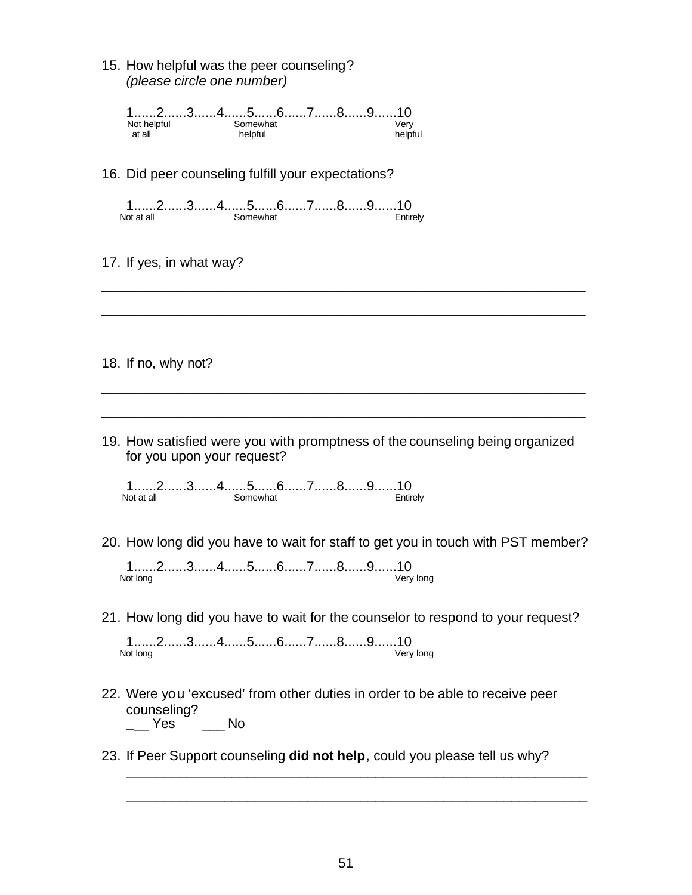15. How helpful was the peer counseling?
    *(please circle one number)*

    1......2......3......4......5......6......7......8......9......10
    Not helpful at all — Somewhat helpful — Very helpful

16. Did peer counseling fulfill your expectations?

    1......2......3......4......5......6......7......8......9......10
    Not at all — Somewhat — Entirely

17. If yes, in what way?

_______________________________________________________________

_______________________________________________________________

18. If no, why not?

_______________________________________________________________

_______________________________________________________________

19. How satisfied were you with promptness of the counseling being organized for you upon your request?

    1......2......3......4......5......6......7......8......9......10
    Not at all — Somewhat — Entirely

20. How long did you have to wait for staff to get you in touch with PST member?

    1......2......3......4......5......6......7......8......9......10
    Not long — Very long

21. How long did you have to wait for the counselor to respond to your request?

    1......2......3......4......5......6......7......8......9......10
    Not long — Very long

22. Were you 'excused' from other duties in order to be able to receive peer counseling?
    ___ Yes ___ No

23. If Peer Support counseling **did not help**, could you please tell us why?

    _______________________________________________________________

    _______________________________________________________________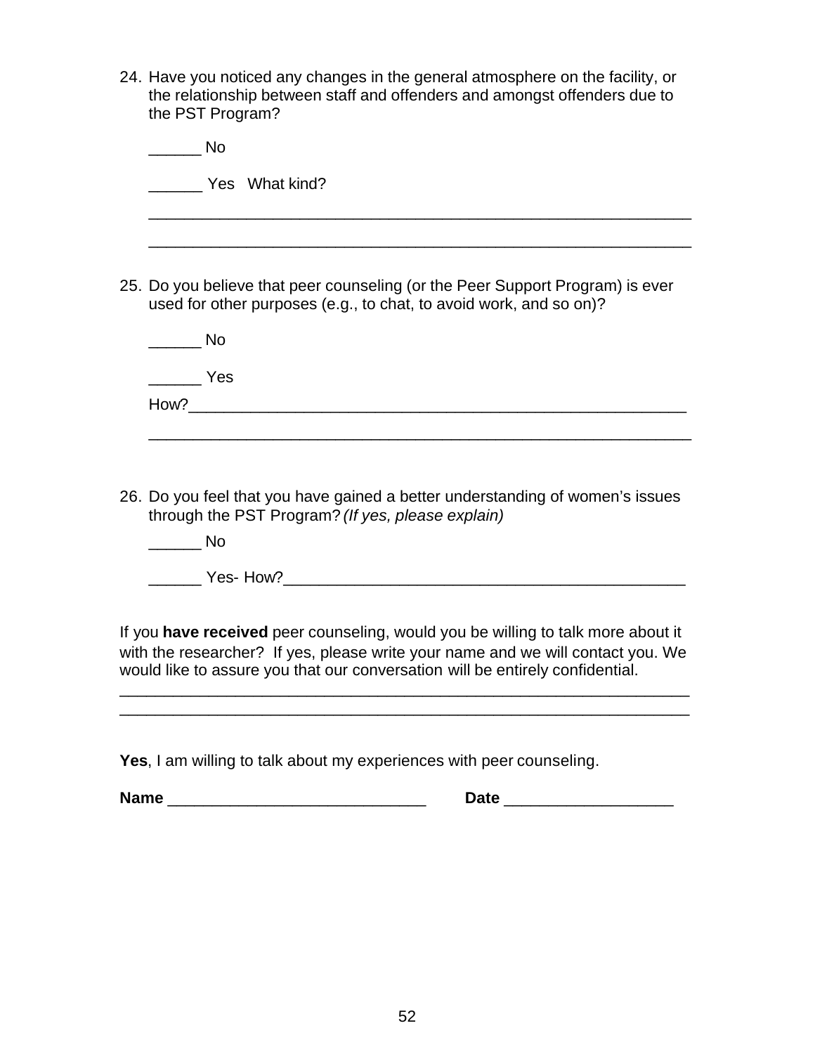24. Have you noticed any changes in the general atmosphere on the facility, or the relationship between staff and offenders and amongst offenders due to the PST Program?

    ______ No

    ______ Yes   What kind?

    ________________________________________________________________

    ________________________________________________________________

25. Do you believe that peer counseling (or the Peer Support Program) is ever used for other purposes (e.g., to chat, to avoid work, and so on)?

    ______ No

    ______ Yes

    How?____________________________________________________________

    ________________________________________________________________

26. Do you feel that you have gained a better understanding of women's issues through the PST Program? *(If yes, please explain)*

    ______ No

    ______ Yes- How?______________________________________________

If you **have received** peer counseling, would you be willing to talk more about it with the researcher? If yes, please write your name and we will contact you. We would like to assure you that our conversation will be entirely confidential.

____________________________________________________________________

____________________________________________________________________

**Yes**, I am willing to talk about my experiences with peer counseling.

**Name** ______________________________ **Date** ___________________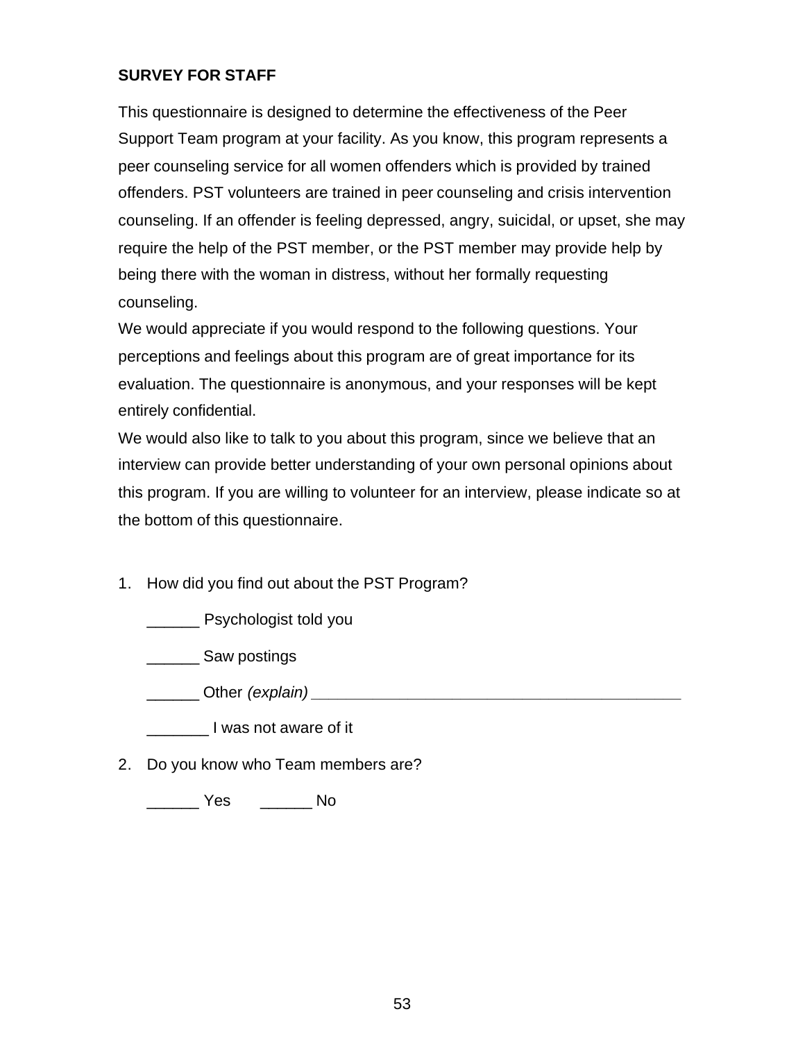**SURVEY FOR STAFF**

This questionnaire is designed to determine the effectiveness of the Peer Support Team program at your facility. As you know, this program represents a peer counseling service for all women offenders which is provided by trained offenders. PST volunteers are trained in peer counseling and crisis intervention counseling. If an offender is feeling depressed, angry, suicidal, or upset, she may require the help of the PST member, or the PST member may provide help by being there with the woman in distress, without her formally requesting counseling.

We would appreciate if you would respond to the following questions. Your perceptions and feelings about this program are of great importance for its evaluation. The questionnaire is anonymous, and your responses will be kept entirely confidential.

We would also like to talk to you about this program, since we believe that an interview can provide better understanding of your own personal opinions about this program. If you are willing to volunteer for an interview, please indicate so at the bottom of this questionnaire.

1. How did you find out about the PST Program?

   ______ Psychologist told you

   ______ Saw postings

   ______ Other *(explain)* ____________________________________________

   _______ I was not aware of it

2. Do you know who Team members are?

   ______ Yes      ______ No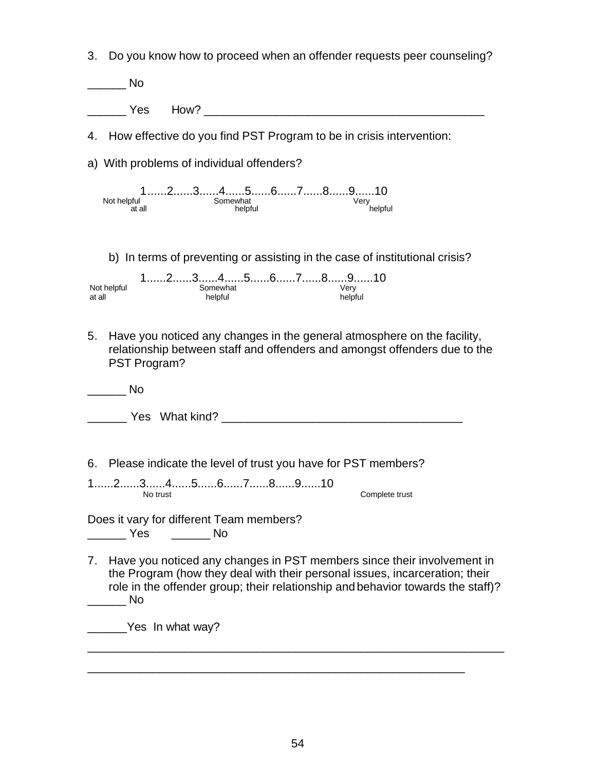3. Do you know how to proceed when an offender requests peer counseling?

______ No

______ Yes How? ___________________________________________

4. How effective do you find PST Program to be in crisis intervention:

a) With problems of individual offenders?

1......2......3......4......5......6......7......8......9......10

Not helpful at all — Somewhat helpful — Very helpful

b) In terms of preventing or assisting in the case of institutional crisis?

1......2......3......4......5......6......7......8......9......10

Not helpful at all — Somewhat helpful — Very helpful

5. Have you noticed any changes in the general atmosphere on the facility, relationship between staff and offenders and amongst offenders due to the PST Program?

______ No

______ Yes What kind? ____________________________________

6. Please indicate the level of trust you have for PST members?

1......2......3......4......5......6......7......8......9......10

No trust — Complete trust

Does it vary for different Team members?
______ Yes ______ No

7. Have you noticed any changes in PST members since their involvement in the Program (how they deal with their personal issues, incarceration; their role in the offender group; their relationship and behavior towards the staff)?
______ No

______Yes In what way?

_______________________________________________________________

_________________________________________________________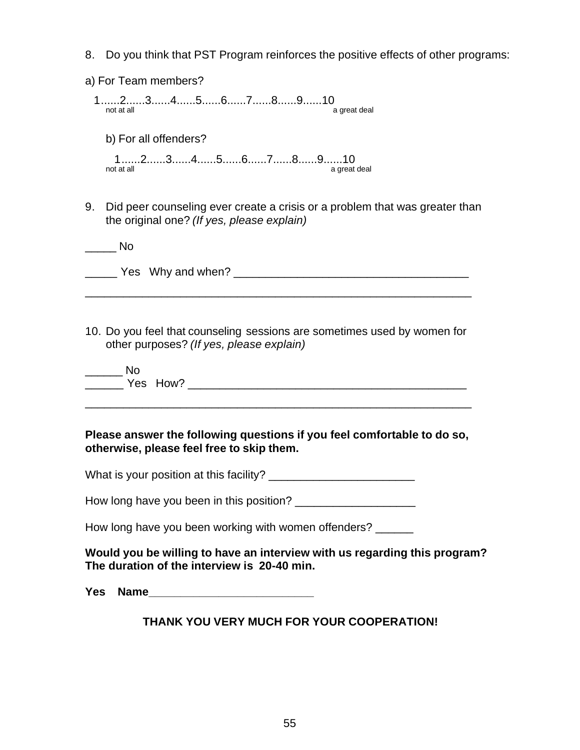8. Do you think that PST Program reinforces the positive effects of other programs:

a) For Team members?

1......2......3......4......5......6......7......8......9......10
not at all a great deal

b) For all offenders?

1......2......3......4......5......6......7......8......9......10
not at all a great deal

9. Did peer counseling ever create a crisis or a problem that was greater than the original one? *(If yes, please explain)*

_____ No

_____ Yes Why and when? ____________________________________

____________________________________________________________

10. Do you feel that counseling sessions are sometimes used by women for other purposes? *(If yes, please explain)*

______ No
______ Yes How? ____________________________________________

____________________________________________________________

**Please answer the following questions if you feel comfortable to do so, otherwise, please feel free to skip them.**

What is your position at this facility? ______________________

How long have you been in this position? __________________

How long have you been working with women offenders? ______

**Would you be willing to have an interview with us regarding this program? The duration of the interview is 20-40 min.**

**Yes Name**________________________

**THANK YOU VERY MUCH FOR YOUR COOPERATION!**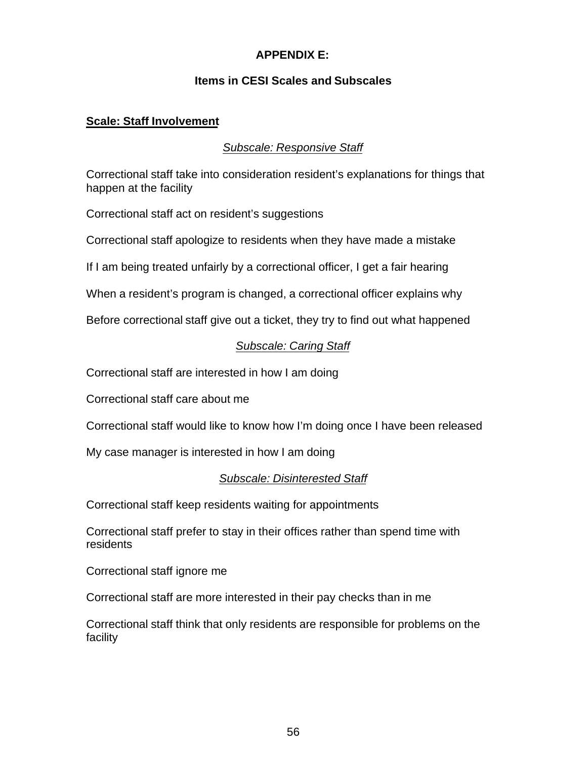# APPENDIX E:

## Items in CESI Scales and Subscales

**Scale: Staff Involvement**

*Subscale: Responsive Staff*

Correctional staff take into consideration resident's explanations for things that happen at the facility

Correctional staff act on resident's suggestions

Correctional staff apologize to residents when they have made a mistake

If I am being treated unfairly by a correctional officer, I get a fair hearing

When a resident's program is changed, a correctional officer explains why

Before correctional staff give out a ticket, they try to find out what happened

*Subscale: Caring Staff*

Correctional staff are interested in how I am doing

Correctional staff care about me

Correctional staff would like to know how I'm doing once I have been released

My case manager is interested in how I am doing

*Subscale: Disinterested Staff*

Correctional staff keep residents waiting for appointments

Correctional staff prefer to stay in their offices rather than spend time with residents

Correctional staff ignore me

Correctional staff are more interested in their pay checks than in me

Correctional staff think that only residents are responsible for problems on the facility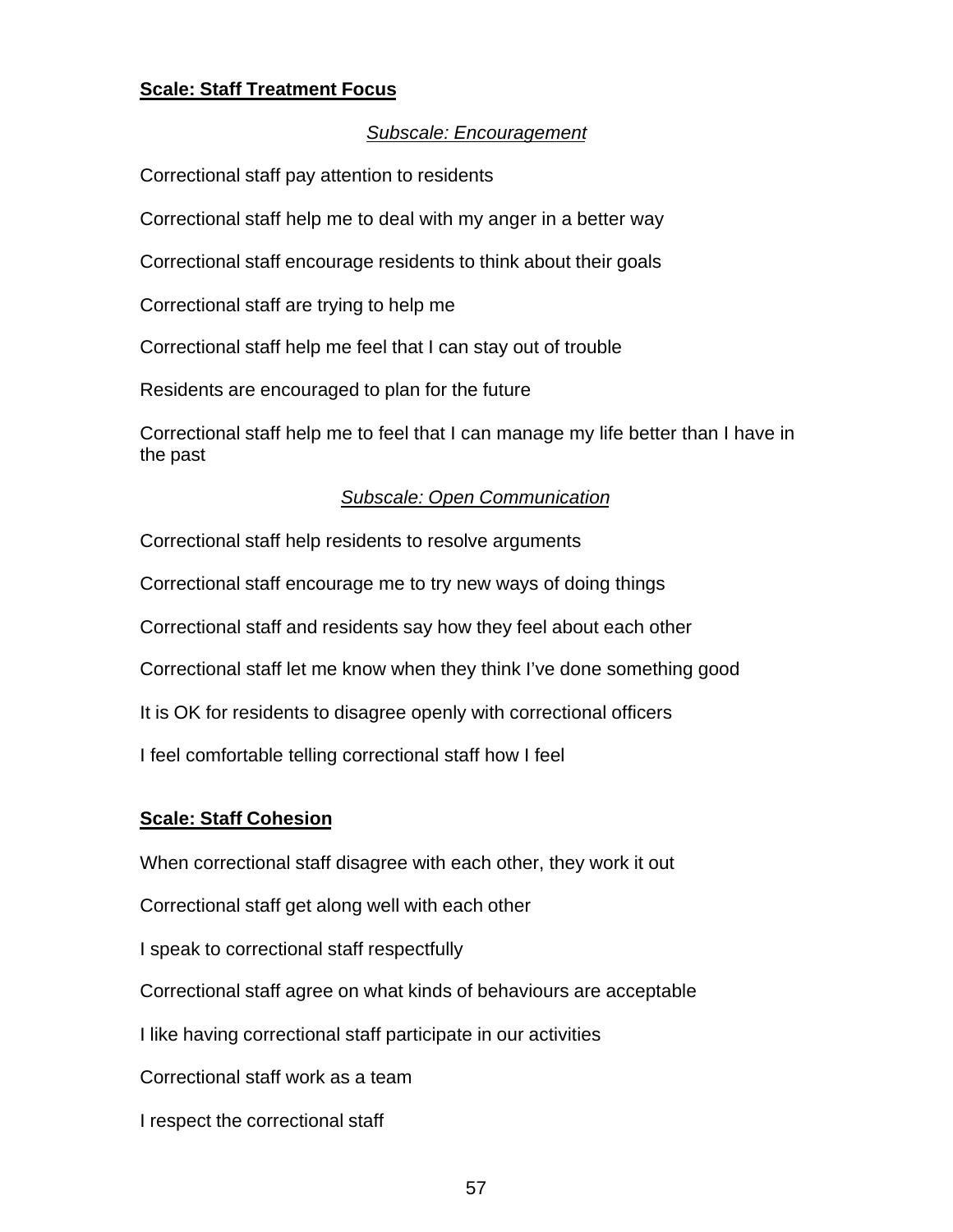## Scale: Staff Treatment Focus

### *Subscale: Encouragement*

Correctional staff pay attention to residents

Correctional staff help me to deal with my anger in a better way

Correctional staff encourage residents to think about their goals

Correctional staff are trying to help me

Correctional staff help me feel that I can stay out of trouble

Residents are encouraged to plan for the future

Correctional staff help me to feel that I can manage my life better than I have in the past

### *Subscale: Open Communication*

Correctional staff help residents to resolve arguments

Correctional staff encourage me to try new ways of doing things

Correctional staff and residents say how they feel about each other

Correctional staff let me know when they think I've done something good

It is OK for residents to disagree openly with correctional officers

I feel comfortable telling correctional staff how I feel

## Scale: Staff Cohesion

When correctional staff disagree with each other, they work it out

Correctional staff get along well with each other

I speak to correctional staff respectfully

Correctional staff agree on what kinds of behaviours are acceptable

I like having correctional staff participate in our activities

Correctional staff work as a team

I respect the correctional staff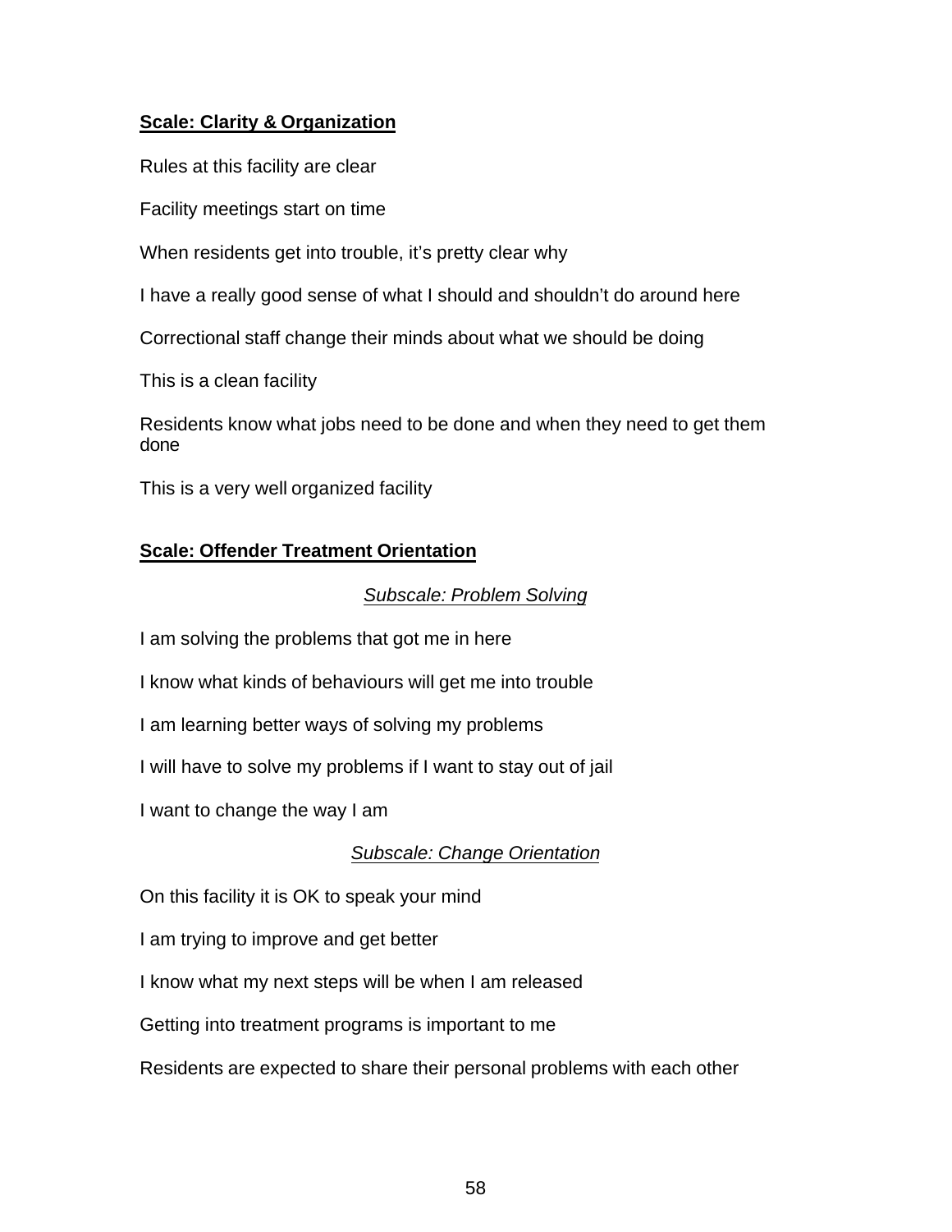**Scale: Clarity & Organization**

Rules at this facility are clear

Facility meetings start on time

When residents get into trouble, it's pretty clear why

I have a really good sense of what I should and shouldn't do around here

Correctional staff change their minds about what we should be doing

This is a clean facility

Residents know what jobs need to be done and when they need to get them done

This is a very well organized facility

**Scale: Offender Treatment Orientation**

*Subscale: Problem Solving*

I am solving the problems that got me in here

I know what kinds of behaviours will get me into trouble

I am learning better ways of solving my problems

I will have to solve my problems if I want to stay out of jail

I want to change the way I am

*Subscale: Change Orientation*

On this facility it is OK to speak your mind

I am trying to improve and get better

I know what my next steps will be when I am released

Getting into treatment programs is important to me

Residents are expected to share their personal problems with each other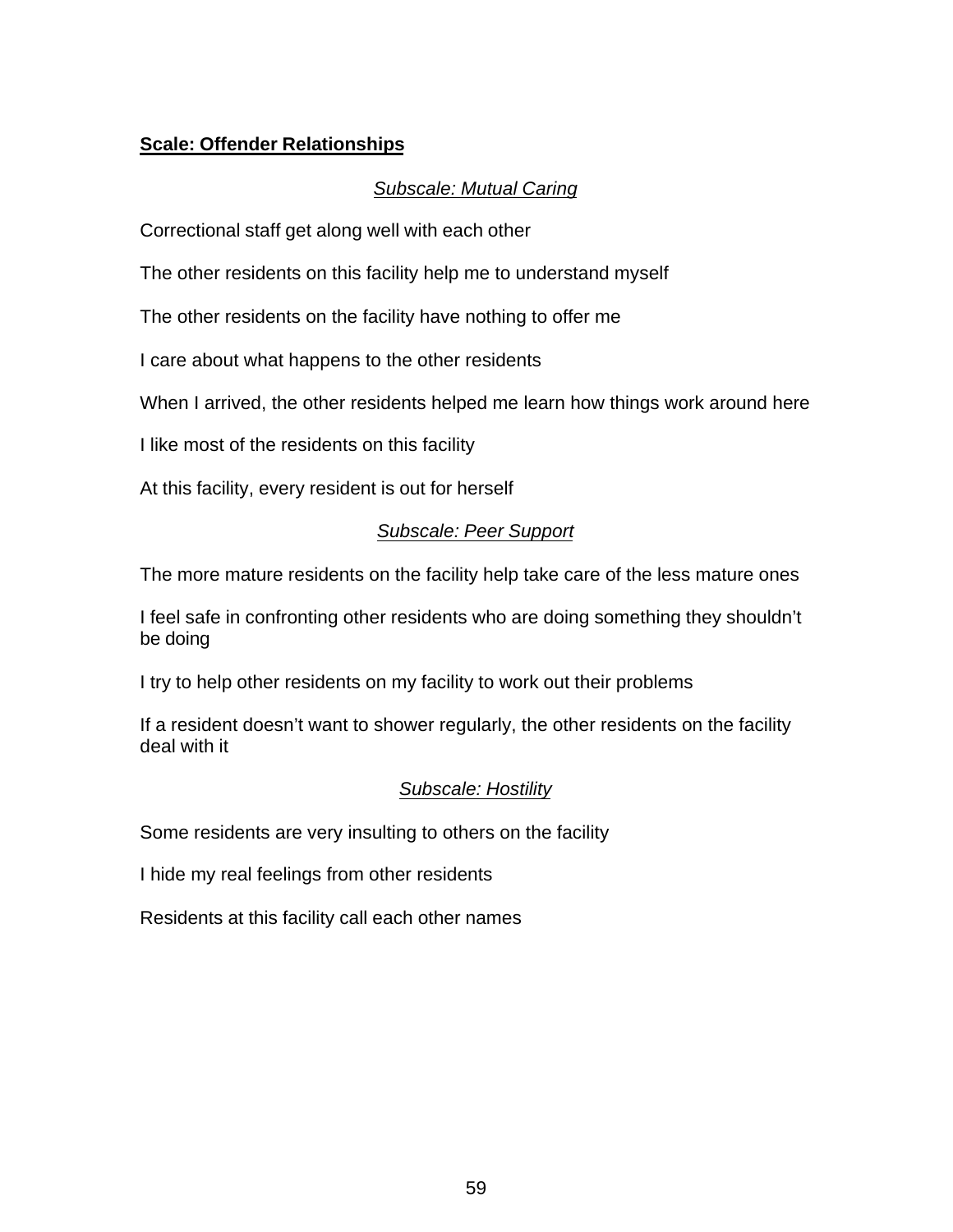**<u>Scale: Offender Relationships</u>**

*<u>Subscale: Mutual Caring</u>*

Correctional staff get along well with each other

The other residents on this facility help me to understand myself

The other residents on the facility have nothing to offer me

I care about what happens to the other residents

When I arrived, the other residents helped me learn how things work around here

I like most of the residents on this facility

At this facility, every resident is out for herself

*<u>Subscale: Peer Support</u>*

The more mature residents on the facility help take care of the less mature ones

I feel safe in confronting other residents who are doing something they shouldn't be doing

I try to help other residents on my facility to work out their problems

If a resident doesn't want to shower regularly, the other residents on the facility deal with it

*<u>Subscale: Hostility</u>*

Some residents are very insulting to others on the facility

I hide my real feelings from other residents

Residents at this facility call each other names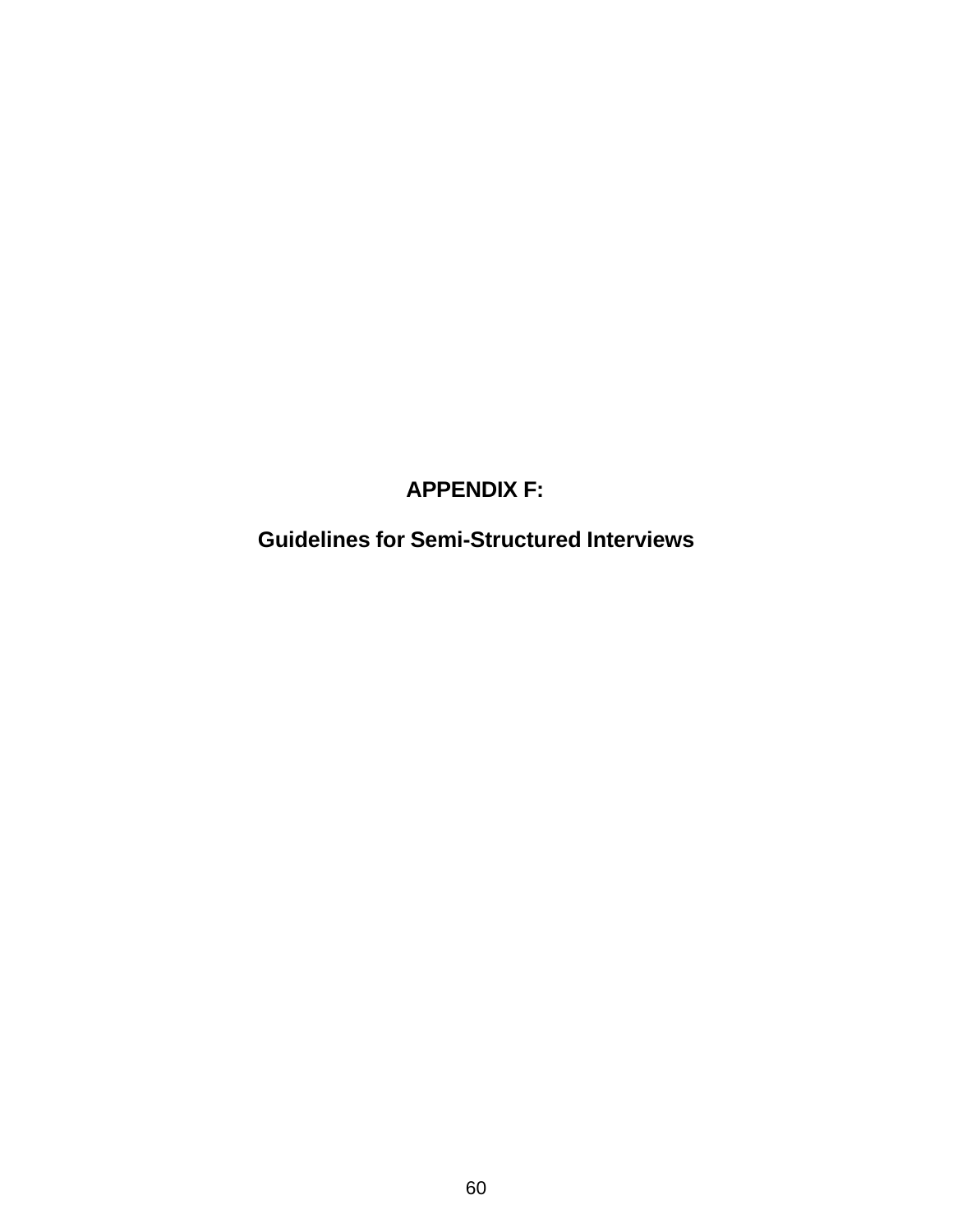# APPENDIX F:

## Guidelines for Semi-Structured Interviews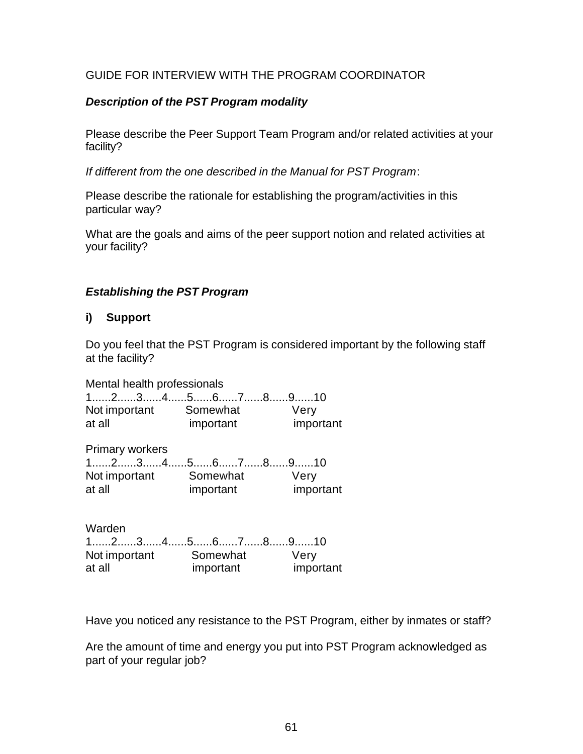GUIDE FOR INTERVIEW WITH THE PROGRAM COORDINATOR

***Description of the PST Program modality***

Please describe the Peer Support Team Program and/or related activities at your facility?

*If different from the one described in the Manual for PST Program*:

Please describe the rationale for establishing the program/activities in this particular way?

What are the goals and aims of the peer support notion and related activities at your facility?

***Establishing the PST Program***

**i) Support**

Do you feel that the PST Program is considered important by the following staff at the facility?

Mental health professionals

1......2......3......4......5......6......7......8......9......10

| Not important at all | Somewhat important | Very important |
|---|---|---|

Primary workers

1......2......3......4......5......6......7......8......9......10

| Not important at all | Somewhat important | Very important |
|---|---|---|

Warden

1......2......3......4......5......6......7......8......9......10

| Not important at all | Somewhat important | Very important |
|---|---|---|

Have you noticed any resistance to the PST Program, either by inmates or staff?

Are the amount of time and energy you put into PST Program acknowledged as part of your regular job?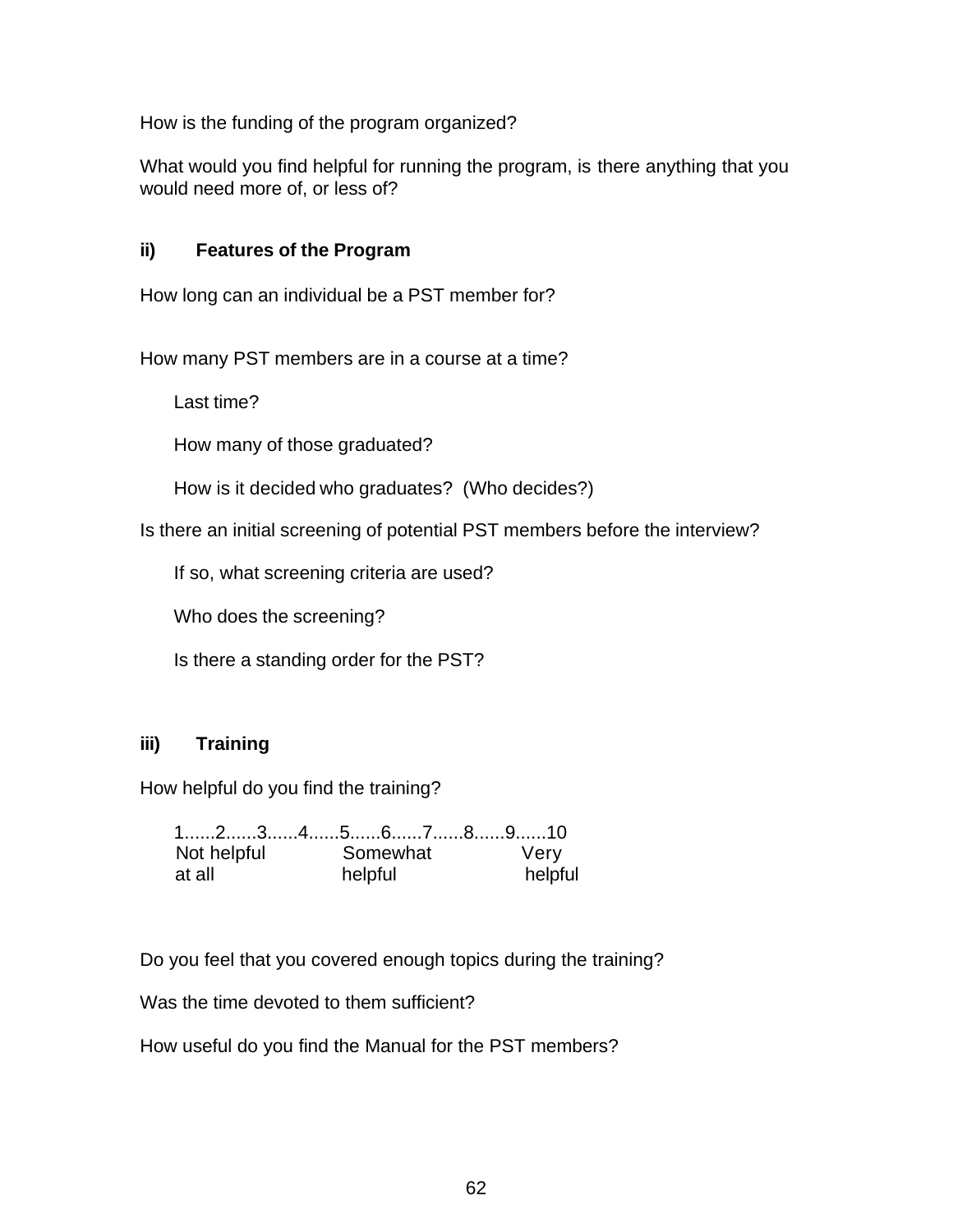How is the funding of the program organized?

What would you find helpful for running the program, is there anything that you would need more of, or less of?

### ii) Features of the Program

How long can an individual be a PST member for?

How many PST members are in a course at a time?

Last time?

How many of those graduated?

How is it decided who graduates? (Who decides?)

Is there an initial screening of potential PST members before the interview?

If so, what screening criteria are used?

Who does the screening?

Is there a standing order for the PST?

### iii) Training

How helpful do you find the training?

```
1......2......3......4......5......6......7......8......9......10
Not helpful          Somewhat              Very
at all               helpful               helpful
```

Do you feel that you covered enough topics during the training?

Was the time devoted to them sufficient?

How useful do you find the Manual for the PST members?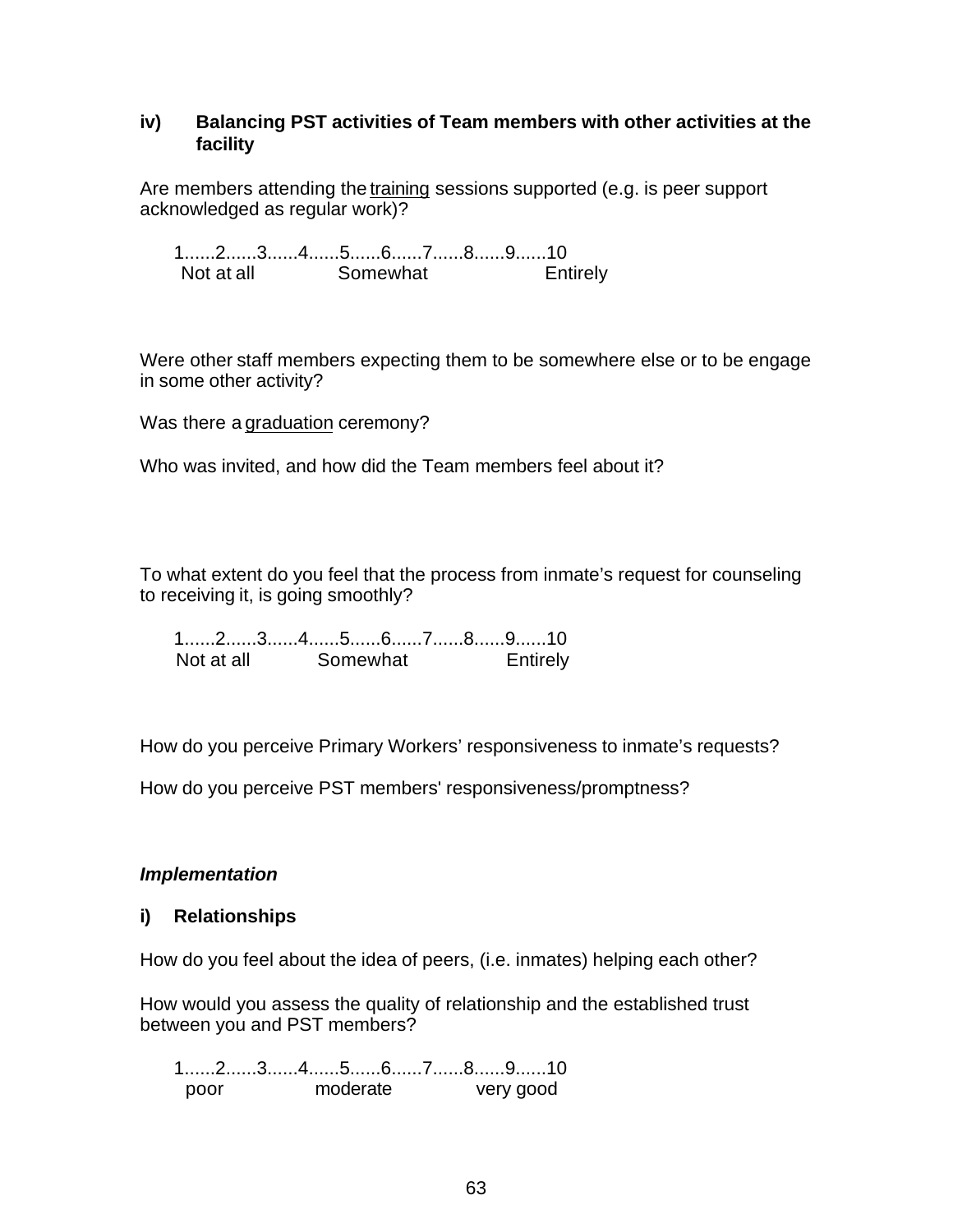### iv) Balancing PST activities of Team members with other activities at the facility

Are members attending the training sessions supported (e.g. is peer support acknowledged as regular work)?

1......2......3......4......5......6......7......8......9......10
Not at all Somewhat Entirely

Were other staff members expecting them to be somewhere else or to be engage in some other activity?

Was there a graduation ceremony?

Who was invited, and how did the Team members feel about it?

To what extent do you feel that the process from inmate's request for counseling to receiving it, is going smoothly?

1......2......3......4......5......6......7......8......9......10
Not at all Somewhat Entirely

How do you perceive Primary Workers' responsiveness to inmate's requests?

How do you perceive PST members' responsiveness/promptness?

***Implementation***

### i) Relationships

How do you feel about the idea of peers, (i.e. inmates) helping each other?

How would you assess the quality of relationship and the established trust between you and PST members?

1......2......3......4......5......6......7......8......9......10
poor moderate very good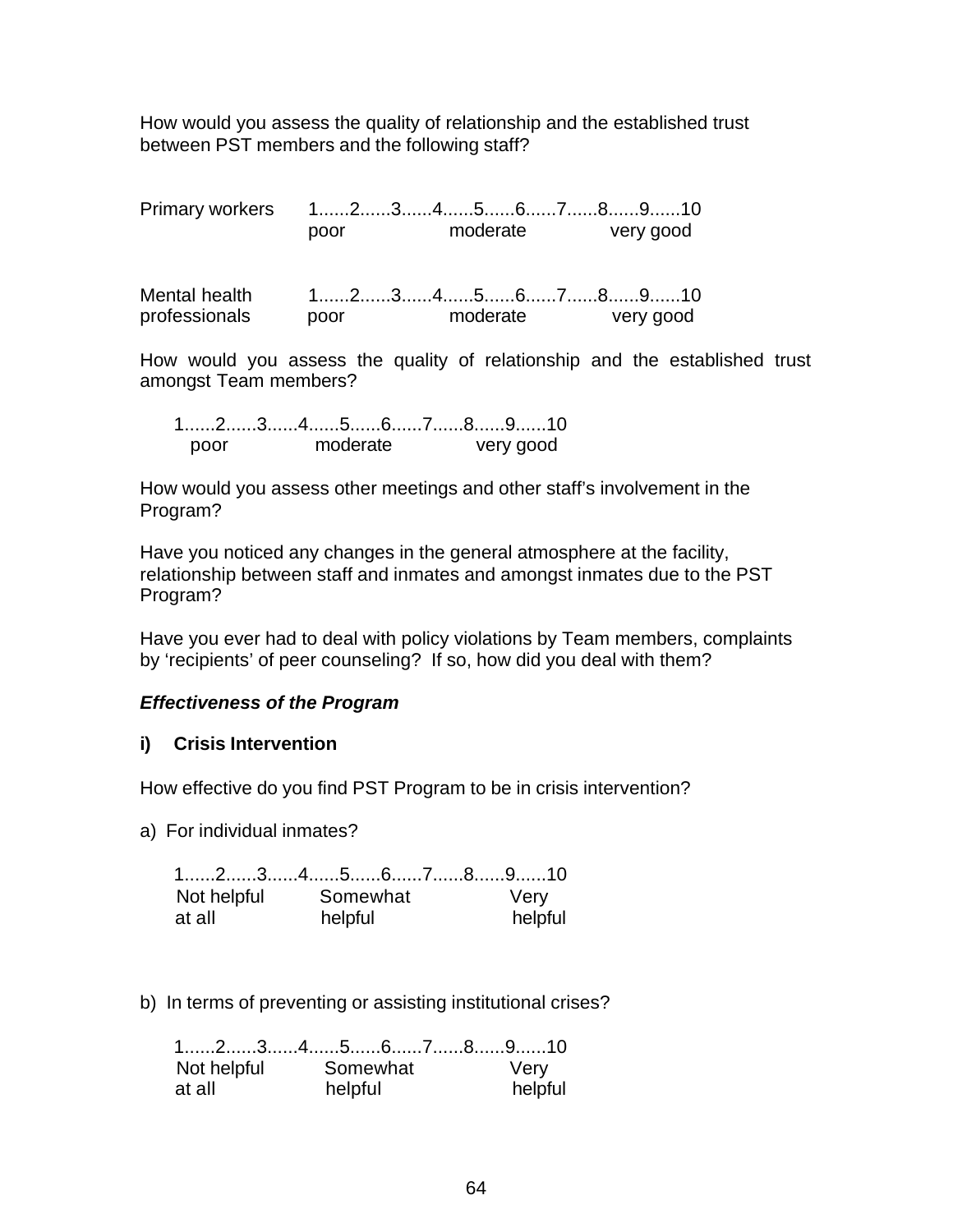How would you assess the quality of relationship and the established trust between PST members and the following staff?

Primary workers 1......2......3......4......5......6......7......8......9......10
poor moderate very good

Mental health professionals 1......2......3......4......5......6......7......8......9......10
poor moderate very good

How would you assess the quality of relationship and the established trust amongst Team members?

1......2......3......4......5......6......7......8......9......10
poor moderate very good

How would you assess other meetings and other staff's involvement in the Program?

Have you noticed any changes in the general atmosphere at the facility, relationship between staff and inmates and amongst inmates due to the PST Program?

Have you ever had to deal with policy violations by Team members, complaints by 'recipients' of peer counseling? If so, how did you deal with them?

***Effectiveness of the Program***

**i) Crisis Intervention**

How effective do you find PST Program to be in crisis intervention?

a) For individual inmates?

1......2......3......4......5......6......7......8......9......10
Not helpful at all Somewhat helpful Very helpful

b) In terms of preventing or assisting institutional crises?

1......2......3......4......5......6......7......8......9......10
Not helpful at all Somewhat helpful Very helpful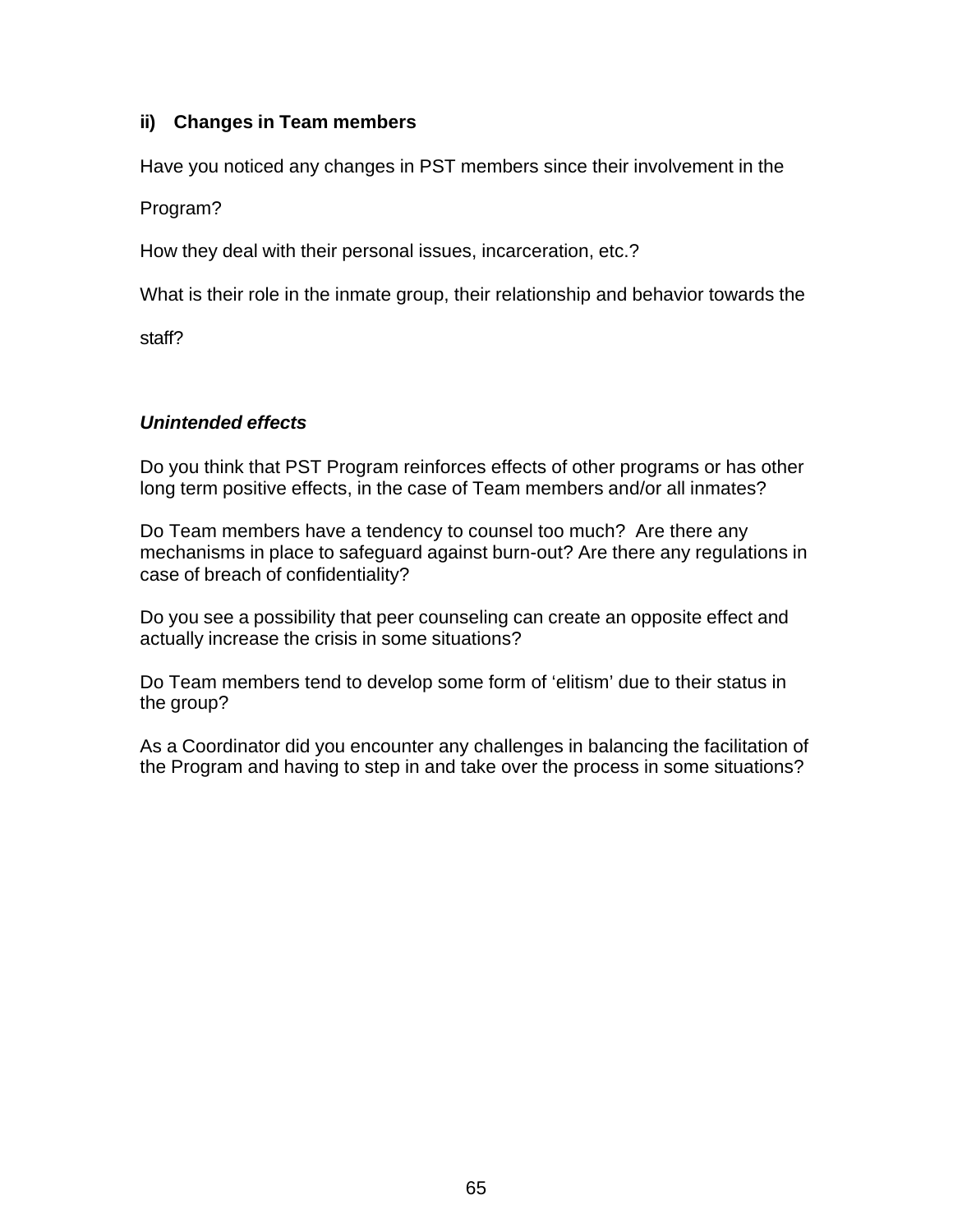### ii) Changes in Team members

Have you noticed any changes in PST members since their involvement in the Program?

How they deal with their personal issues, incarceration, etc.?

What is their role in the inmate group, their relationship and behavior towards the staff?

***Unintended effects***

Do you think that PST Program reinforces effects of other programs or has other long term positive effects, in the case of Team members and/or all inmates?

Do Team members have a tendency to counsel too much? Are there any mechanisms in place to safeguard against burn-out? Are there any regulations in case of breach of confidentiality?

Do you see a possibility that peer counseling can create an opposite effect and actually increase the crisis in some situations?

Do Team members tend to develop some form of 'elitism' due to their status in the group?

As a Coordinator did you encounter any challenges in balancing the facilitation of the Program and having to step in and take over the process in some situations?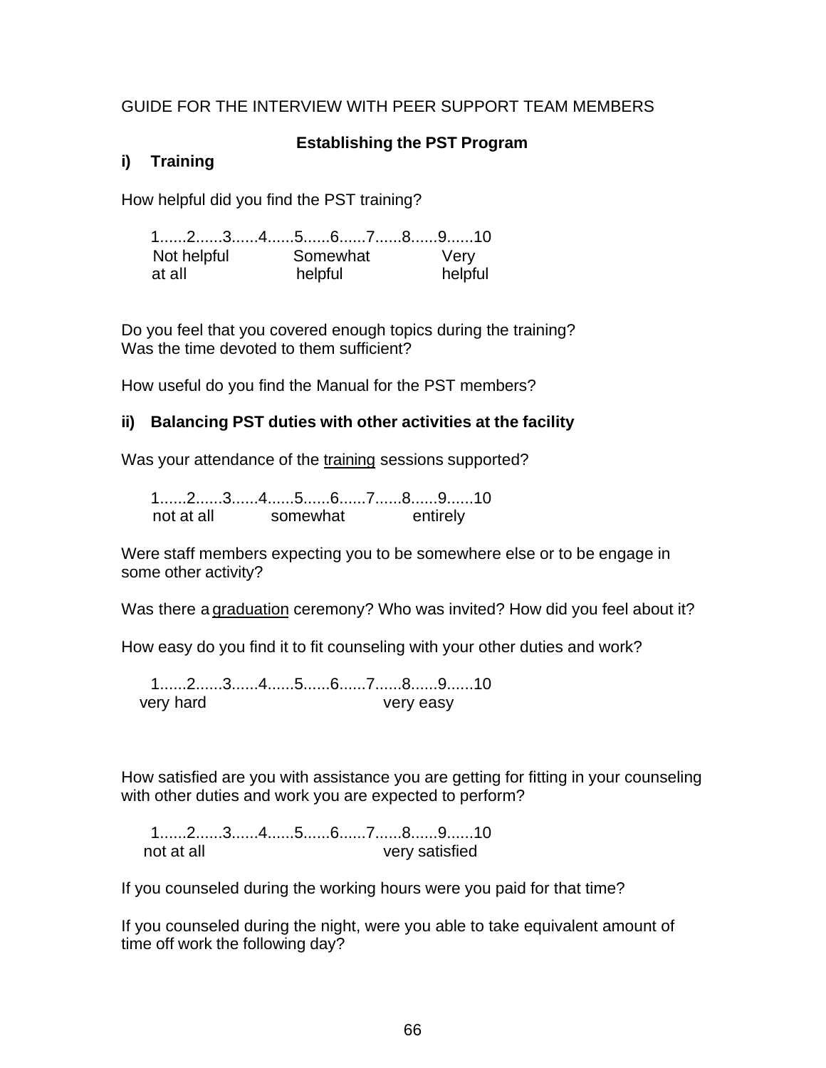GUIDE FOR THE INTERVIEW WITH PEER SUPPORT TEAM MEMBERS

**Establishing the PST Program**

**i) Training**

How helpful did you find the PST training?

```
1......2......3......4......5......6......7......8......9......10
Not helpful          Somewhat            Very
at all               helpful             helpful
```

Do you feel that you covered enough topics during the training?
Was the time devoted to them sufficient?

How useful do you find the Manual for the PST members?

**ii) Balancing PST duties with other activities at the facility**

Was your attendance of the <u>training</u> sessions supported?

```
1......2......3......4......5......6......7......8......9......10
not at all        somewhat          entirely
```

Were staff members expecting you to be somewhere else or to be engage in some other activity?

Was there a <u>graduation</u> ceremony? Who was invited? How did you feel about it?

How easy do you find it to fit counseling with your other duties and work?

```
1......2......3......4......5......6......7......8......9......10
very hard                             very easy
```

How satisfied are you with assistance you are getting for fitting in your counseling with other duties and work you are expected to perform?

```
1......2......3......4......5......6......7......8......9......10
not at all                            very satisfied
```

If you counseled during the working hours were you paid for that time?

If you counseled during the night, were you able to take equivalent amount of time off work the following day?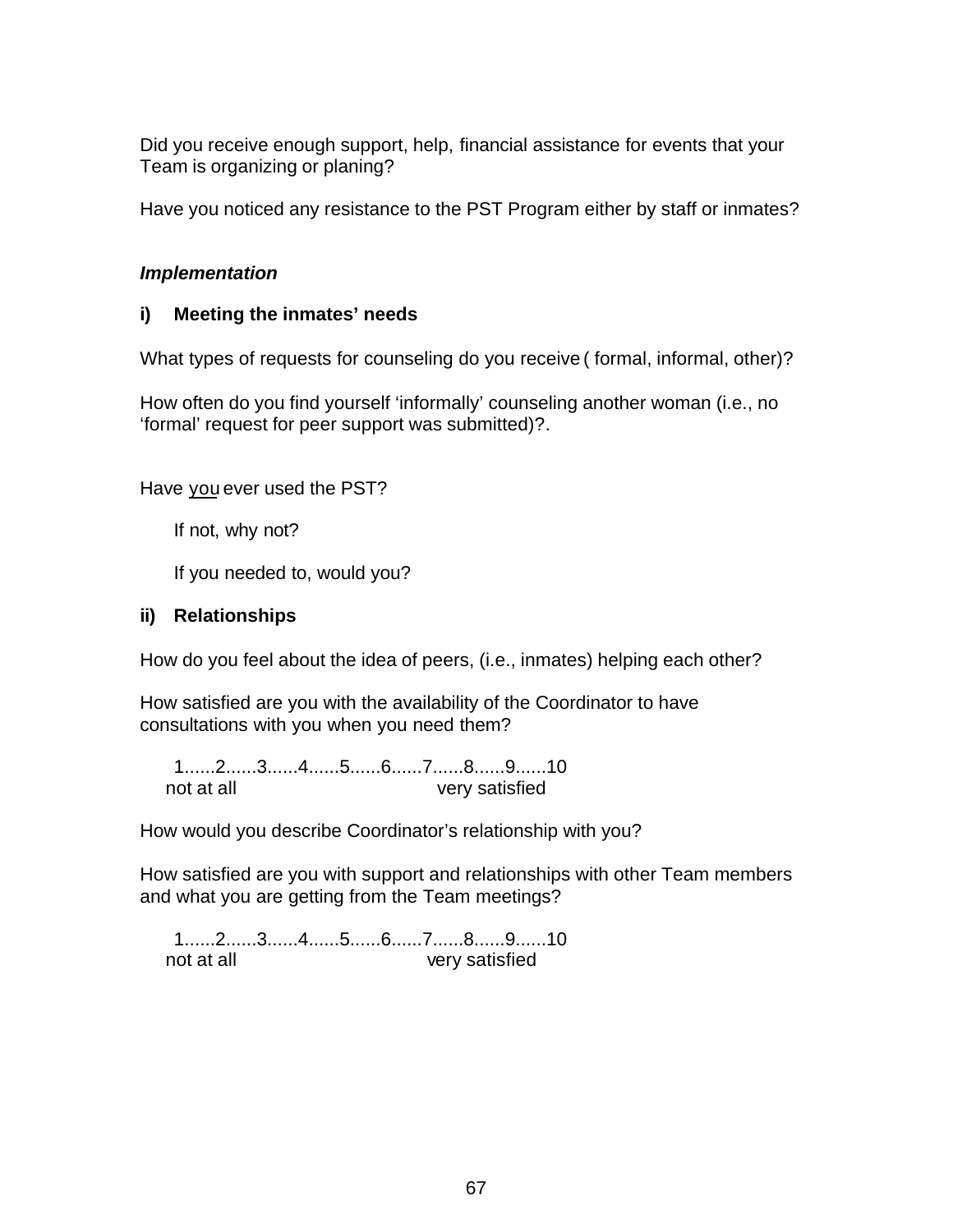Did you receive enough support, help, financial assistance for events that your Team is organizing or planing?

Have you noticed any resistance to the PST Program either by staff or inmates?

***Implementation***

**i) Meeting the inmates' needs**

What types of requests for counseling do you receive ( formal, informal, other)?

How often do you find yourself 'informally' counseling another woman (i.e., no 'formal' request for peer support was submitted)?.

Have <u>you</u> ever used the PST?

If not, why not?

If you needed to, would you?

**ii) Relationships**

How do you feel about the idea of peers, (i.e., inmates) helping each other?

How satisfied are you with the availability of the Coordinator to have consultations with you when you need them?

1......2......3......4......5......6......7......8......9......10
not at all very satisfied

How would you describe Coordinator's relationship with you?

How satisfied are you with support and relationships with other Team members and what you are getting from the Team meetings?

1......2......3......4......5......6......7......8......9......10
not at all very satisfied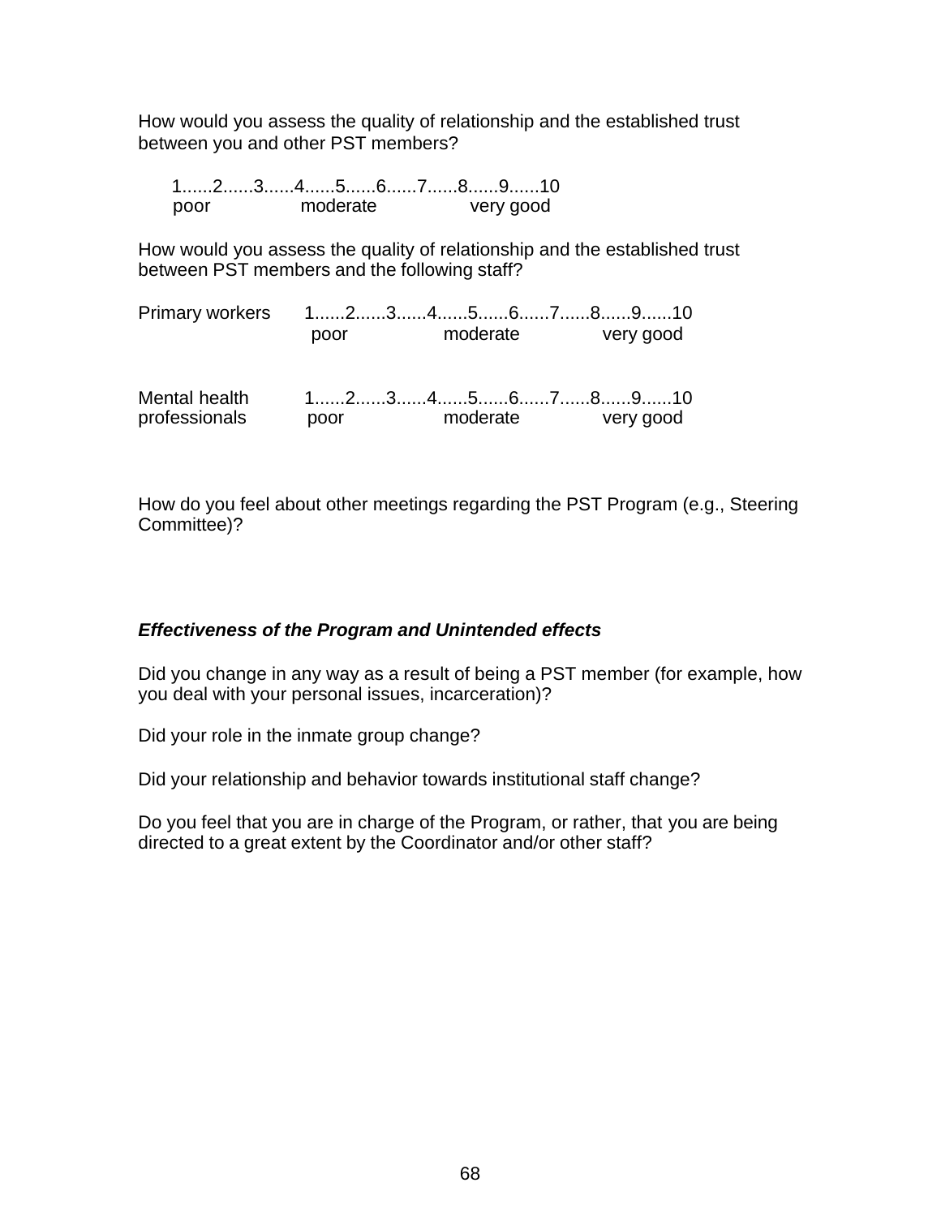How would you assess the quality of relationship and the established trust between you and other PST members?

1......2......3......4......5......6......7......8......9......10
poor moderate very good

How would you assess the quality of relationship and the established trust between PST members and the following staff?

Primary workers 1......2......3......4......5......6......7......8......9......10
poor moderate very good

Mental health professionals 1......2......3......4......5......6......7......8......9......10
poor moderate very good

How do you feel about other meetings regarding the PST Program (e.g., Steering Committee)?

***Effectiveness of the Program and Unintended effects***

Did you change in any way as a result of being a PST member (for example, how you deal with your personal issues, incarceration)?

Did your role in the inmate group change?

Did your relationship and behavior towards institutional staff change?

Do you feel that you are in charge of the Program, or rather, that you are being directed to a great extent by the Coordinator and/or other staff?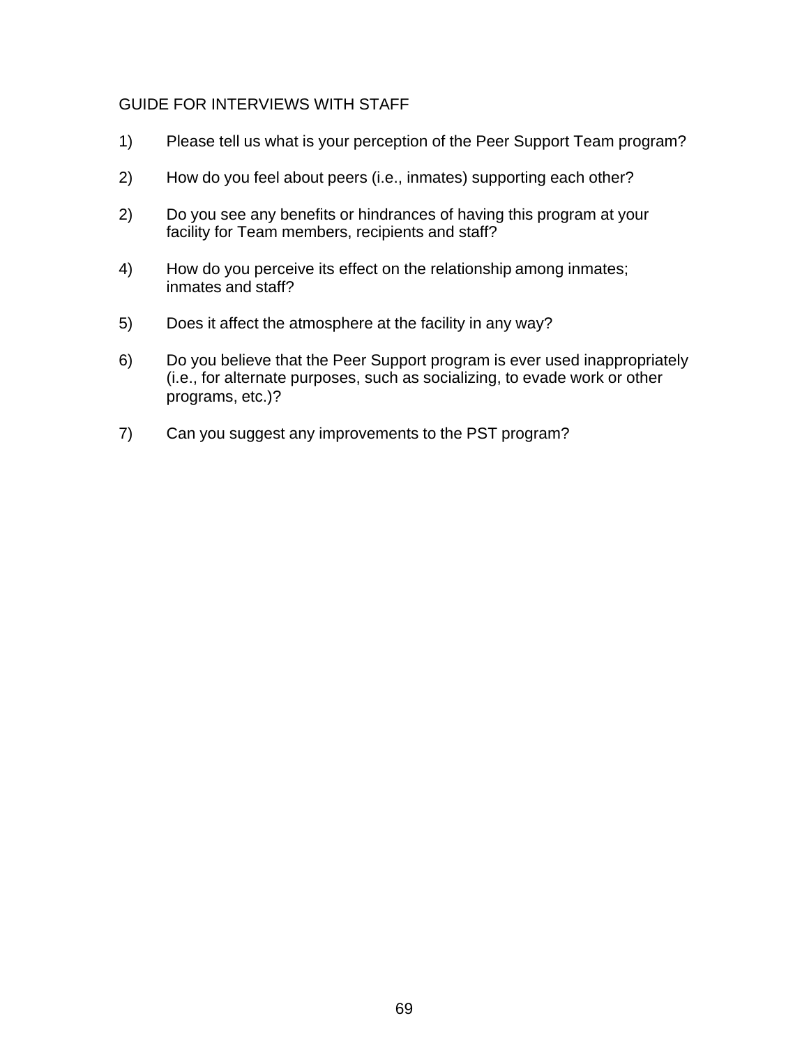GUIDE FOR INTERVIEWS WITH STAFF

1) Please tell us what is your perception of the Peer Support Team program?

2) How do you feel about peers (i.e., inmates) supporting each other?

2) Do you see any benefits or hindrances of having this program at your facility for Team members, recipients and staff?

4) How do you perceive its effect on the relationship among inmates; inmates and staff?

5) Does it affect the atmosphere at the facility in any way?

6) Do you believe that the Peer Support program is ever used inappropriately (i.e., for alternate purposes, such as socializing, to evade work or other programs, etc.)?

7) Can you suggest any improvements to the PST program?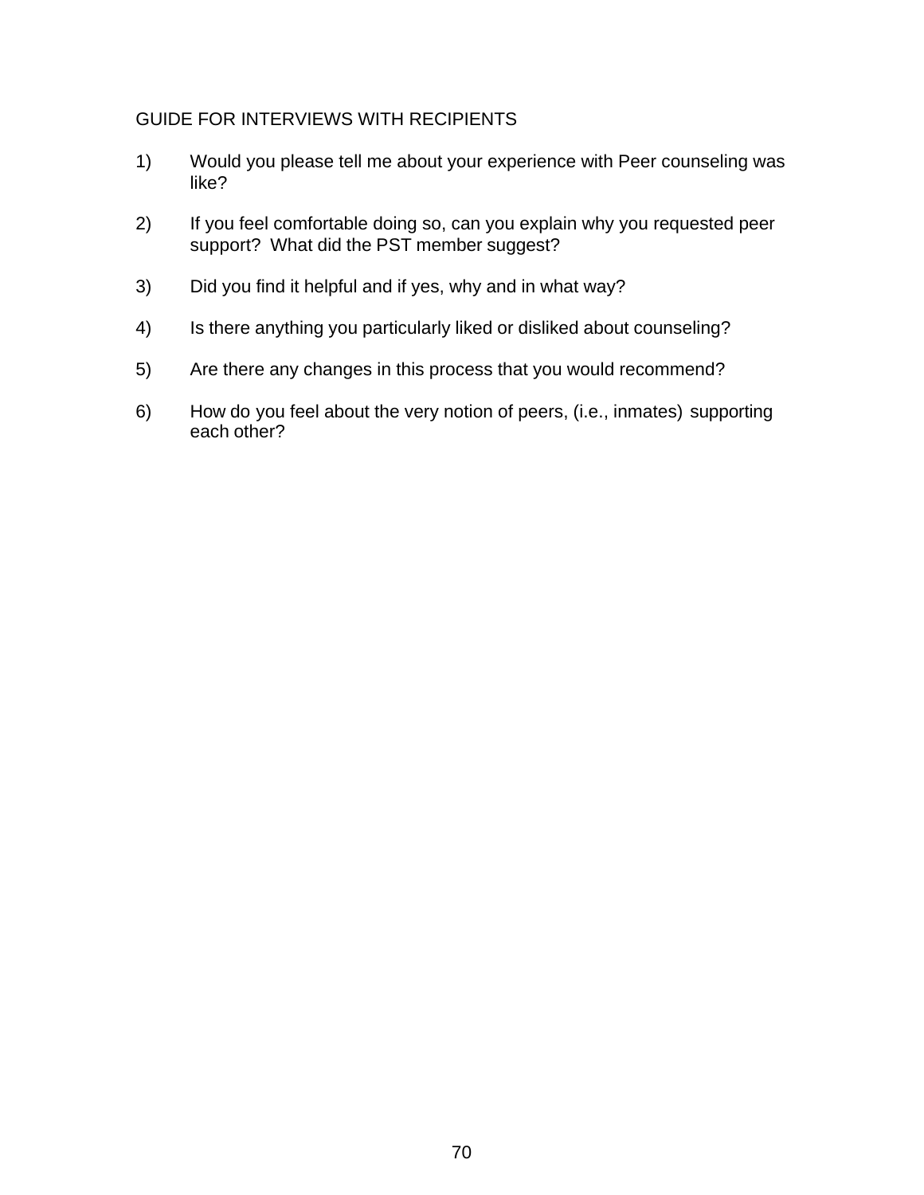## GUIDE FOR INTERVIEWS WITH RECIPIENTS

1) Would you please tell me about your experience with Peer counseling was like?

2) If you feel comfortable doing so, can you explain why you requested peer support? What did the PST member suggest?

3) Did you find it helpful and if yes, why and in what way?

4) Is there anything you particularly liked or disliked about counseling?

5) Are there any changes in this process that you would recommend?

6) How do you feel about the very notion of peers, (i.e., inmates) supporting each other?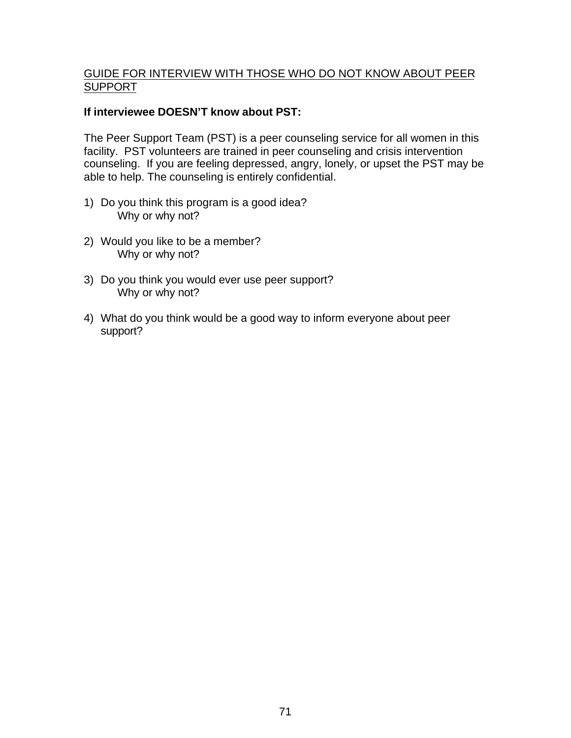<u>GUIDE FOR INTERVIEW WITH THOSE WHO DO NOT KNOW ABOUT PEER SUPPORT</u>

**If interviewee DOESN'T know about PST:**

The Peer Support Team (PST) is a peer counseling service for all women in this facility. PST volunteers are trained in peer counseling and crisis intervention counseling. If you are feeling depressed, angry, lonely, or upset the PST may be able to help. The counseling is entirely confidential.

1) Do you think this program is a good idea?
   Why or why not?

2) Would you like to be a member?
   Why or why not?

3) Do you think you would ever use peer support?
   Why or why not?

4) What do you think would be a good way to inform everyone about peer support?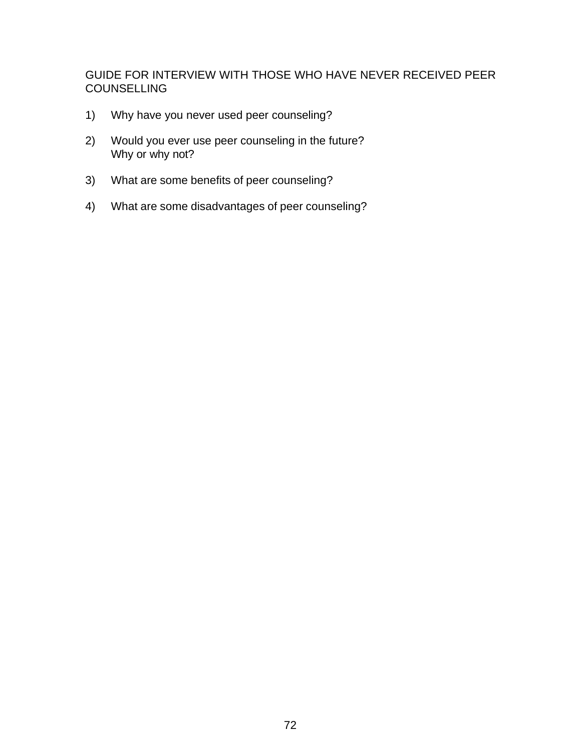GUIDE FOR INTERVIEW WITH THOSE WHO HAVE NEVER RECEIVED PEER COUNSELLING

1) Why have you never used peer counseling?

2) Would you ever use peer counseling in the future?
   Why or why not?

3) What are some benefits of peer counseling?

4) What are some disadvantages of peer counseling?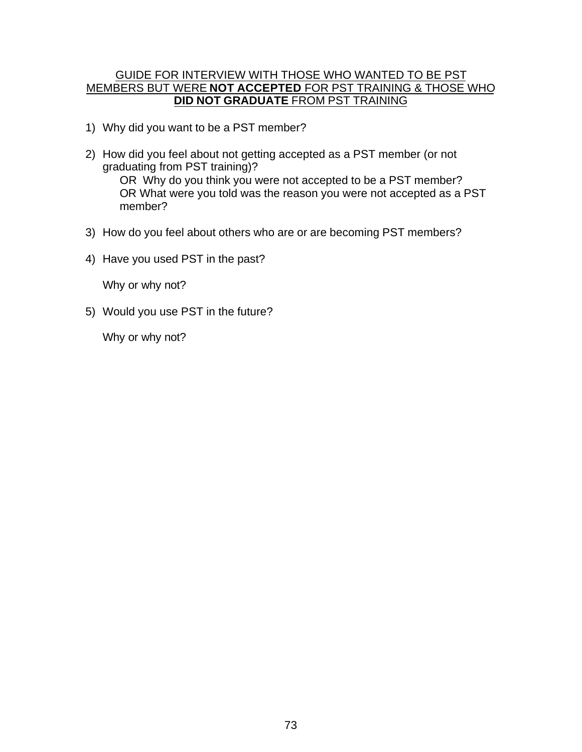## GUIDE FOR INTERVIEW WITH THOSE WHO WANTED TO BE PST MEMBERS BUT WERE **NOT ACCEPTED** FOR PST TRAINING & THOSE WHO **DID NOT GRADUATE** FROM PST TRAINING

1) Why did you want to be a PST member?

2) How did you feel about not getting accepted as a PST member (or not graduating from PST training)?
   
   OR Why do you think you were not accepted to be a PST member?
   
   OR What were you told was the reason you were not accepted as a PST member?

3) How do you feel about others who are or are becoming PST members?

4) Have you used PST in the past?

   Why or why not?

5) Would you use PST in the future?

   Why or why not?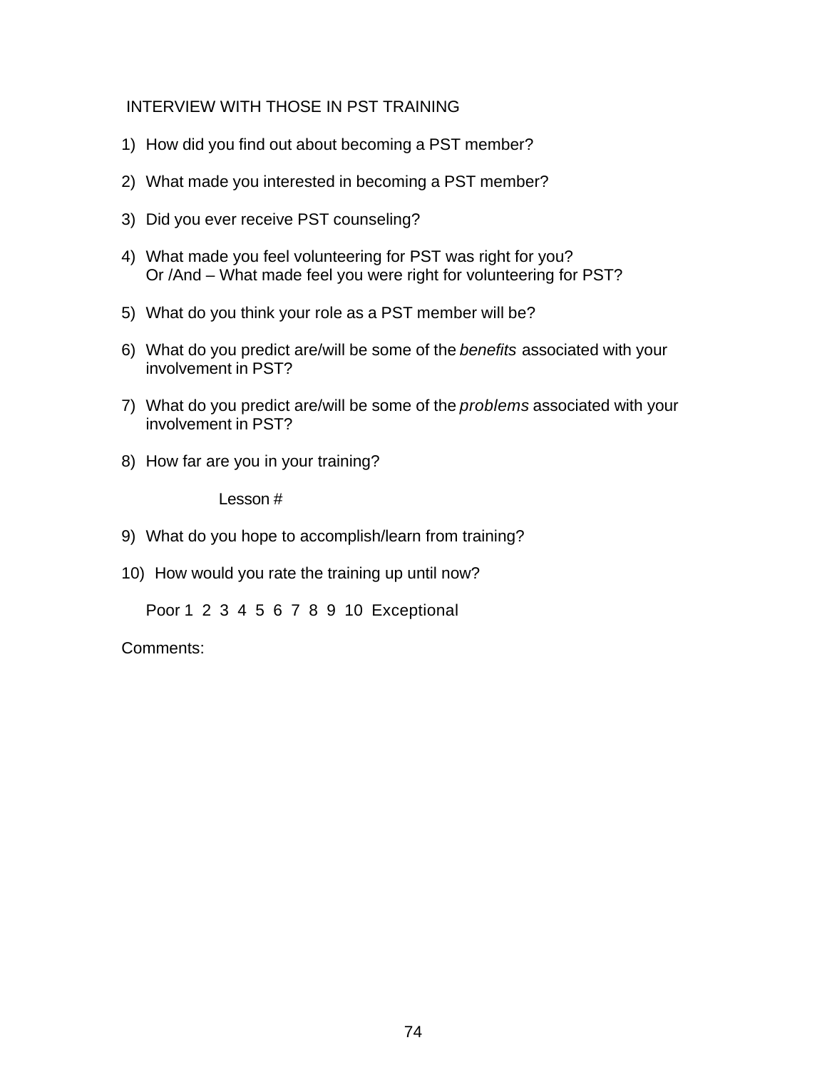INTERVIEW WITH THOSE IN PST TRAINING

1) How did you find out about becoming a PST member?

2) What made you interested in becoming a PST member?

3) Did you ever receive PST counseling?

4) What made you feel volunteering for PST was right for you?
   Or /And – What made feel you were right for volunteering for PST?

5) What do you think your role as a PST member will be?

6) What do you predict are/will be some of the *benefits* associated with your involvement in PST?

7) What do you predict are/will be some of the *problems* associated with your involvement in PST?

8) How far are you in your training?

   Lesson #

9) What do you hope to accomplish/learn from training?

10) How would you rate the training up until now?

    Poor 1 2 3 4 5 6 7 8 9 10 Exceptional

Comments: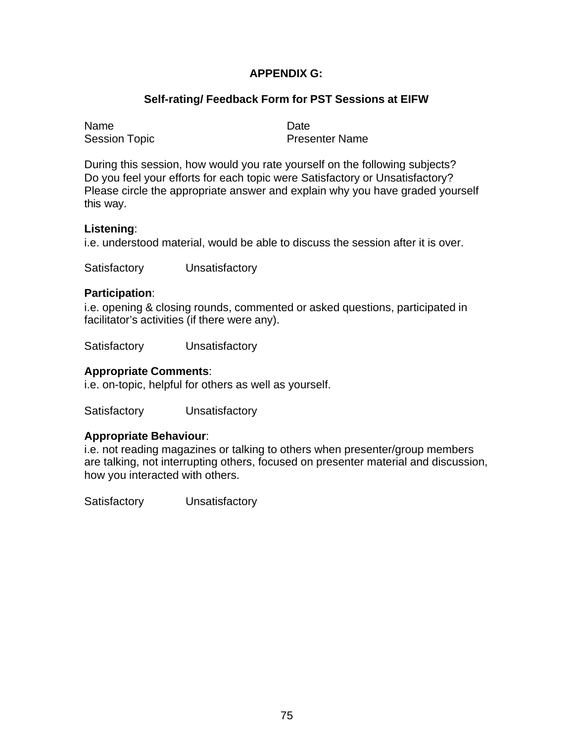## APPENDIX G:

### Self-rating/ Feedback Form for PST Sessions at EIFW

Name | Date
Session Topic | Presenter Name

During this session, how would you rate yourself on the following subjects? Do you feel your efforts for each topic were Satisfactory or Unsatisfactory? Please circle the appropriate answer and explain why you have graded yourself this way.

**Listening**:
i.e. understood material, would be able to discuss the session after it is over.

Satisfactory    Unsatisfactory

**Participation**:
i.e. opening & closing rounds, commented or asked questions, participated in facilitator's activities (if there were any).

Satisfactory    Unsatisfactory

**Appropriate Comments**:
i.e. on-topic, helpful for others as well as yourself.

Satisfactory    Unsatisfactory

**Appropriate Behaviour**:
i.e. not reading magazines or talking to others when presenter/group members are talking, not interrupting others, focused on presenter material and discussion, how you interacted with others.

Satisfactory    Unsatisfactory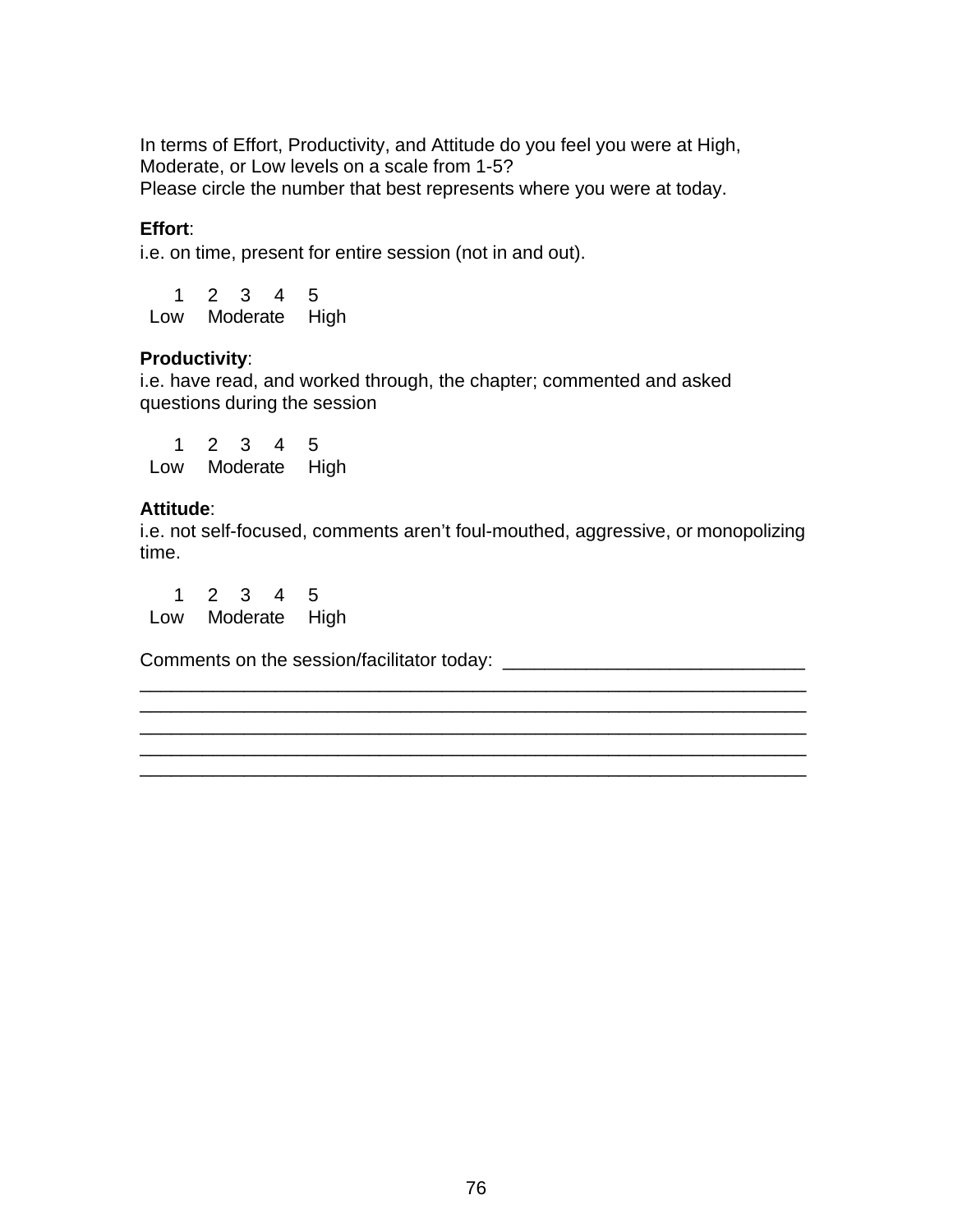In terms of Effort, Productivity, and Attitude do you feel you were at High, Moderate, or Low levels on a scale from 1-5?
Please circle the number that best represents where you were at today.

**Effort**:
i.e. on time, present for entire session (not in and out).

1  2  3  4  5
Low  Moderate  High

**Productivity**:
i.e. have read, and worked through, the chapter; commented and asked questions during the session

1  2  3  4  5
Low  Moderate  High

**Attitude**:
i.e. not self-focused, comments aren't foul-mouthed, aggressive, or monopolizing time.

1  2  3  4  5
Low  Moderate  High

Comments on the session/facilitator today: ____________________________
_______________________________________________________________
_______________________________________________________________
_______________________________________________________________
_______________________________________________________________
_______________________________________________________________